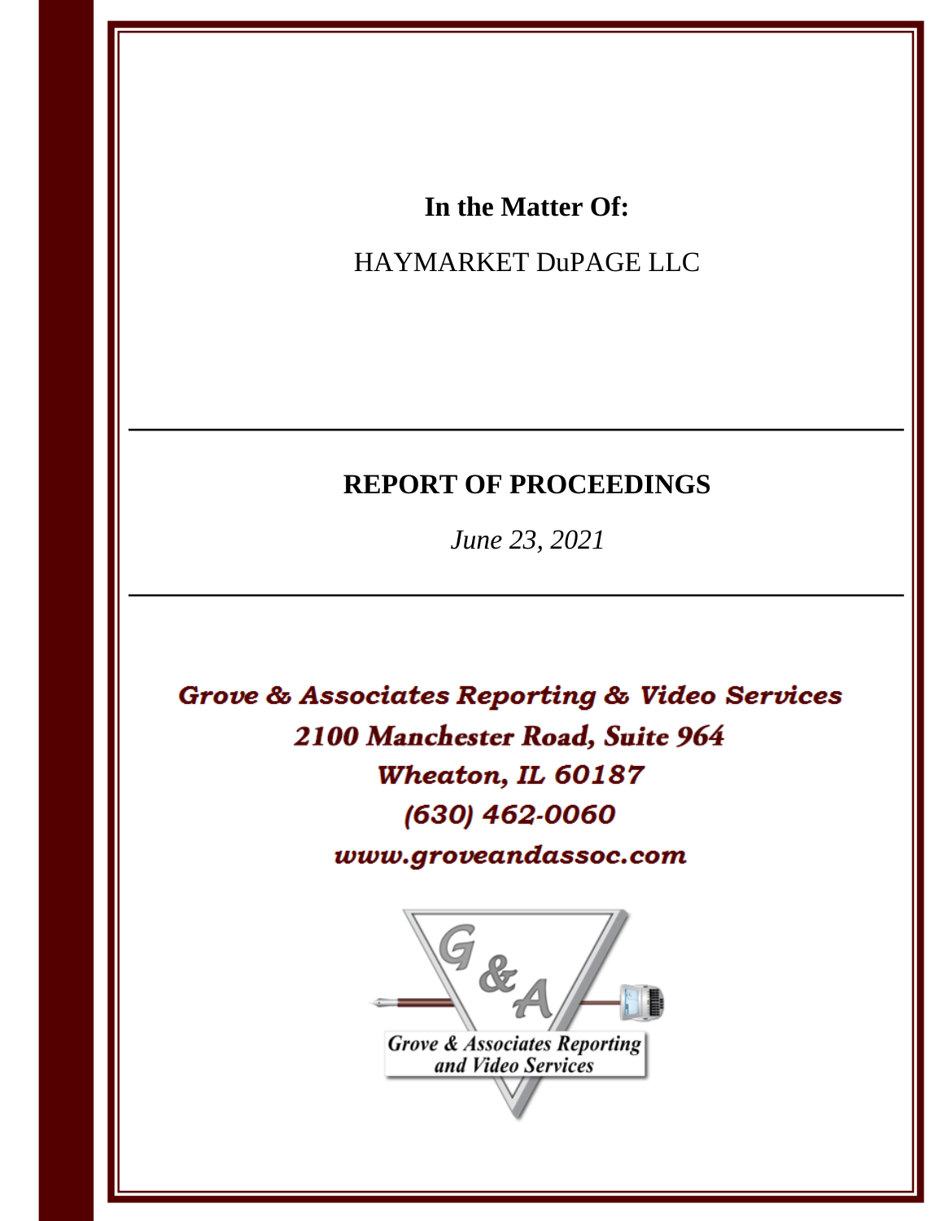**In the Matter Of:**

HAYMARKET DuPAGE LLC

---

## REPORT OF PROCEEDINGS

*June 23, 2021*

---

***Grove & Associates Reporting & Video Services***

***2100 Manchester Road, Suite 964***

***Wheaton, IL 60187***

***(630) 462-0060***

***www.groveandassoc.com***

*Grove & Associates Reporting and Video Services*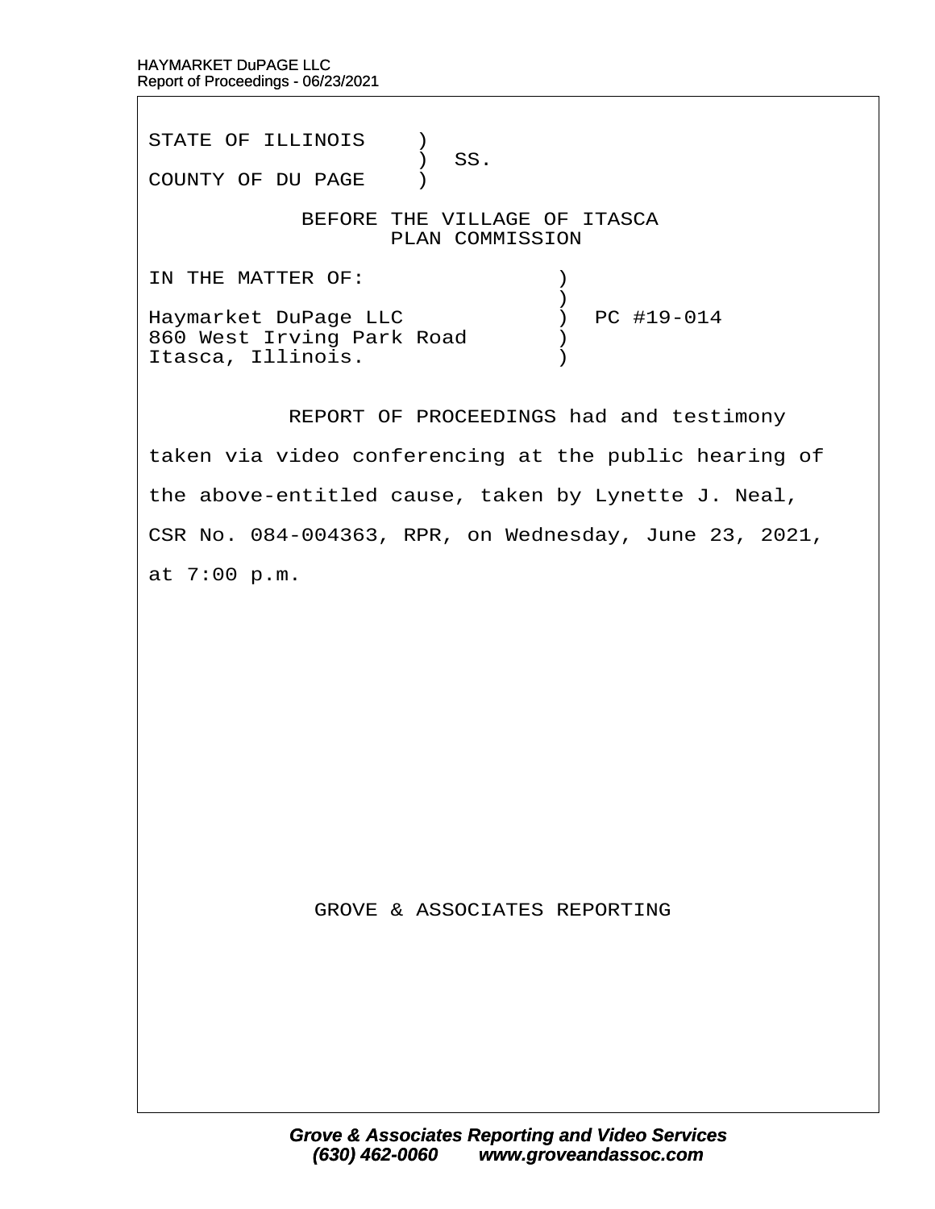STATE OF ILLINOIS )
 ) SS.
COUNTY OF DU PAGE )

BEFORE THE VILLAGE OF ITASCA
PLAN COMMISSION

IN THE MATTER OF: )
 )
Haymarket DuPage LLC ) PC #19-014
860 West Irving Park Road )
Itasca, Illinois. )

REPORT OF PROCEEDINGS had and testimony taken via video conferencing at the public hearing of the above-entitled cause, taken by Lynette J. Neal, CSR No. 084-004363, RPR, on Wednesday, June 23, 2021, at 7:00 p.m.

GROVE & ASSOCIATES REPORTING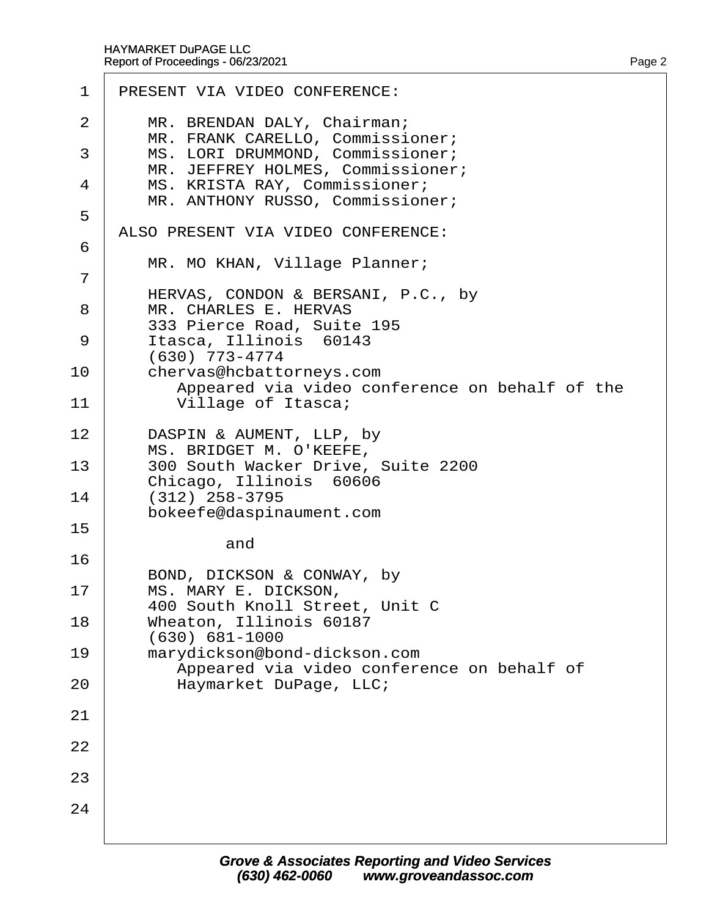PRESENT VIA VIDEO CONFERENCE:

MR. BRENDAN DALY, Chairman;
MR. FRANK CARELLO, Commissioner;
MS. LORI DRUMMOND, Commissioner;
MR. JEFFREY HOLMES, Commissioner;
MS. KRISTA RAY, Commissioner;
MR. ANTHONY RUSSO, Commissioner;

ALSO PRESENT VIA VIDEO CONFERENCE:

MR. MO KHAN, Village Planner;

HERVAS, CONDON & BERSANI, P.C., by
MR. CHARLES E. HERVAS
333 Pierce Road, Suite 195
Itasca, Illinois 60143
(630) 773-4774
chervas@hcbattorneys.com
Appeared via video conference on behalf of the Village of Itasca;

DASPIN & AUMENT, LLP, by
MS. BRIDGET M. O'KEEFE,
300 South Wacker Drive, Suite 2200
Chicago, Illinois 60606
(312) 258-3795
bokeefe@daspinaument.com

and

BOND, DICKSON & CONWAY, by
MS. MARY E. DICKSON,
400 South Knoll Street, Unit C
Wheaton, Illinois 60187
(630) 681-1000
marydickson@bond-dickson.com
Appeared via video conference on behalf of Haymarket DuPage, LLC;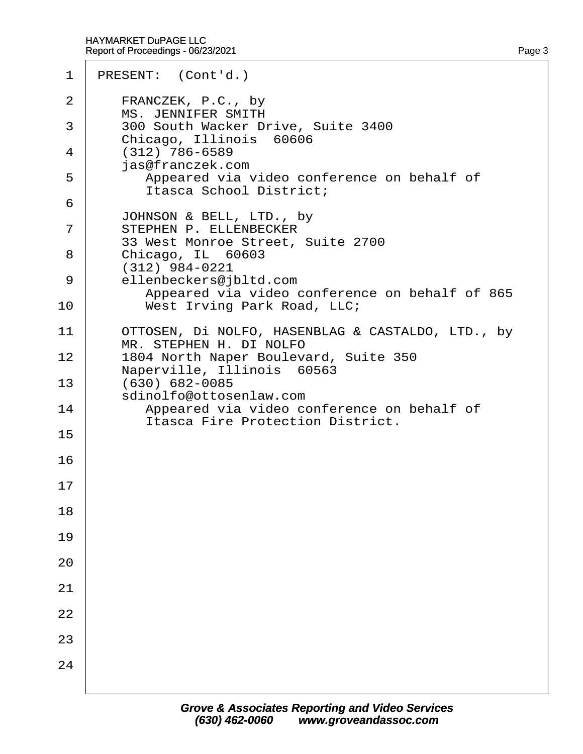PRESENT: (Cont'd.)

FRANCZEK, P.C., by
MS. JENNIFER SMITH
300 South Wacker Drive, Suite 3400
Chicago, Illinois 60606
(312) 786-6589
jas@franczek.com
Appeared via video conference on behalf of Itasca School District;

JOHNSON & BELL, LTD., by
STEPHEN P. ELLENBECKER
33 West Monroe Street, Suite 2700
Chicago, IL 60603
(312) 984-0221
ellenbeckers@jbltd.com
Appeared via video conference on behalf of 865 West Irving Park Road, LLC;

OTTOSEN, Di NOLFO, HASENBLAG & CASTALDO, LTD., by
MR. STEPHEN H. DI NOLFO
1804 North Naper Boulevard, Suite 350
Naperville, Illinois 60563
(630) 682-0085
sdinolfo@ottosenlaw.com
Appeared via video conference on behalf of Itasca Fire Protection District.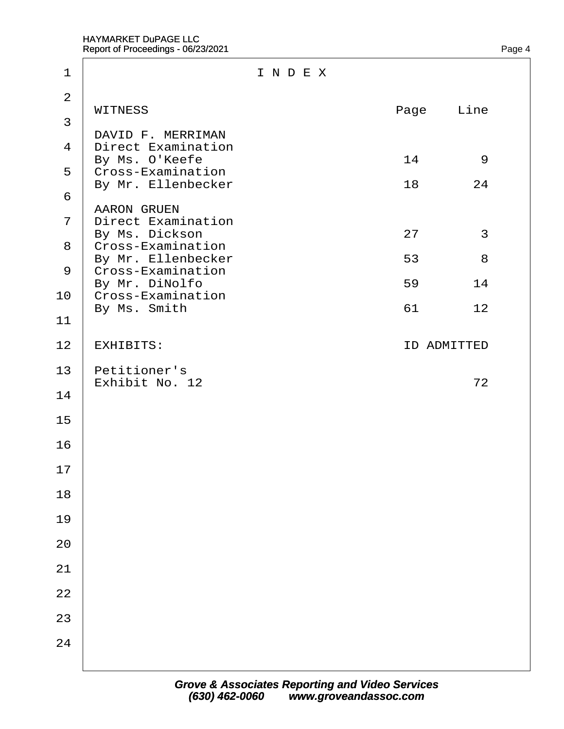# I N D E X

| WITNESS | Page | Line |
|---|---|---|
| DAVID F. MERRIMAN | | |
| Direct Examination | | |
| By Ms. O'Keefe | 14 | 9 |
| Cross-Examination | | |
| By Mr. Ellenbecker | 18 | 24 |
| AARON GRUEN | | |
| Direct Examination | | |
| By Ms. Dickson | 27 | 3 |
| Cross-Examination | | |
| By Mr. Ellenbecker | 53 | 8 |
| Cross-Examination | | |
| By Mr. DiNolfo | 59 | 14 |
| Cross-Examination | | |
| By Ms. Smith | 61 | 12 |

| EXHIBITS: | ID | ADMITTED |
|---|---|---|
| Petitioner's Exhibit No. 12 | | 72 |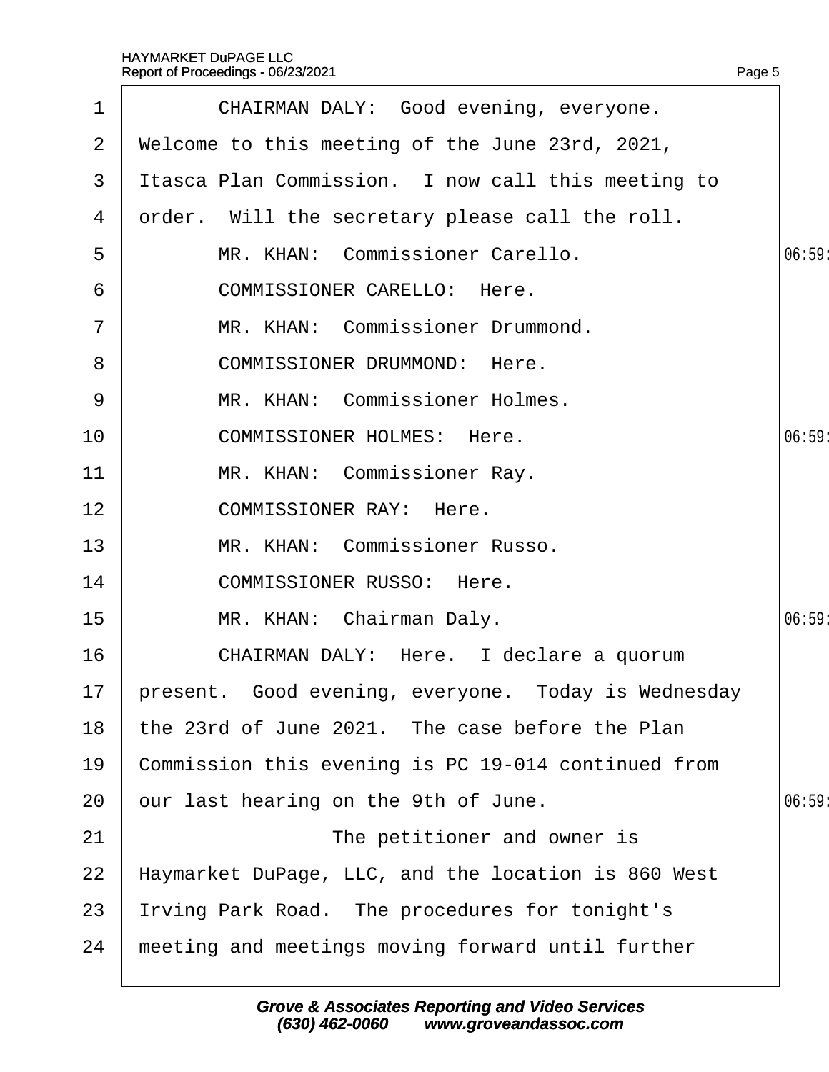1 CHAIRMAN DALY: Good evening, everyone.
2 Welcome to this meeting of the June 23rd, 2021,
3 Itasca Plan Commission. I now call this meeting to
4 order. Will the secretary please call the roll.
5 MR. KHAN: Commissioner Carello.
6 COMMISSIONER CARELLO: Here.
7 MR. KHAN: Commissioner Drummond.
8 COMMISSIONER DRUMMOND: Here.
9 MR. KHAN: Commissioner Holmes.
10 COMMISSIONER HOLMES: Here.
11 MR. KHAN: Commissioner Ray.
12 COMMISSIONER RAY: Here.
13 MR. KHAN: Commissioner Russo.
14 COMMISSIONER RUSSO: Here.
15 MR. KHAN: Chairman Daly.
16 CHAIRMAN DALY: Here. I declare a quorum
17 present. Good evening, everyone. Today is Wednesday
18 the 23rd of June 2021. The case before the Plan
19 Commission this evening is PC 19-014 continued from
20 our last hearing on the 9th of June.
21 The petitioner and owner is
22 Haymarket DuPage, LLC, and the location is 860 West
23 Irving Park Road. The procedures for tonight's
24 meeting and meetings moving forward until further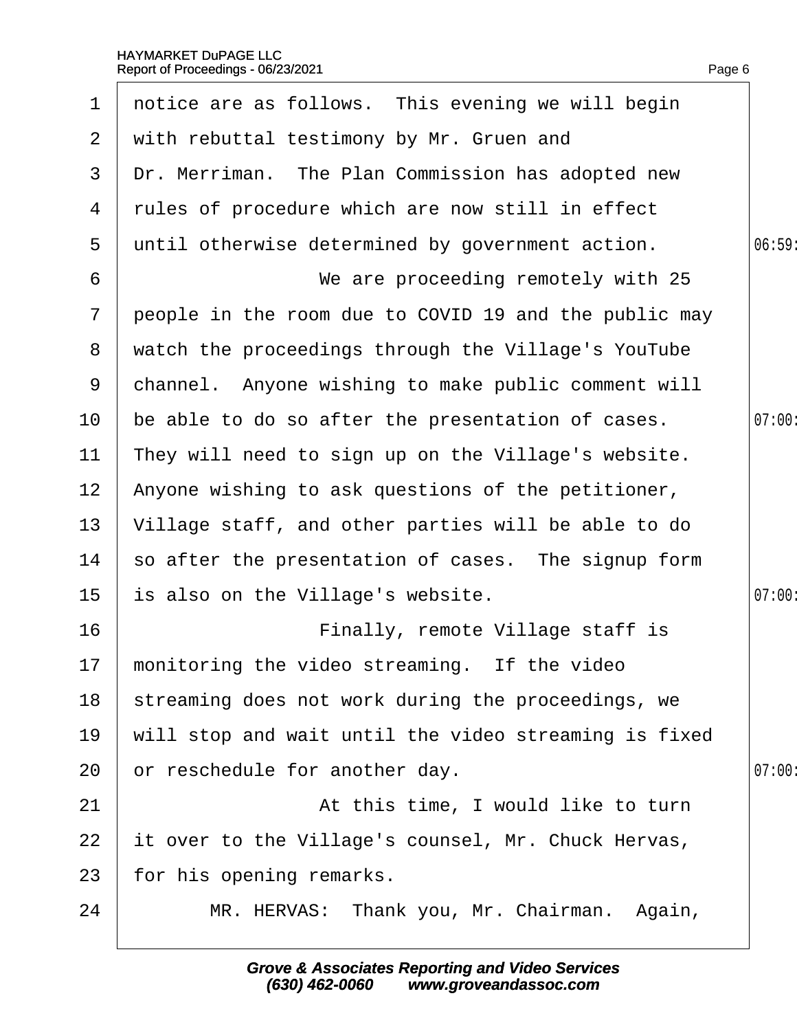notice are as follows. This evening we will begin with rebuttal testimony by Mr. Gruen and Dr. Merriman. The Plan Commission has adopted new rules of procedure which are now still in effect until otherwise determined by government action.

We are proceeding remotely with 25 people in the room due to COVID 19 and the public may watch the proceedings through the Village's YouTube channel. Anyone wishing to make public comment will be able to do so after the presentation of cases. They will need to sign up on the Village's website. Anyone wishing to ask questions of the petitioner, Village staff, and other parties will be able to do so after the presentation of cases. The signup form is also on the Village's website.

Finally, remote Village staff is monitoring the video streaming. If the video streaming does not work during the proceedings, we will stop and wait until the video streaming is fixed or reschedule for another day.

At this time, I would like to turn it over to the Village's counsel, Mr. Chuck Hervas, for his opening remarks.

MR. HERVAS: Thank you, Mr. Chairman. Again,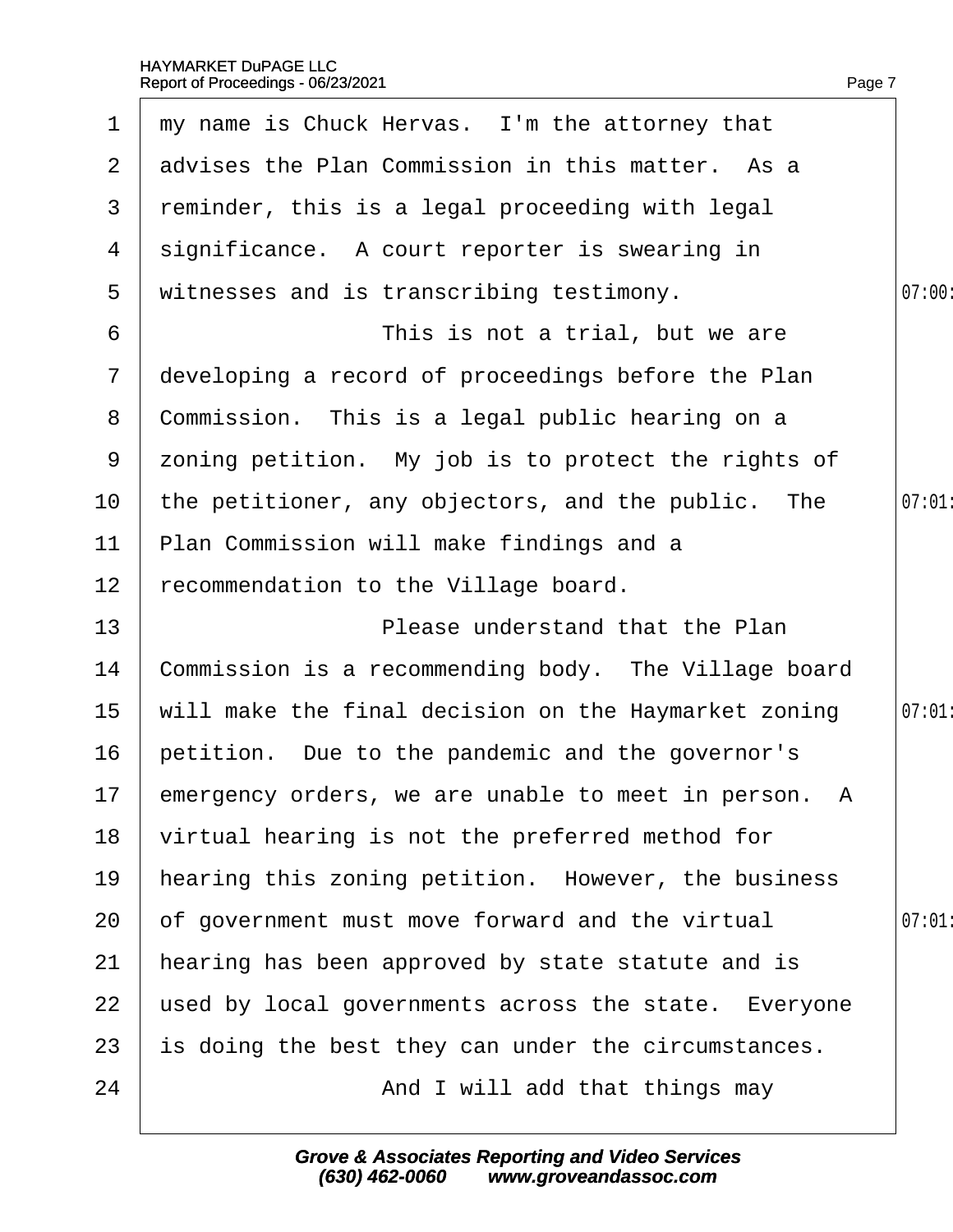my name is Chuck Hervas. I'm the attorney that advises the Plan Commission in this matter. As a reminder, this is a legal proceeding with legal significance. A court reporter is swearing in witnesses and is transcribing testimony.

This is not a trial, but we are developing a record of proceedings before the Plan Commission. This is a legal public hearing on a zoning petition. My job is to protect the rights of the petitioner, any objectors, and the public. The Plan Commission will make findings and a recommendation to the Village board.

Please understand that the Plan Commission is a recommending body. The Village board will make the final decision on the Haymarket zoning petition. Due to the pandemic and the governor's emergency orders, we are unable to meet in person. A virtual hearing is not the preferred method for hearing this zoning petition. However, the business of government must move forward and the virtual hearing has been approved by state statute and is used by local governments across the state. Everyone is doing the best they can under the circumstances.

And I will add that things may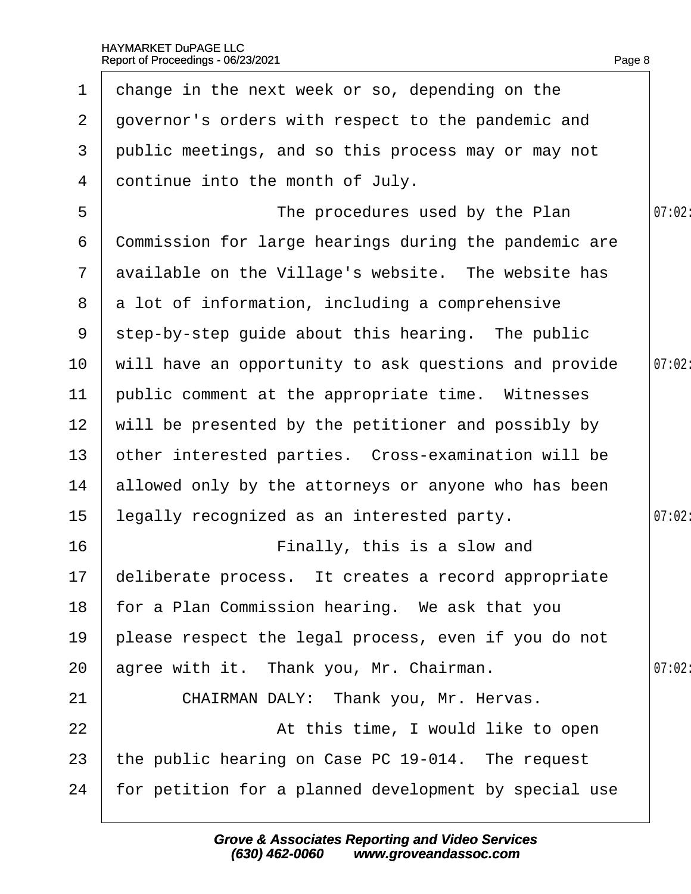change in the next week or so, depending on the governor's orders with respect to the pandemic and public meetings, and so this process may or may not continue into the month of July.

The procedures used by the Plan Commission for large hearings during the pandemic are available on the Village's website. The website has a lot of information, including a comprehensive step-by-step guide about this hearing. The public will have an opportunity to ask questions and provide public comment at the appropriate time. Witnesses will be presented by the petitioner and possibly by other interested parties. Cross-examination will be allowed only by the attorneys or anyone who has been legally recognized as an interested party.

Finally, this is a slow and deliberate process. It creates a record appropriate for a Plan Commission hearing. We ask that you please respect the legal process, even if you do not agree with it. Thank you, Mr. Chairman.

CHAIRMAN DALY: Thank you, Mr. Hervas.

At this time, I would like to open the public hearing on Case PC 19-014. The request for petition for a planned development by special use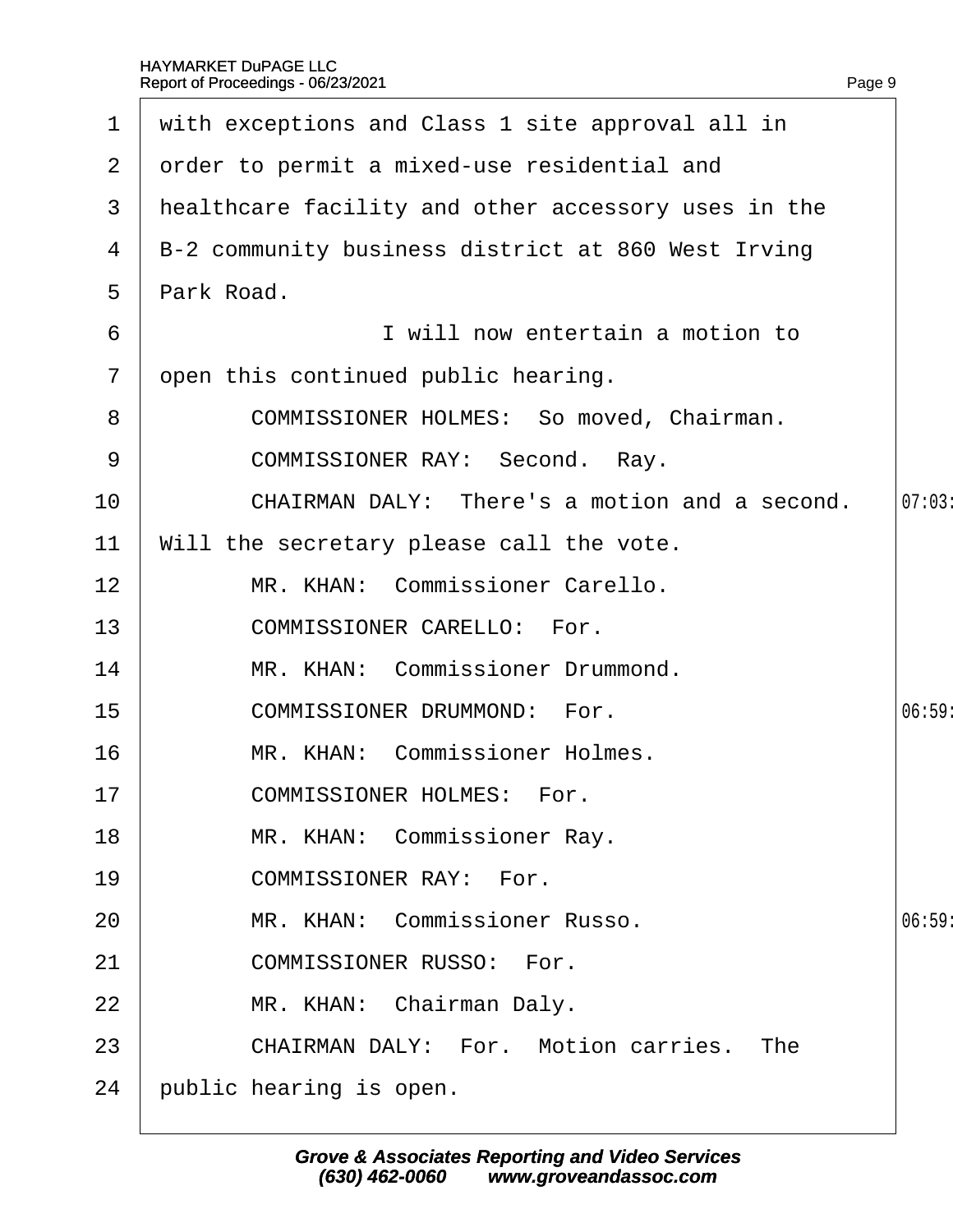with exceptions and Class 1 site approval all in order to permit a mixed-use residential and healthcare facility and other accessory uses in the B-2 community business district at 860 West Irving Park Road.

I will now entertain a motion to open this continued public hearing.

COMMISSIONER HOLMES: So moved, Chairman.

COMMISSIONER RAY: Second. Ray.

CHAIRMAN DALY: There's a motion and a second. Will the secretary please call the vote.

MR. KHAN: Commissioner Carello.

COMMISSIONER CARELLO: For.

MR. KHAN: Commissioner Drummond.

COMMISSIONER DRUMMOND: For.

MR. KHAN: Commissioner Holmes.

COMMISSIONER HOLMES: For.

MR. KHAN: Commissioner Ray.

COMMISSIONER RAY: For.

MR. KHAN: Commissioner Russo.

COMMISSIONER RUSSO: For.

MR. KHAN: Chairman Daly.

CHAIRMAN DALY: For. Motion carries. The public hearing is open.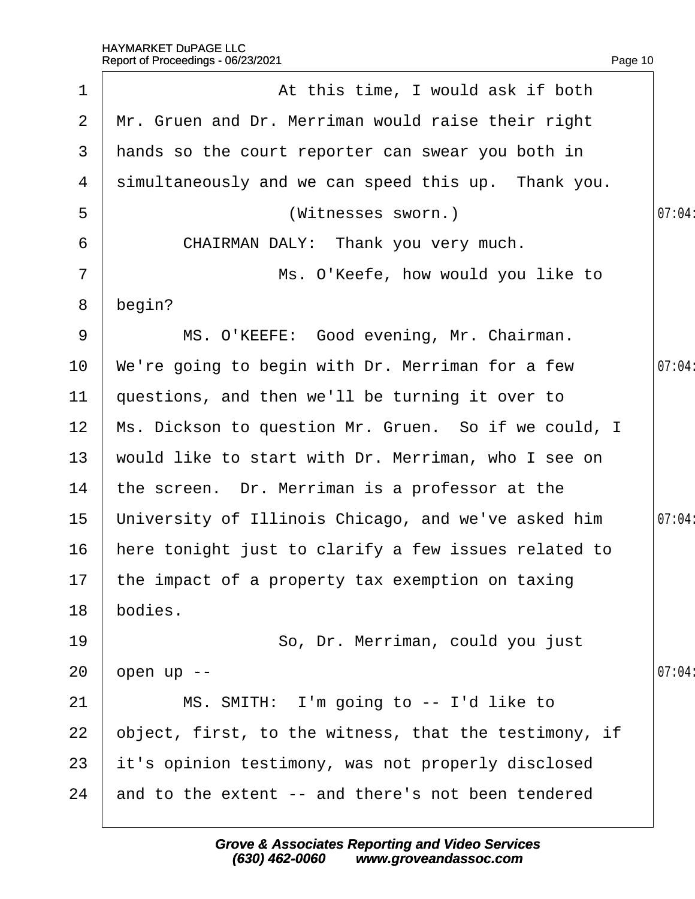1 At this time, I would ask if both
2 Mr. Gruen and Dr. Merriman would raise their right
3 hands so the court reporter can swear you both in
4 simultaneously and we can speed this up. Thank you.
5 (Witnesses sworn.)
6 CHAIRMAN DALY: Thank you very much.
7 Ms. O'Keefe, how would you like to
8 begin?
9 MS. O'KEEFE: Good evening, Mr. Chairman.
10 We're going to begin with Dr. Merriman for a few
11 questions, and then we'll be turning it over to
12 Ms. Dickson to question Mr. Gruen. So if we could, I
13 would like to start with Dr. Merriman, who I see on
14 the screen. Dr. Merriman is a professor at the
15 University of Illinois Chicago, and we've asked him
16 here tonight just to clarify a few issues related to
17 the impact of a property tax exemption on taxing
18 bodies.
19 So, Dr. Merriman, could you just
20 open up --
21 MS. SMITH: I'm going to -- I'd like to
22 object, first, to the witness, that the testimony, if
23 it's opinion testimony, was not properly disclosed
24 and to the extent -- and there's not been tendered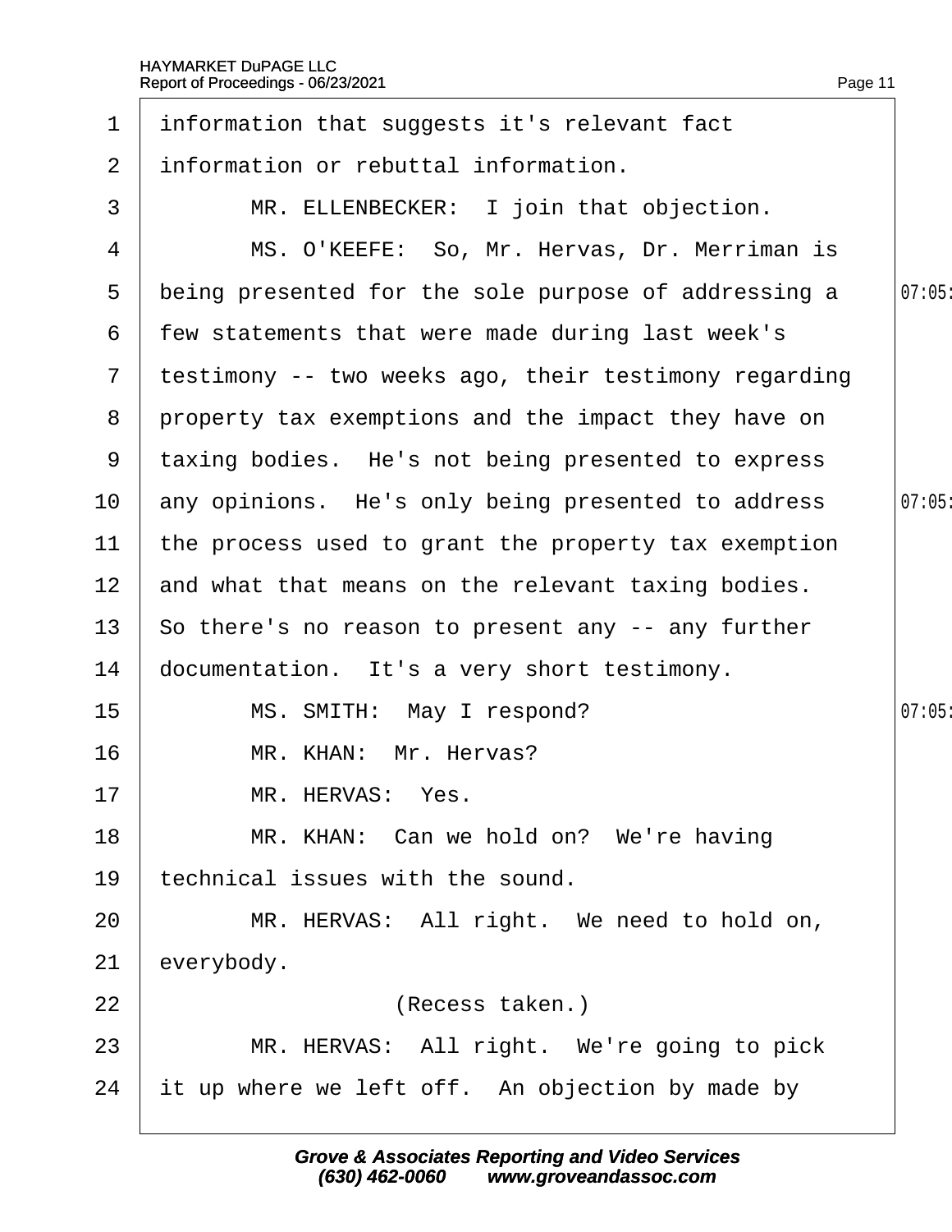1 information that suggests it's relevant fact
2 information or rebuttal information.
3 MR. ELLENBECKER: I join that objection.
4 MS. O'KEEFE: So, Mr. Hervas, Dr. Merriman is
5 being presented for the sole purpose of addressing a
6 few statements that were made during last week's
7 testimony -- two weeks ago, their testimony regarding
8 property tax exemptions and the impact they have on
9 taxing bodies. He's not being presented to express
10 any opinions. He's only being presented to address
11 the process used to grant the property tax exemption
12 and what that means on the relevant taxing bodies.
13 So there's no reason to present any -- any further
14 documentation. It's a very short testimony.
15 MS. SMITH: May I respond?
16 MR. KHAN: Mr. Hervas?
17 MR. HERVAS: Yes.
18 MR. KHAN: Can we hold on? We're having
19 technical issues with the sound.
20 MR. HERVAS: All right. We need to hold on,
21 everybody.
22 (Recess taken.)
23 MR. HERVAS: All right. We're going to pick
24 it up where we left off. An objection by made by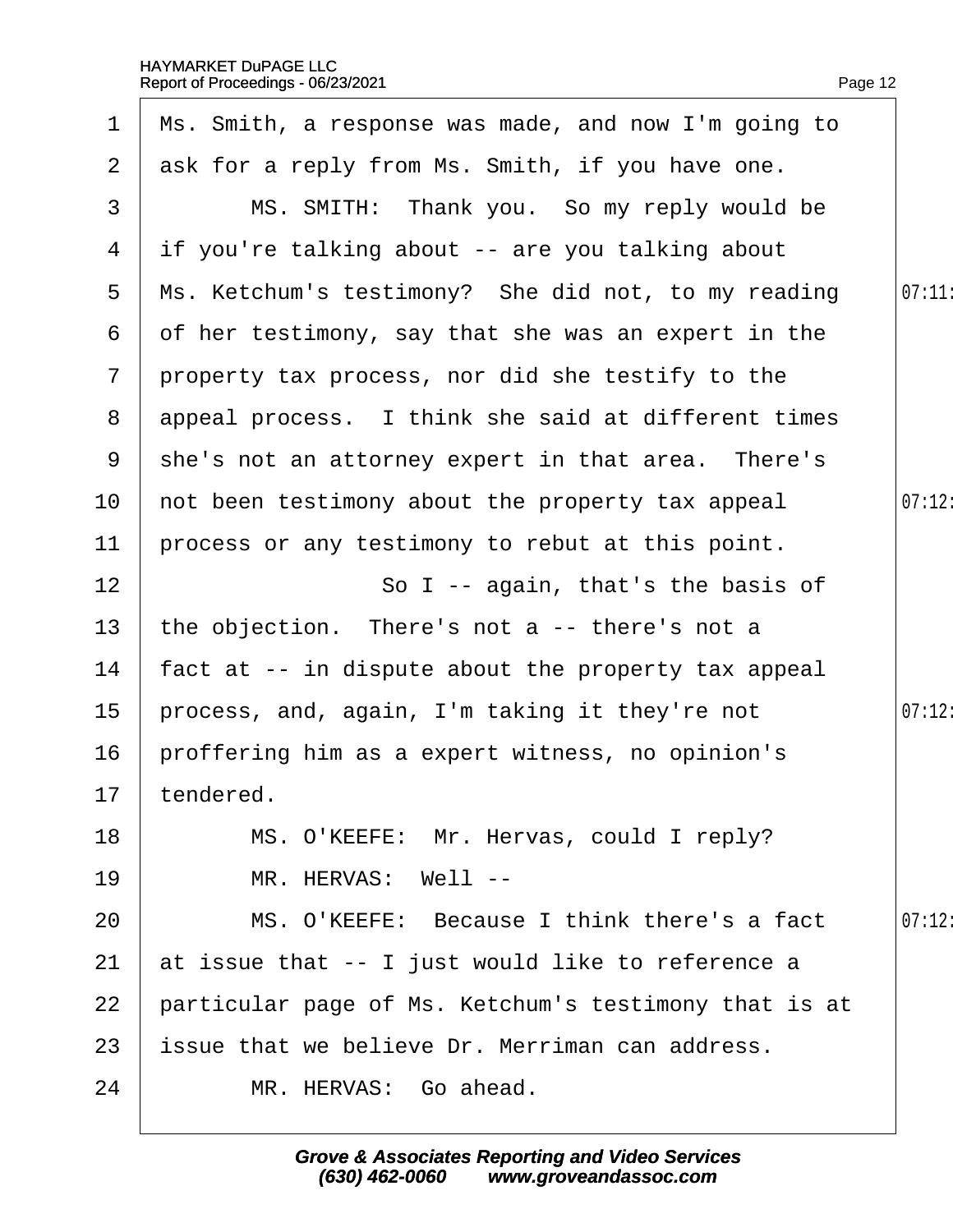Ms. Smith, a response was made, and now I'm going to ask for a reply from Ms. Smith, if you have one.

MS. SMITH: Thank you. So my reply would be if you're talking about -- are you talking about Ms. Ketchum's testimony? She did not, to my reading of her testimony, say that she was an expert in the property tax process, nor did she testify to the appeal process. I think she said at different times she's not an attorney expert in that area. There's not been testimony about the property tax appeal process or any testimony to rebut at this point.

So I -- again, that's the basis of the objection. There's not a -- there's not a fact at -- in dispute about the property tax appeal process, and, again, I'm taking it they're not proffering him as a expert witness, no opinion's tendered.

MS. O'KEEFE: Mr. Hervas, could I reply?

MR. HERVAS: Well --

MS. O'KEEFE: Because I think there's a fact at issue that -- I just would like to reference a particular page of Ms. Ketchum's testimony that is at issue that we believe Dr. Merriman can address.

MR. HERVAS: Go ahead.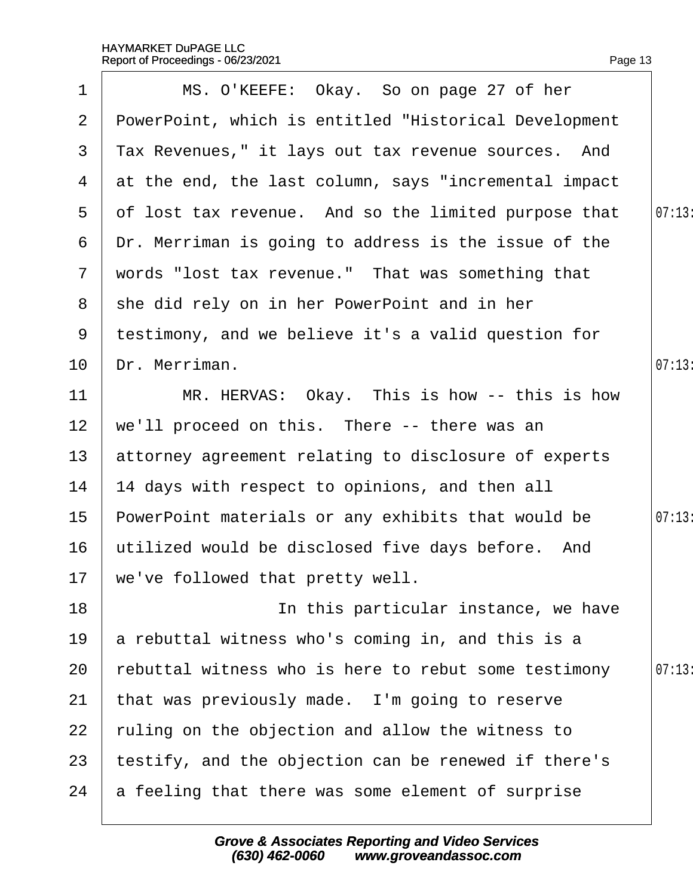1 MS. O'KEEFE: Okay. So on page 27 of her
2 PowerPoint, which is entitled "Historical Development
3 Tax Revenues," it lays out tax revenue sources. And
4 at the end, the last column, says "incremental impact
5 of lost tax revenue. And so the limited purpose that
6 Dr. Merriman is going to address is the issue of the
7 words "lost tax revenue." That was something that
8 she did rely on in her PowerPoint and in her
9 testimony, and we believe it's a valid question for
10 Dr. Merriman.
11 MR. HERVAS: Okay. This is how -- this is how
12 we'll proceed on this. There -- there was an
13 attorney agreement relating to disclosure of experts
14 14 days with respect to opinions, and then all
15 PowerPoint materials or any exhibits that would be
16 utilized would be disclosed five days before. And
17 we've followed that pretty well.
18 In this particular instance, we have
19 a rebuttal witness who's coming in, and this is a
20 rebuttal witness who is here to rebut some testimony
21 that was previously made. I'm going to reserve
22 ruling on the objection and allow the witness to
23 testify, and the objection can be renewed if there's
24 a feeling that there was some element of surprise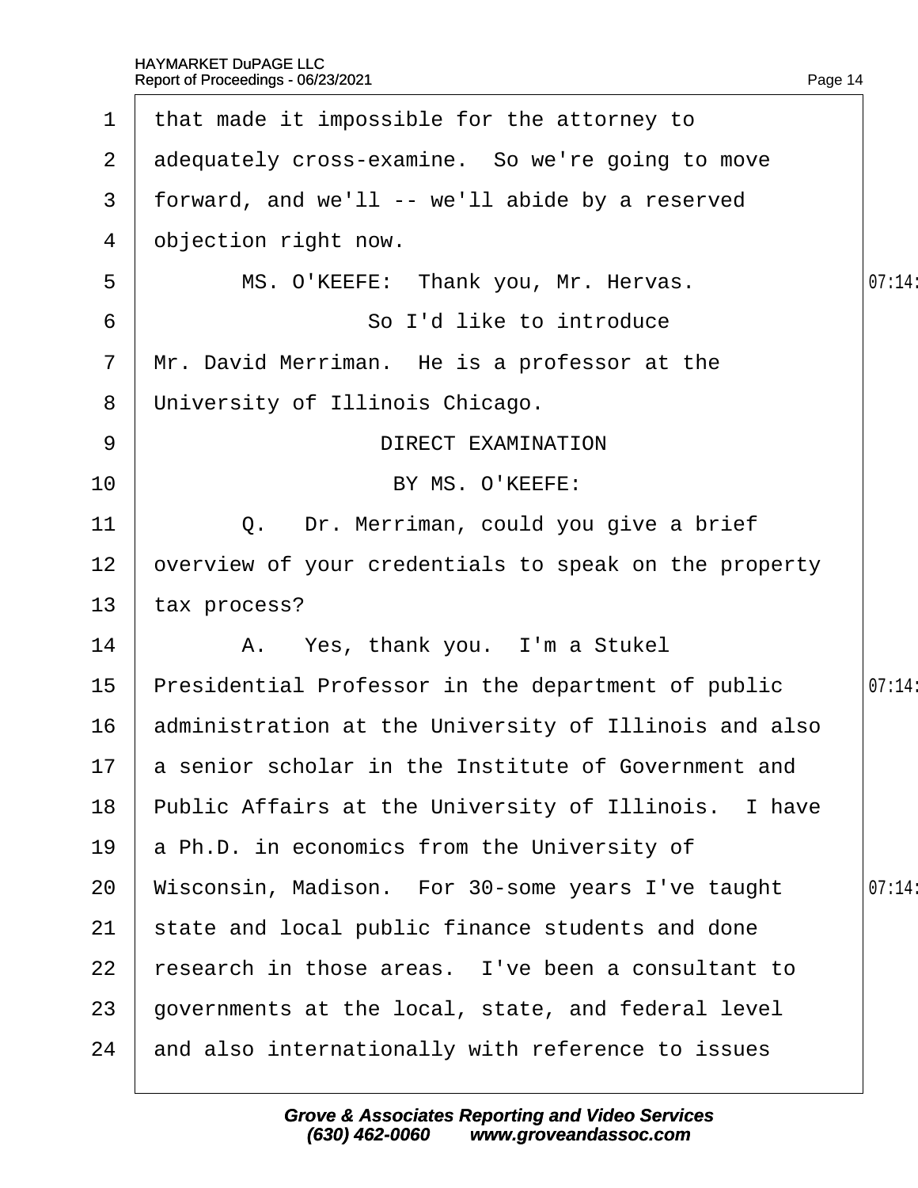1 that made it impossible for the attorney to
2 adequately cross-examine. So we're going to move
3 forward, and we'll -- we'll abide by a reserved
4 objection right now.
5 MS. O'KEEFE: Thank you, Mr. Hervas.
6 So I'd like to introduce
7 Mr. David Merriman. He is a professor at the
8 University of Illinois Chicago.
9 DIRECT EXAMINATION
10 BY MS. O'KEEFE:
11 Q. Dr. Merriman, could you give a brief
12 overview of your credentials to speak on the property
13 tax process?
14 A. Yes, thank you. I'm a Stukel
15 Presidential Professor in the department of public
16 administration at the University of Illinois and also
17 a senior scholar in the Institute of Government and
18 Public Affairs at the University of Illinois. I have
19 a Ph.D. in economics from the University of
20 Wisconsin, Madison. For 30-some years I've taught
21 state and local public finance students and done
22 research in those areas. I've been a consultant to
23 governments at the local, state, and federal level
24 and also internationally with reference to issues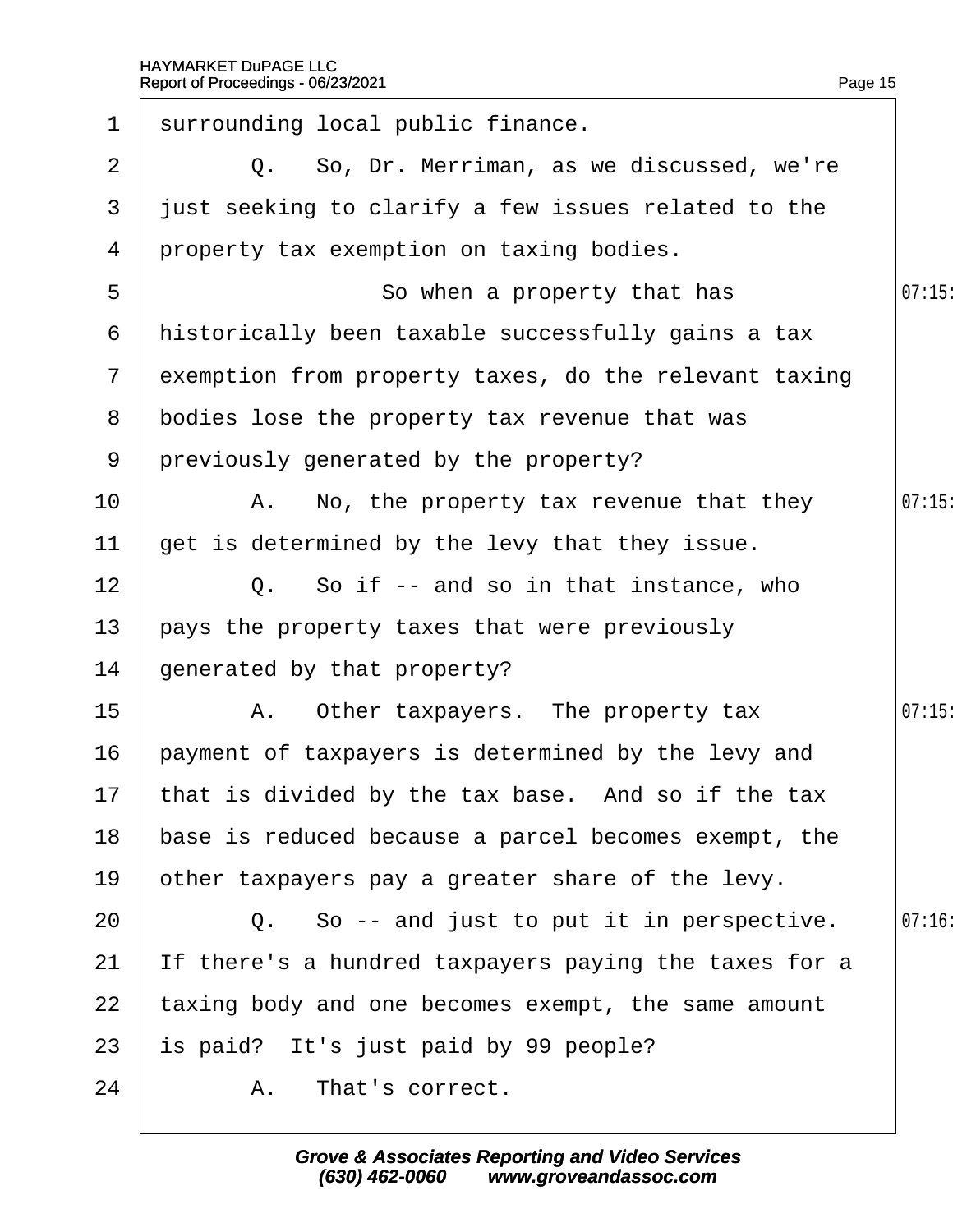1 surrounding local public finance.

2 Q. So, Dr. Merriman, as we discussed, we're

3 just seeking to clarify a few issues related to the

4 property tax exemption on taxing bodies.

5 So when a property that has 07:15:

6 historically been taxable successfully gains a tax

7 exemption from property taxes, do the relevant taxing

8 bodies lose the property tax revenue that was

9 previously generated by the property?

10 A. No, the property tax revenue that they 07:15:

11 get is determined by the levy that they issue.

12 Q. So if -- and so in that instance, who

13 pays the property taxes that were previously

14 generated by that property?

15 A. Other taxpayers. The property tax 07:15:

16 payment of taxpayers is determined by the levy and

17 that is divided by the tax base. And so if the tax

18 base is reduced because a parcel becomes exempt, the

19 other taxpayers pay a greater share of the levy.

20 Q. So -- and just to put it in perspective. 07:16:

21 If there's a hundred taxpayers paying the taxes for a

22 taxing body and one becomes exempt, the same amount

23 is paid? It's just paid by 99 people?

24 A. That's correct.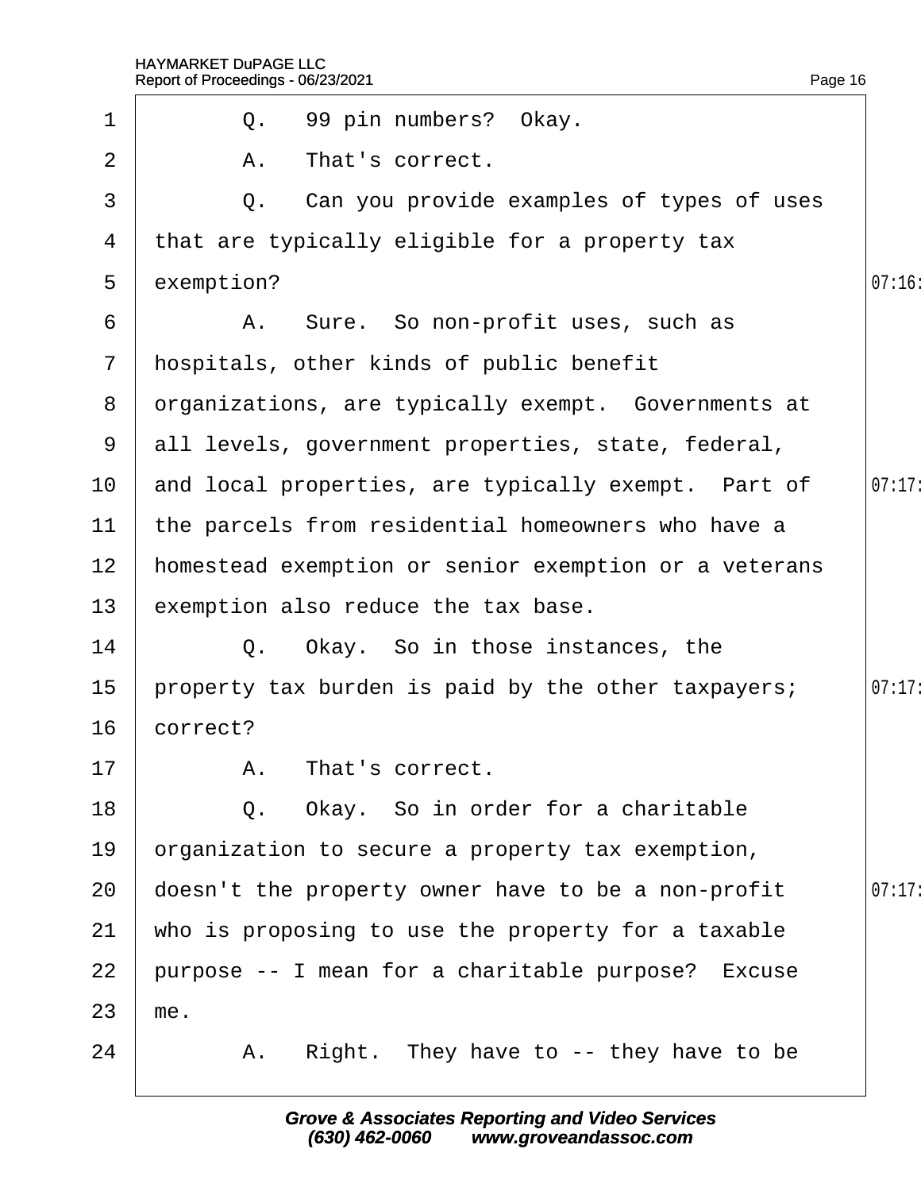1 Q. 99 pin numbers? Okay.

2 A. That's correct.

3 Q. Can you provide examples of types of uses

4 that are typically eligible for a property tax

5 exemption?

6 A. Sure. So non-profit uses, such as

7 hospitals, other kinds of public benefit

8 organizations, are typically exempt. Governments at

9 all levels, government properties, state, federal,

10 and local properties, are typically exempt. Part of

11 the parcels from residential homeowners who have a

12 homestead exemption or senior exemption or a veterans

13 exemption also reduce the tax base.

14 Q. Okay. So in those instances, the

15 property tax burden is paid by the other taxpayers;

16 correct?

17 A. That's correct.

18 Q. Okay. So in order for a charitable

19 organization to secure a property tax exemption,

20 doesn't the property owner have to be a non-profit

21 who is proposing to use the property for a taxable

22 purpose -- I mean for a charitable purpose? Excuse

23 me.

24 A. Right. They have to -- they have to be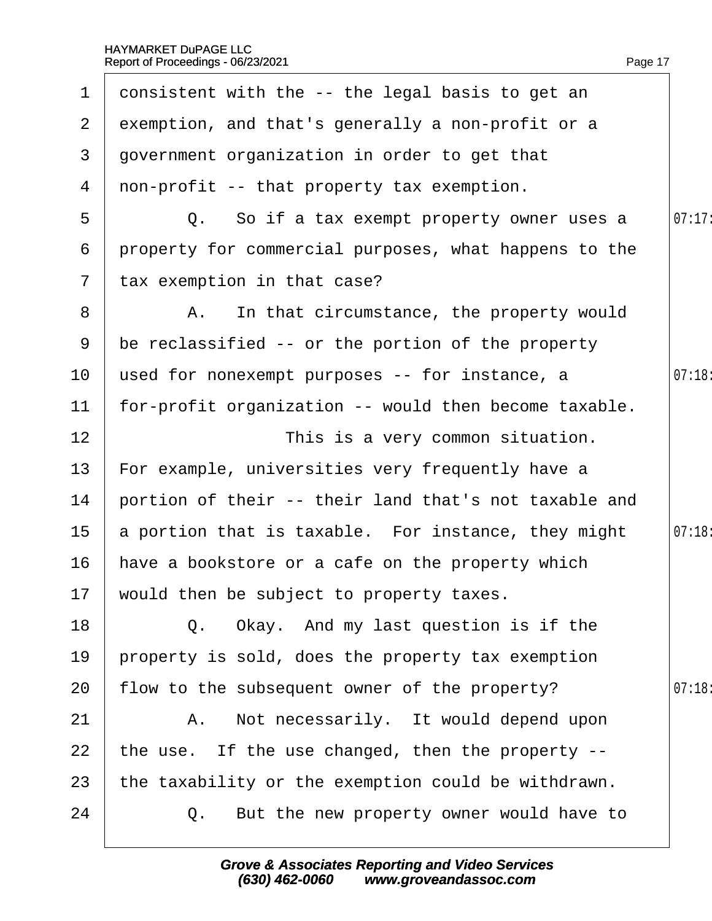1 consistent with the -- the legal basis to get an
2 exemption, and that's generally a non-profit or a
3 government organization in order to get that
4 non-profit -- that property tax exemption.

5 Q. So if a tax exempt property owner uses a
6 property for commercial purposes, what happens to the
7 tax exemption in that case?

8 A. In that circumstance, the property would
9 be reclassified -- or the portion of the property
10 used for nonexempt purposes -- for instance, a
11 for-profit organization -- would then become taxable.

12 This is a very common situation.
13 For example, universities very frequently have a
14 portion of their -- their land that's not taxable and
15 a portion that is taxable. For instance, they might
16 have a bookstore or a cafe on the property which
17 would then be subject to property taxes.

18 Q. Okay. And my last question is if the
19 property is sold, does the property tax exemption
20 flow to the subsequent owner of the property?

21 A. Not necessarily. It would depend upon
22 the use. If the use changed, then the property --
23 the taxability or the exemption could be withdrawn.

24 Q. But the new property owner would have to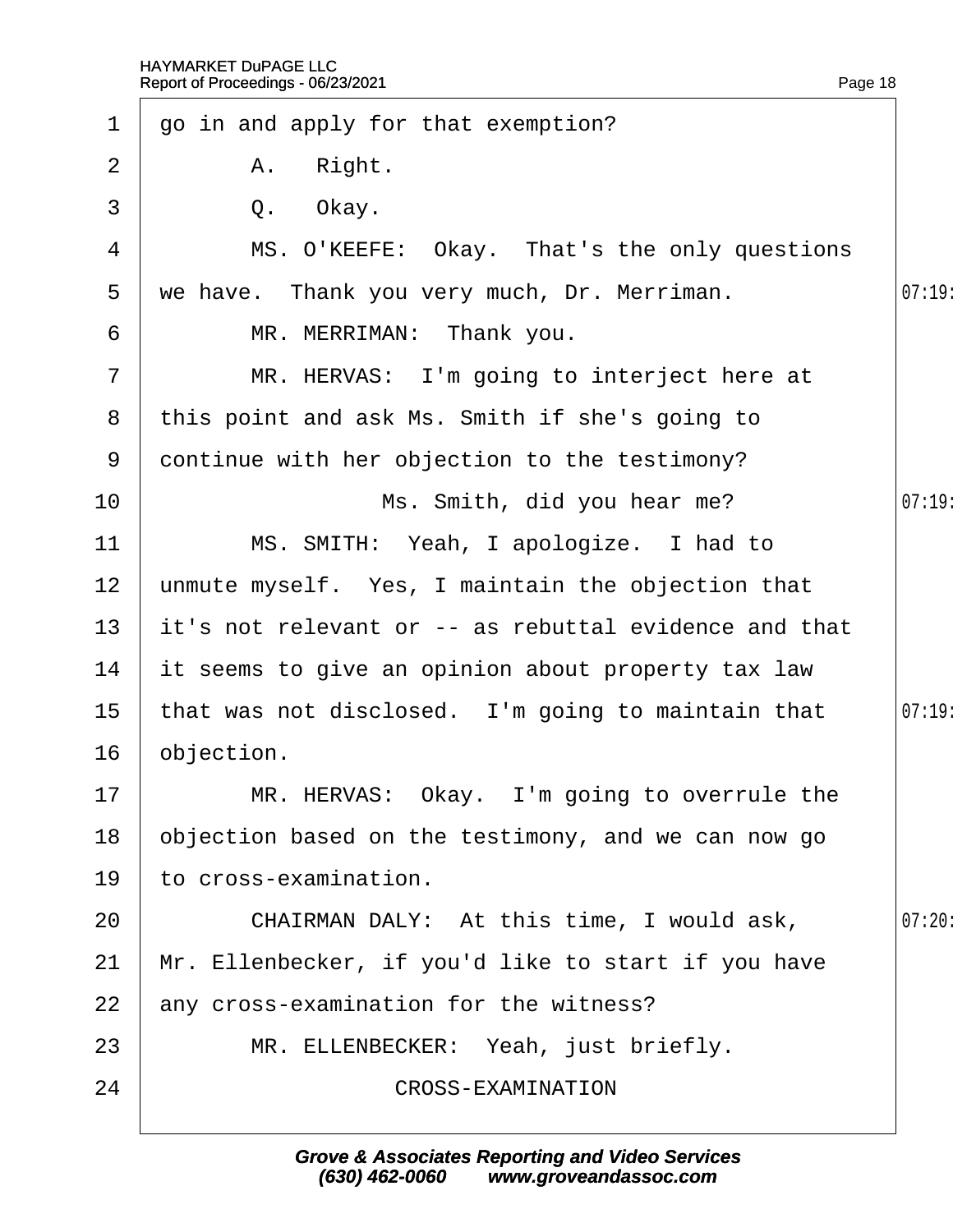go in and apply for that exemption?

A. Right.

Q. Okay.

MS. O'KEEFE: Okay. That's the only questions we have. Thank you very much, Dr. Merriman.

MR. MERRIMAN: Thank you.

MR. HERVAS: I'm going to interject here at this point and ask Ms. Smith if she's going to continue with her objection to the testimony?

Ms. Smith, did you hear me?

MS. SMITH: Yeah, I apologize. I had to unmute myself. Yes, I maintain the objection that it's not relevant or -- as rebuttal evidence and that it seems to give an opinion about property tax law that was not disclosed. I'm going to maintain that objection.

MR. HERVAS: Okay. I'm going to overrule the objection based on the testimony, and we can now go to cross-examination.

CHAIRMAN DALY: At this time, I would ask, Mr. Ellenbecker, if you'd like to start if you have any cross-examination for the witness?

MR. ELLENBECKER: Yeah, just briefly.

CROSS-EXAMINATION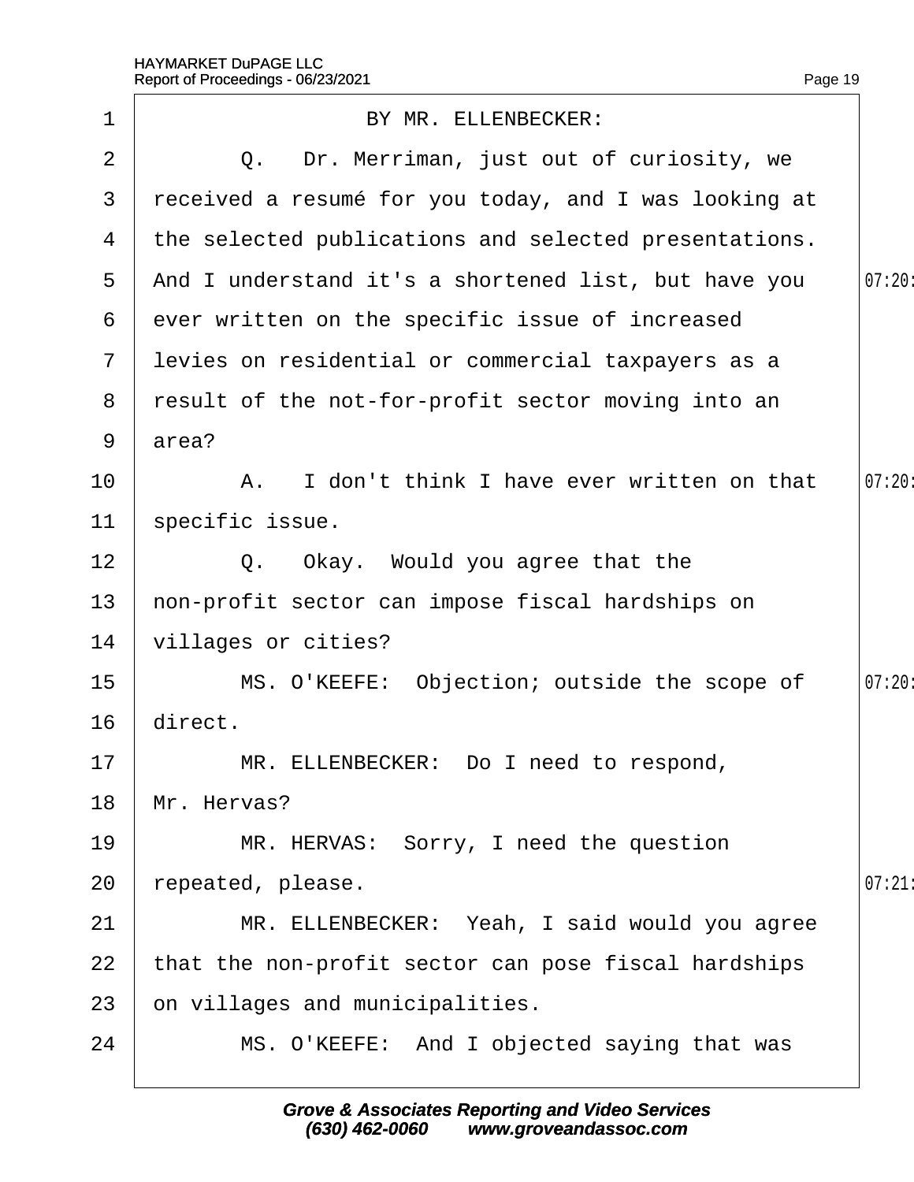1 BY MR. ELLENBECKER:

2 Q. Dr. Merriman, just out of curiosity, we

3 received a resumé for you today, and I was looking at

4 the selected publications and selected presentations.

5 And I understand it's a shortened list, but have you 07:20

6 ever written on the specific issue of increased

7 levies on residential or commercial taxpayers as a

8 result of the not-for-profit sector moving into an

9 area?

10 A. I don't think I have ever written on that 07:20

11 specific issue.

12 Q. Okay. Would you agree that the

13 non-profit sector can impose fiscal hardships on

14 villages or cities?

15 MS. O'KEEFE: Objection; outside the scope of 07:20

16 direct.

17 MR. ELLENBECKER: Do I need to respond,

18 Mr. Hervas?

19 MR. HERVAS: Sorry, I need the question

20 repeated, please. 07:21

21 MR. ELLENBECKER: Yeah, I said would you agree

22 that the non-profit sector can pose fiscal hardships

23 on villages and municipalities.

24 MS. O'KEEFE: And I objected saying that was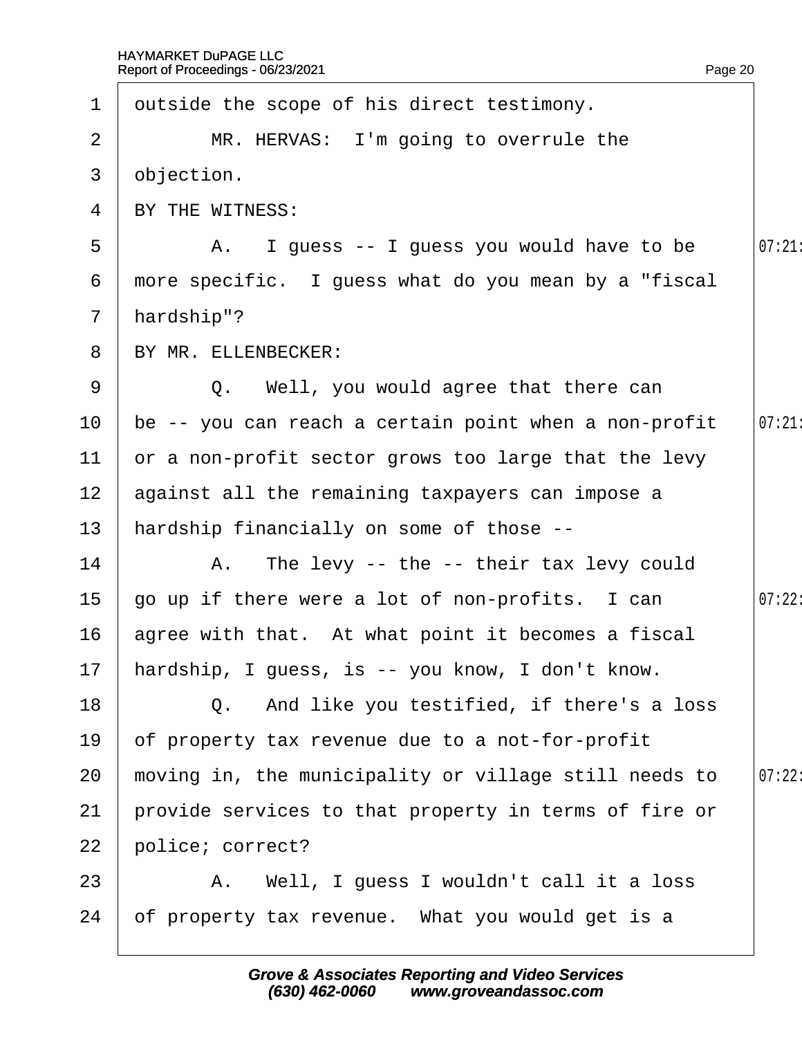outside the scope of his direct testimony.

MR. HERVAS: I'm going to overrule the objection.

BY THE WITNESS:

A. I guess -- I guess you would have to be more specific. I guess what do you mean by a "fiscal hardship"?

BY MR. ELLENBECKER:

Q. Well, you would agree that there can be -- you can reach a certain point when a non-profit or a non-profit sector grows too large that the levy against all the remaining taxpayers can impose a hardship financially on some of those --

A. The levy -- the -- their tax levy could go up if there were a lot of non-profits. I can agree with that. At what point it becomes a fiscal hardship, I guess, is -- you know, I don't know.

Q. And like you testified, if there's a loss of property tax revenue due to a not-for-profit moving in, the municipality or village still needs to provide services to that property in terms of fire or police; correct?

A. Well, I guess I wouldn't call it a loss of property tax revenue. What you would get is a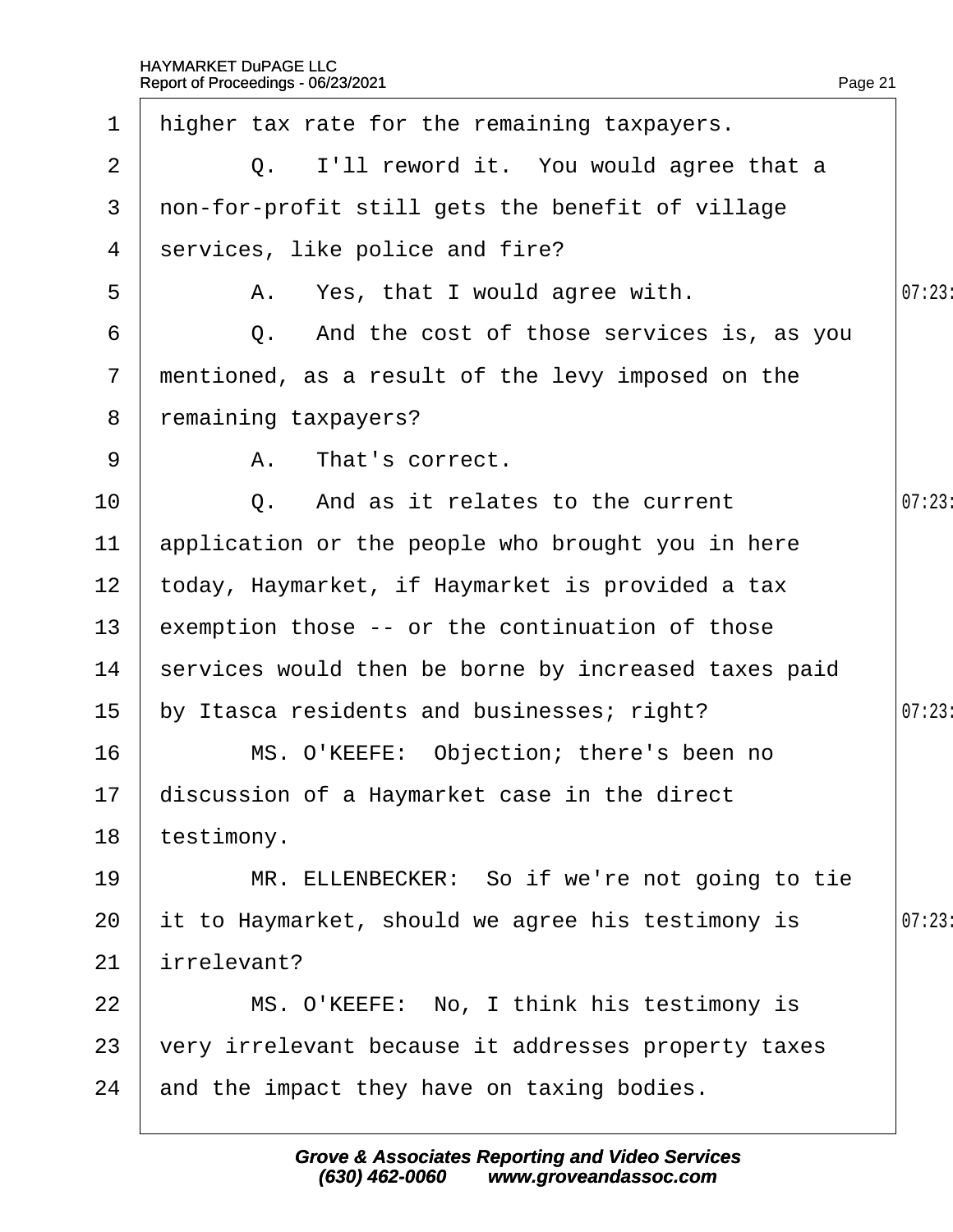1 higher tax rate for the remaining taxpayers.

2 Q. I'll reword it. You would agree that a

3 non-for-profit still gets the benefit of village

4 services, like police and fire?

5 A. Yes, that I would agree with.

6 Q. And the cost of those services is, as you

7 mentioned, as a result of the levy imposed on the

8 remaining taxpayers?

9 A. That's correct.

10 Q. And as it relates to the current

11 application or the people who brought you in here

12 today, Haymarket, if Haymarket is provided a tax

13 exemption those -- or the continuation of those

14 services would then be borne by increased taxes paid

15 by Itasca residents and businesses; right?

16 MS. O'KEEFE: Objection; there's been no

17 discussion of a Haymarket case in the direct

18 testimony.

19 MR. ELLENBECKER: So if we're not going to tie

20 it to Haymarket, should we agree his testimony is

21 irrelevant?

22 MS. O'KEEFE: No, I think his testimony is

23 very irrelevant because it addresses property taxes

24 and the impact they have on taxing bodies.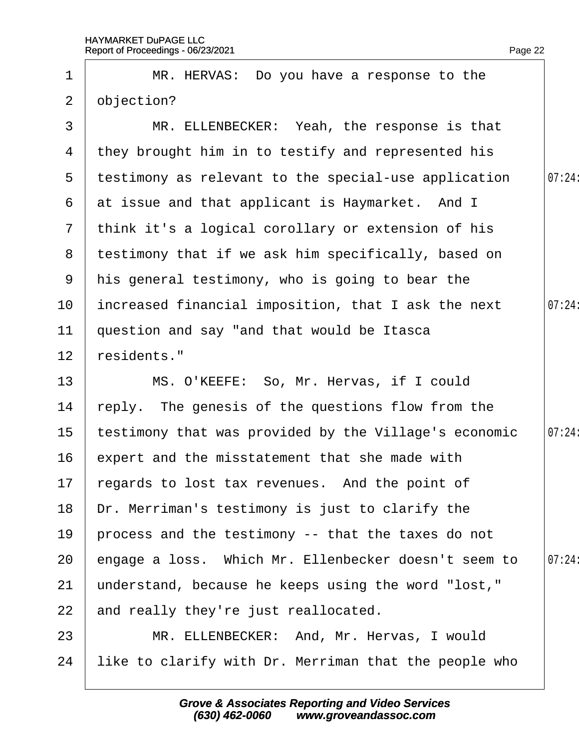MR. HERVAS: Do you have a response to the objection?

MR. ELLENBECKER: Yeah, the response is that they brought him in to testify and represented his testimony as relevant to the special-use application at issue and that applicant is Haymarket. And I think it's a logical corollary or extension of his testimony that if we ask him specifically, based on his general testimony, who is going to bear the increased financial imposition, that I ask the next question and say "and that would be Itasca residents."

MS. O'KEEFE: So, Mr. Hervas, if I could reply. The genesis of the questions flow from the testimony that was provided by the Village's economic expert and the misstatement that she made with regards to lost tax revenues. And the point of Dr. Merriman's testimony is just to clarify the process and the testimony -- that the taxes do not engage a loss. Which Mr. Ellenbecker doesn't seem to understand, because he keeps using the word "lost," and really they're just reallocated.

MR. ELLENBECKER: And, Mr. Hervas, I would like to clarify with Dr. Merriman that the people who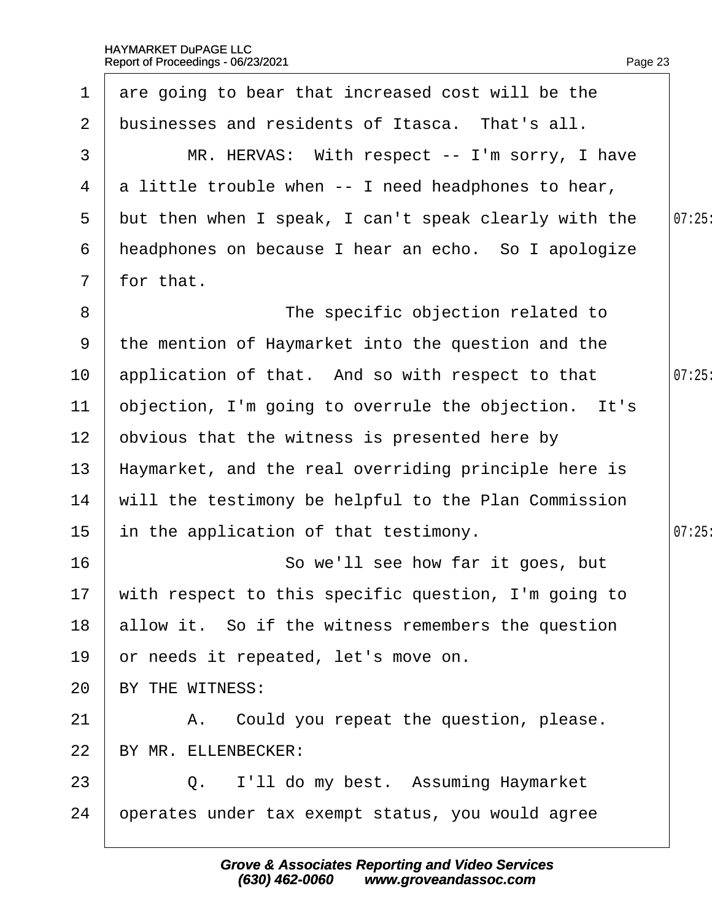1 are going to bear that increased cost will be the
2 businesses and residents of Itasca. That's all.
3 MR. HERVAS: With respect -- I'm sorry, I have
4 a little trouble when -- I need headphones to hear,
5 but then when I speak, I can't speak clearly with the
6 headphones on because I hear an echo. So I apologize
7 for that.
8 The specific objection related to
9 the mention of Haymarket into the question and the
10 application of that. And so with respect to that
11 objection, I'm going to overrule the objection. It's
12 obvious that the witness is presented here by
13 Haymarket, and the real overriding principle here is
14 will the testimony be helpful to the Plan Commission
15 in the application of that testimony.
16 So we'll see how far it goes, but
17 with respect to this specific question, I'm going to
18 allow it. So if the witness remembers the question
19 or needs it repeated, let's move on.
20 BY THE WITNESS:
21 A. Could you repeat the question, please.
22 BY MR. ELLENBECKER:
23 Q. I'll do my best. Assuming Haymarket
24 operates under tax exempt status, you would agree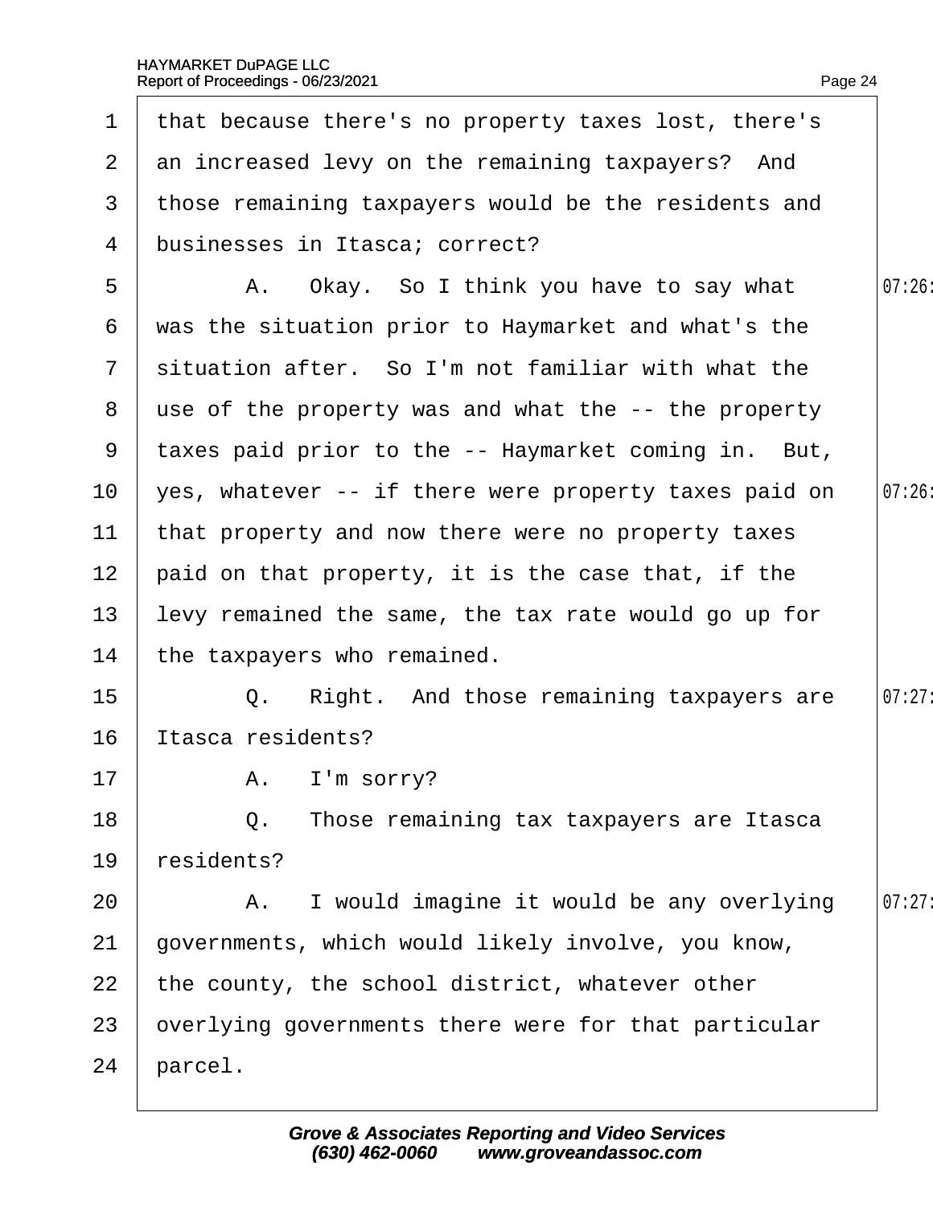1 that because there's no property taxes lost, there's
2 an increased levy on the remaining taxpayers? And
3 those remaining taxpayers would be the residents and
4 businesses in Itasca; correct?

5 A. Okay. So I think you have to say what
6 was the situation prior to Haymarket and what's the
7 situation after. So I'm not familiar with what the
8 use of the property was and what the -- the property
9 taxes paid prior to the -- Haymarket coming in. But,
10 yes, whatever -- if there were property taxes paid on
11 that property and now there were no property taxes
12 paid on that property, it is the case that, if the
13 levy remained the same, the tax rate would go up for
14 the taxpayers who remained.

15 Q. Right. And those remaining taxpayers are
16 Itasca residents?

17 A. I'm sorry?

18 Q. Those remaining tax taxpayers are Itasca
19 residents?

20 A. I would imagine it would be any overlying
21 governments, which would likely involve, you know,
22 the county, the school district, whatever other
23 overlying governments there were for that particular
24 parcel.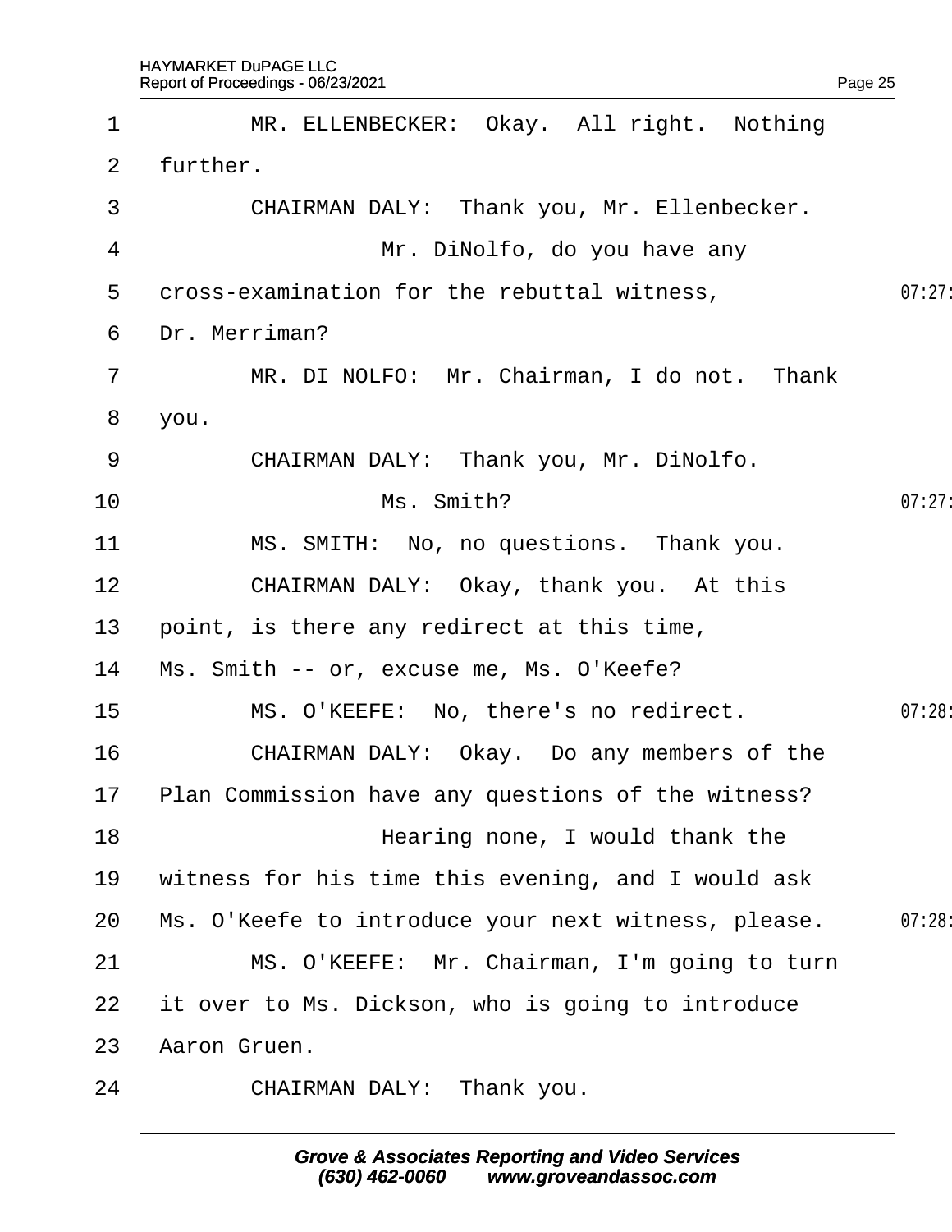MR. ELLENBECKER: Okay. All right. Nothing further.

CHAIRMAN DALY: Thank you, Mr. Ellenbecker.

Mr. DiNolfo, do you have any cross-examination for the rebuttal witness, Dr. Merriman?

MR. DI NOLFO: Mr. Chairman, I do not. Thank you.

CHAIRMAN DALY: Thank you, Mr. DiNolfo.

Ms. Smith?

MS. SMITH: No, no questions. Thank you.

CHAIRMAN DALY: Okay, thank you. At this point, is there any redirect at this time, Ms. Smith -- or, excuse me, Ms. O'Keefe?

MS. O'KEEFE: No, there's no redirect.

CHAIRMAN DALY: Okay. Do any members of the Plan Commission have any questions of the witness?

Hearing none, I would thank the witness for his time this evening, and I would ask Ms. O'Keefe to introduce your next witness, please.

MS. O'KEEFE: Mr. Chairman, I'm going to turn it over to Ms. Dickson, who is going to introduce Aaron Gruen.

CHAIRMAN DALY: Thank you.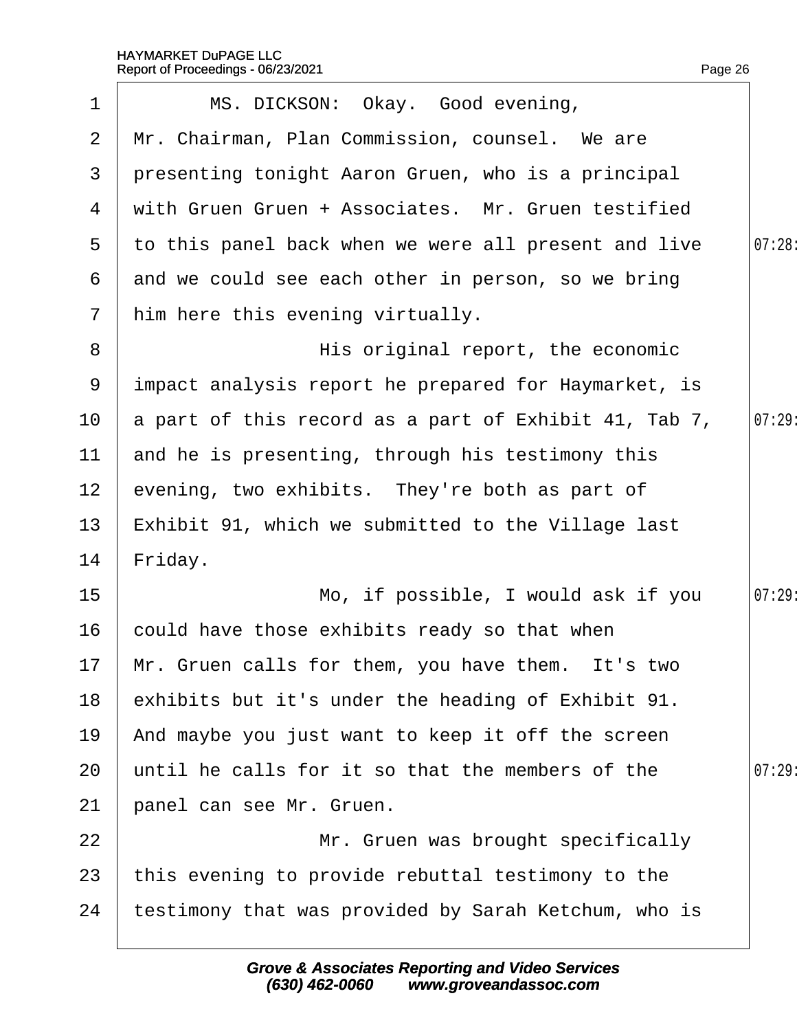MS. DICKSON: Okay. Good evening, Mr. Chairman, Plan Commission, counsel. We are presenting tonight Aaron Gruen, who is a principal with Gruen Gruen + Associates. Mr. Gruen testified to this panel back when we were all present and live and we could see each other in person, so we bring him here this evening virtually.

His original report, the economic impact analysis report he prepared for Haymarket, is a part of this record as a part of Exhibit 41, Tab 7, and he is presenting, through his testimony this evening, two exhibits. They're both as part of Exhibit 91, which we submitted to the Village last Friday.

Mo, if possible, I would ask if you could have those exhibits ready so that when Mr. Gruen calls for them, you have them. It's two exhibits but it's under the heading of Exhibit 91. And maybe you just want to keep it off the screen until he calls for it so that the members of the panel can see Mr. Gruen.

Mr. Gruen was brought specifically this evening to provide rebuttal testimony to the testimony that was provided by Sarah Ketchum, who is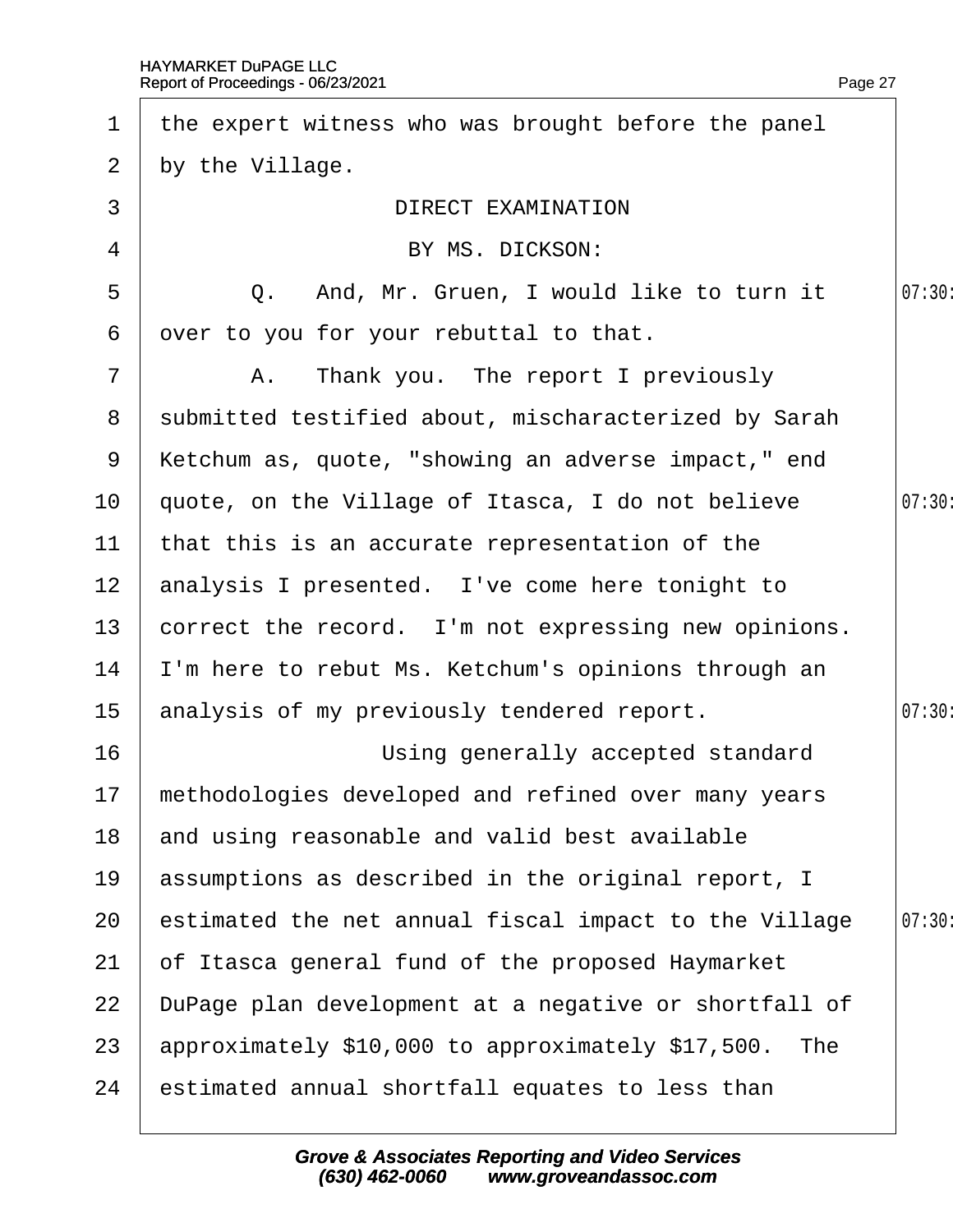the expert witness who was brought before the panel by the Village.

DIRECT EXAMINATION

BY MS. DICKSON:

Q. And, Mr. Gruen, I would like to turn it over to you for your rebuttal to that.

A. Thank you. The report I previously submitted testified about, mischaracterized by Sarah Ketchum as, quote, "showing an adverse impact," end quote, on the Village of Itasca, I do not believe that this is an accurate representation of the analysis I presented. I've come here tonight to correct the record. I'm not expressing new opinions. I'm here to rebut Ms. Ketchum's opinions through an analysis of my previously tendered report.

Using generally accepted standard methodologies developed and refined over many years and using reasonable and valid best available assumptions as described in the original report, I estimated the net annual fiscal impact to the Village of Itasca general fund of the proposed Haymarket DuPage plan development at a negative or shortfall of approximately $10,000 to approximately $17,500. The estimated annual shortfall equates to less than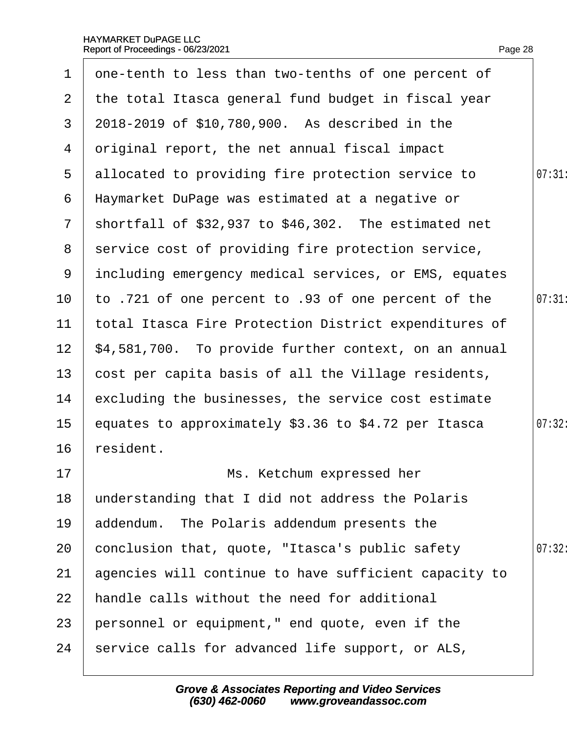one-tenth to less than two-tenths of one percent of the total Itasca general fund budget in fiscal year 2018-2019 of $10,780,900. As described in the original report, the net annual fiscal impact allocated to providing fire protection service to Haymarket DuPage was estimated at a negative or shortfall of $32,937 to $46,302. The estimated net service cost of providing fire protection service, including emergency medical services, or EMS, equates to .721 of one percent to .93 of one percent of the total Itasca Fire Protection District expenditures of $4,581,700. To provide further context, on an annual cost per capita basis of all the Village residents, excluding the businesses, the service cost estimate equates to approximately $3.36 to $4.72 per Itasca resident.

Ms. Ketchum expressed her understanding that I did not address the Polaris addendum. The Polaris addendum presents the conclusion that, quote, "Itasca's public safety agencies will continue to have sufficient capacity to handle calls without the need for additional personnel or equipment," end quote, even if the service calls for advanced life support, or ALS,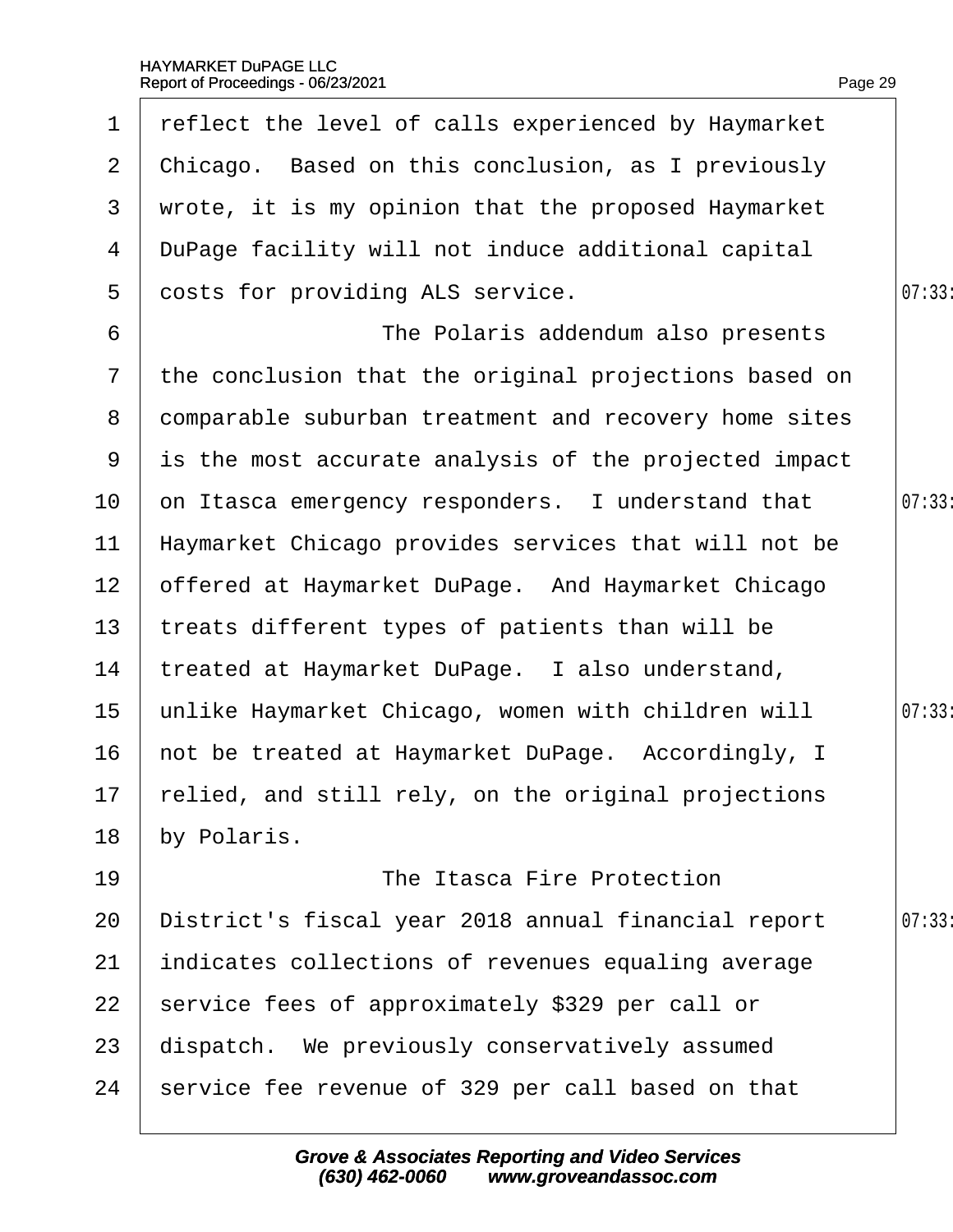1 reflect the level of calls experienced by Haymarket
2 Chicago. Based on this conclusion, as I previously
3 wrote, it is my opinion that the proposed Haymarket
4 DuPage facility will not induce additional capital
5 costs for providing ALS service.
6 The Polaris addendum also presents
7 the conclusion that the original projections based on
8 comparable suburban treatment and recovery home sites
9 is the most accurate analysis of the projected impact
10 on Itasca emergency responders. I understand that
11 Haymarket Chicago provides services that will not be
12 offered at Haymarket DuPage. And Haymarket Chicago
13 treats different types of patients than will be
14 treated at Haymarket DuPage. I also understand,
15 unlike Haymarket Chicago, women with children will
16 not be treated at Haymarket DuPage. Accordingly, I
17 relied, and still rely, on the original projections
18 by Polaris.
19 The Itasca Fire Protection
20 District's fiscal year 2018 annual financial report
21 indicates collections of revenues equaling average
22 service fees of approximately $329 per call or
23 dispatch. We previously conservatively assumed
24 service fee revenue of 329 per call based on that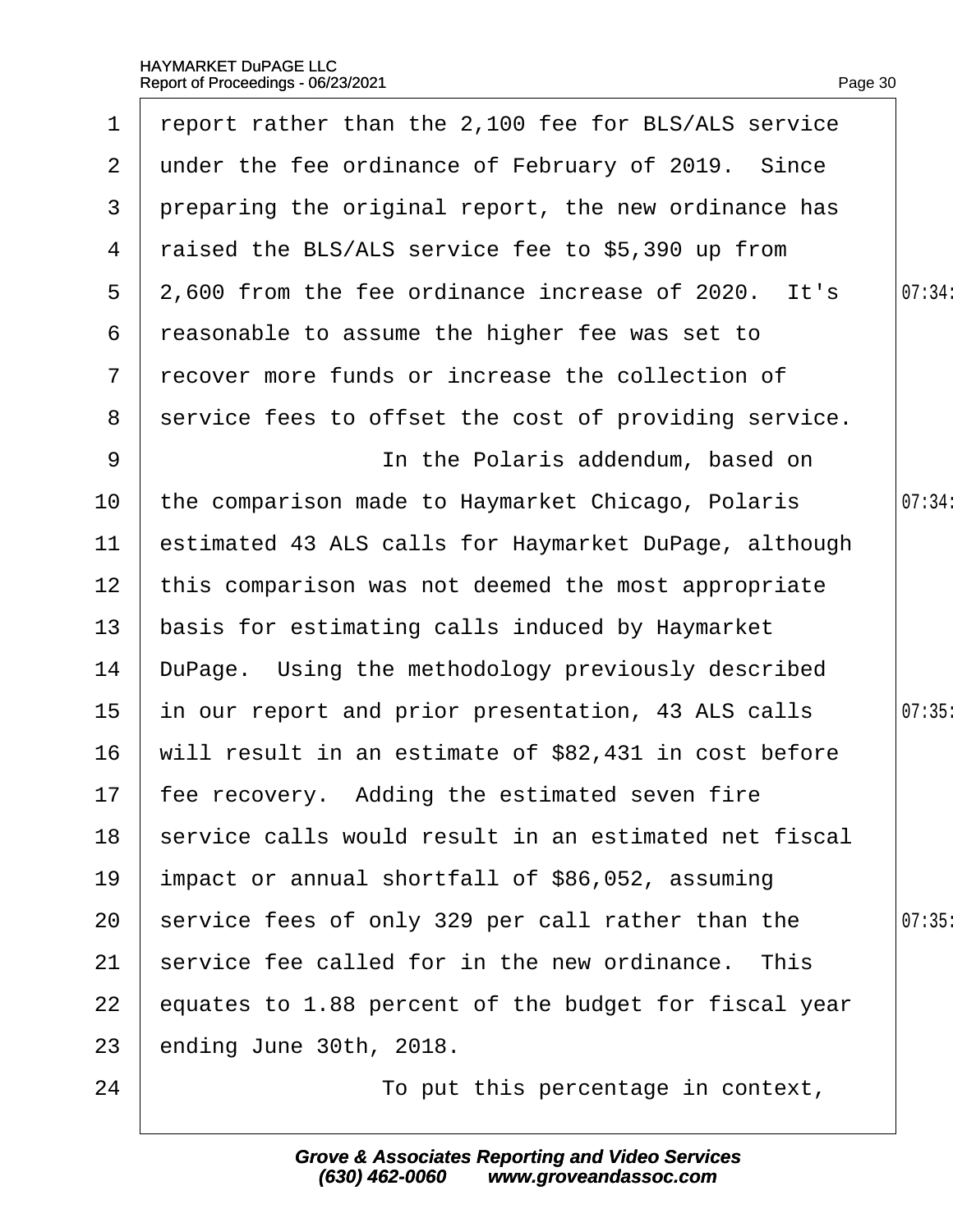report rather than the 2,100 fee for BLS/ALS service under the fee ordinance of February of 2019. Since preparing the original report, the new ordinance has raised the BLS/ALS service fee to $5,390 up from 2,600 from the fee ordinance increase of 2020. It's reasonable to assume the higher fee was set to recover more funds or increase the collection of service fees to offset the cost of providing service.

In the Polaris addendum, based on the comparison made to Haymarket Chicago, Polaris estimated 43 ALS calls for Haymarket DuPage, although this comparison was not deemed the most appropriate basis for estimating calls induced by Haymarket DuPage. Using the methodology previously described in our report and prior presentation, 43 ALS calls will result in an estimate of $82,431 in cost before fee recovery. Adding the estimated seven fire service calls would result in an estimated net fiscal impact or annual shortfall of $86,052, assuming service fees of only 329 per call rather than the service fee called for in the new ordinance. This equates to 1.88 percent of the budget for fiscal year ending June 30th, 2018.

To put this percentage in context,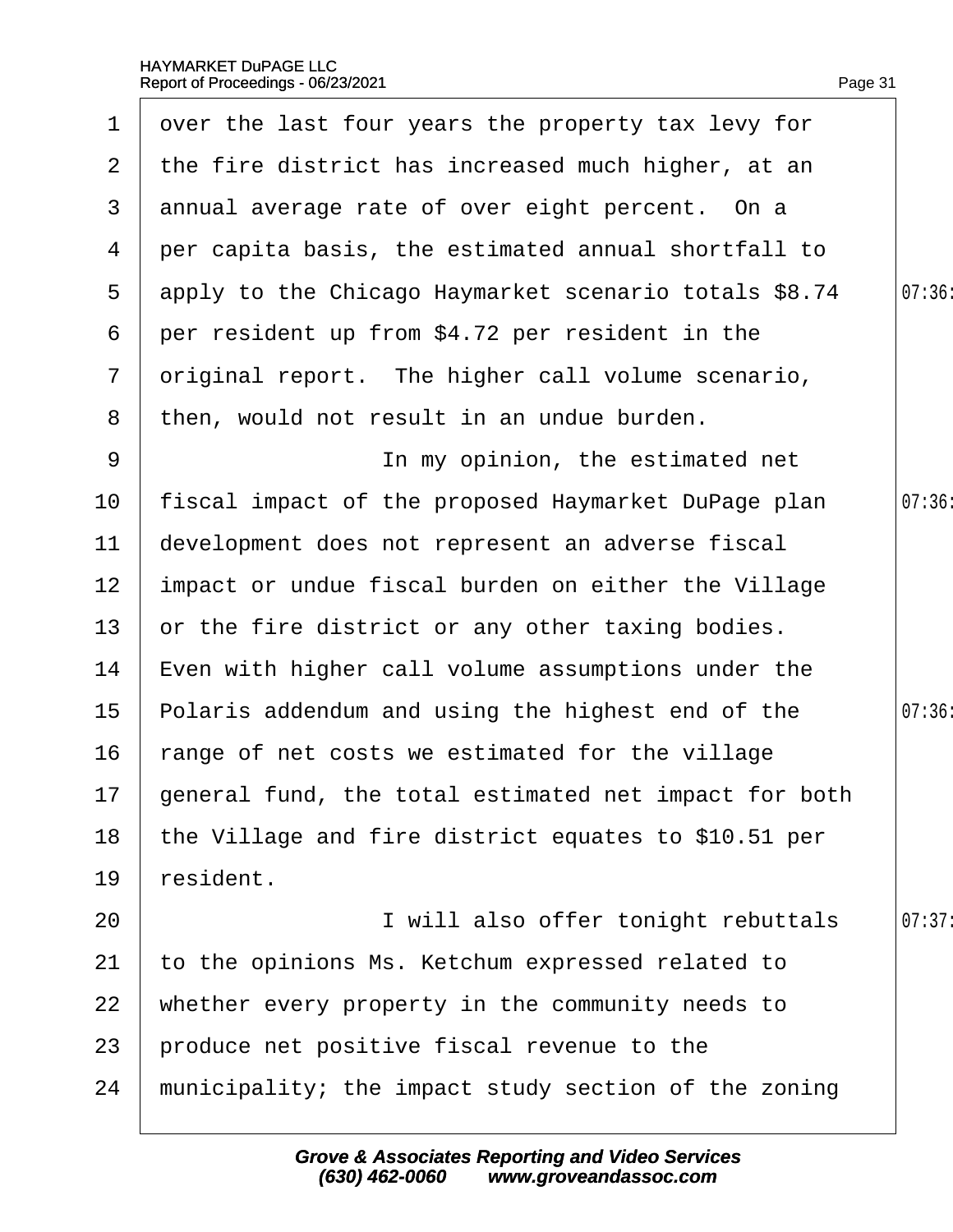over the last four years the property tax levy for the fire district has increased much higher, at an annual average rate of over eight percent. On a per capita basis, the estimated annual shortfall to apply to the Chicago Haymarket scenario totals $8.74 per resident up from $4.72 per resident in the original report. The higher call volume scenario, then, would not result in an undue burden.

In my opinion, the estimated net fiscal impact of the proposed Haymarket DuPage plan development does not represent an adverse fiscal impact or undue fiscal burden on either the Village or the fire district or any other taxing bodies. Even with higher call volume assumptions under the Polaris addendum and using the highest end of the range of net costs we estimated for the village general fund, the total estimated net impact for both the Village and fire district equates to $10.51 per resident.

I will also offer tonight rebuttals to the opinions Ms. Ketchum expressed related to whether every property in the community needs to produce net positive fiscal revenue to the municipality; the impact study section of the zoning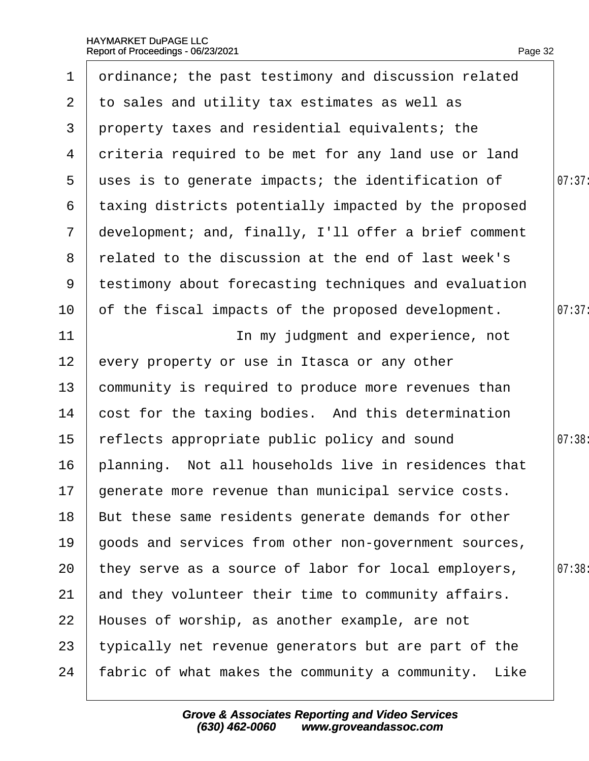ordinance; the past testimony and discussion related to sales and utility tax estimates as well as property taxes and residential equivalents; the criteria required to be met for any land use or land uses is to generate impacts; the identification of taxing districts potentially impacted by the proposed development; and, finally, I'll offer a brief comment related to the discussion at the end of last week's testimony about forecasting techniques and evaluation of the fiscal impacts of the proposed development.

In my judgment and experience, not every property or use in Itasca or any other community is required to produce more revenues than cost for the taxing bodies. And this determination reflects appropriate public policy and sound planning. Not all households live in residences that generate more revenue than municipal service costs. But these same residents generate demands for other goods and services from other non-government sources, they serve as a source of labor for local employers, and they volunteer their time to community affairs. Houses of worship, as another example, are not typically net revenue generators but are part of the fabric of what makes the community a community. Like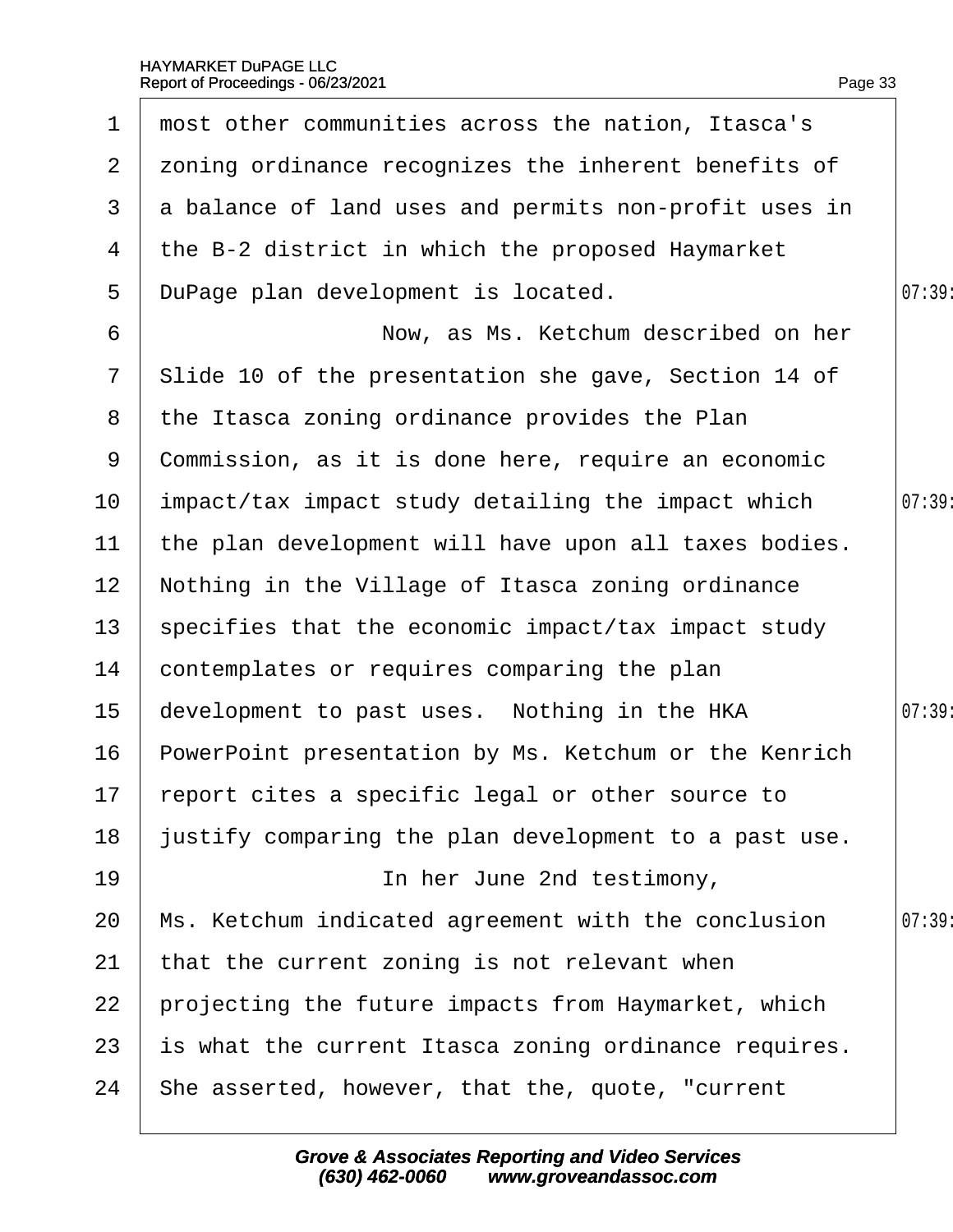most other communities across the nation, Itasca's zoning ordinance recognizes the inherent benefits of a balance of land uses and permits non-profit uses in the B-2 district in which the proposed Haymarket DuPage plan development is located.

Now, as Ms. Ketchum described on her Slide 10 of the presentation she gave, Section 14 of the Itasca zoning ordinance provides the Plan Commission, as it is done here, require an economic impact/tax impact study detailing the impact which the plan development will have upon all taxes bodies. Nothing in the Village of Itasca zoning ordinance specifies that the economic impact/tax impact study contemplates or requires comparing the plan development to past uses. Nothing in the HKA PowerPoint presentation by Ms. Ketchum or the Kenrich report cites a specific legal or other source to justify comparing the plan development to a past use.

In her June 2nd testimony, Ms. Ketchum indicated agreement with the conclusion that the current zoning is not relevant when projecting the future impacts from Haymarket, which is what the current Itasca zoning ordinance requires. She asserted, however, that the, quote, "current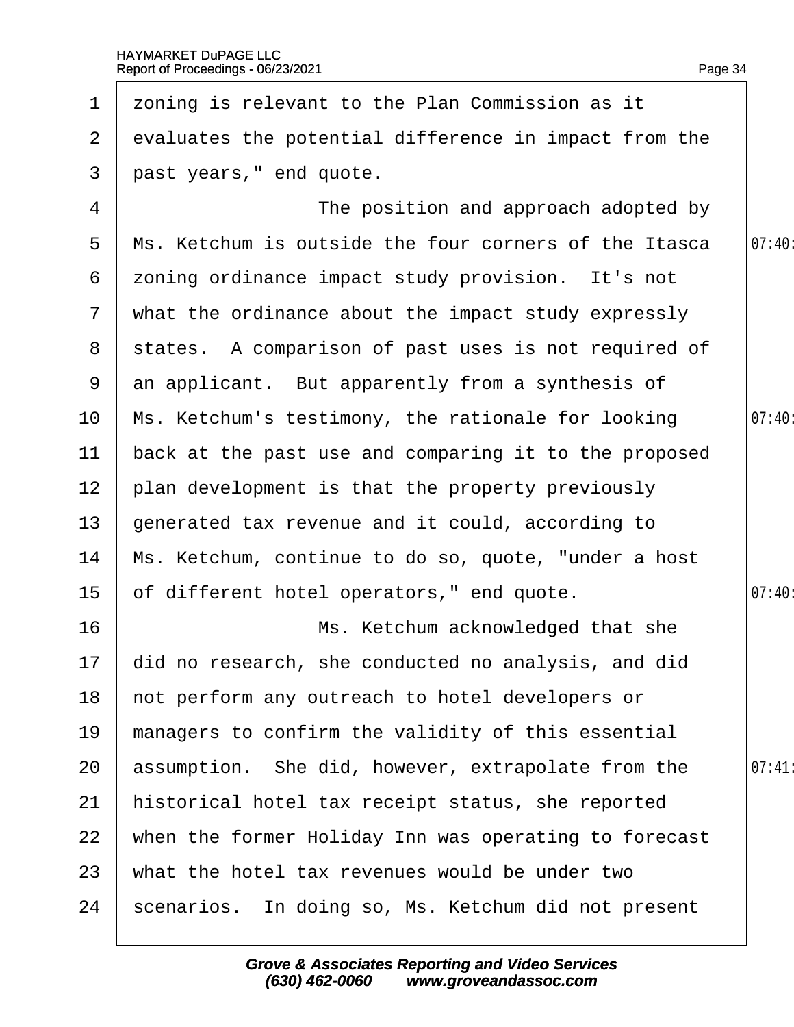zoning is relevant to the Plan Commission as it evaluates the potential difference in impact from the past years," end quote.

The position and approach adopted by Ms. Ketchum is outside the four corners of the Itasca zoning ordinance impact study provision. It's not what the ordinance about the impact study expressly states. A comparison of past uses is not required of an applicant. But apparently from a synthesis of Ms. Ketchum's testimony, the rationale for looking back at the past use and comparing it to the proposed plan development is that the property previously generated tax revenue and it could, according to Ms. Ketchum, continue to do so, quote, "under a host of different hotel operators," end quote.

Ms. Ketchum acknowledged that she did no research, she conducted no analysis, and did not perform any outreach to hotel developers or managers to confirm the validity of this essential assumption. She did, however, extrapolate from the historical hotel tax receipt status, she reported when the former Holiday Inn was operating to forecast what the hotel tax revenues would be under two scenarios. In doing so, Ms. Ketchum did not present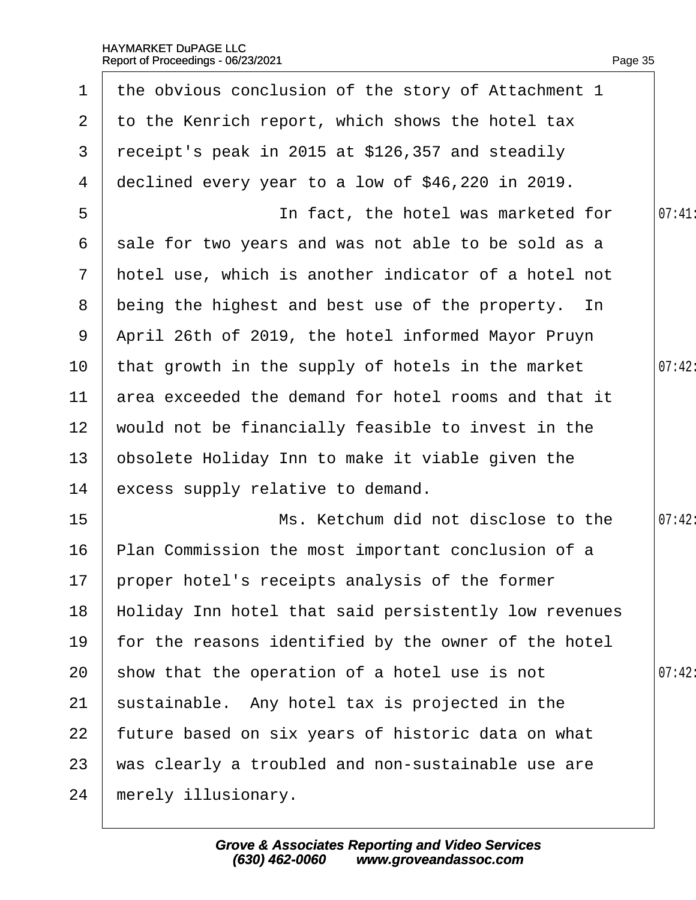the obvious conclusion of the story of Attachment 1 to the Kenrich report, which shows the hotel tax receipt's peak in 2015 at $126,357 and steadily declined every year to a low of $46,220 in 2019.

In fact, the hotel was marketed for sale for two years and was not able to be sold as a hotel use, which is another indicator of a hotel not being the highest and best use of the property. In April 26th of 2019, the hotel informed Mayor Pruyn that growth in the supply of hotels in the market area exceeded the demand for hotel rooms and that it would not be financially feasible to invest in the obsolete Holiday Inn to make it viable given the excess supply relative to demand.

Ms. Ketchum did not disclose to the Plan Commission the most important conclusion of a proper hotel's receipts analysis of the former Holiday Inn hotel that said persistently low revenues for the reasons identified by the owner of the hotel show that the operation of a hotel use is not sustainable. Any hotel tax is projected in the future based on six years of historic data on what was clearly a troubled and non-sustainable use are merely illusionary.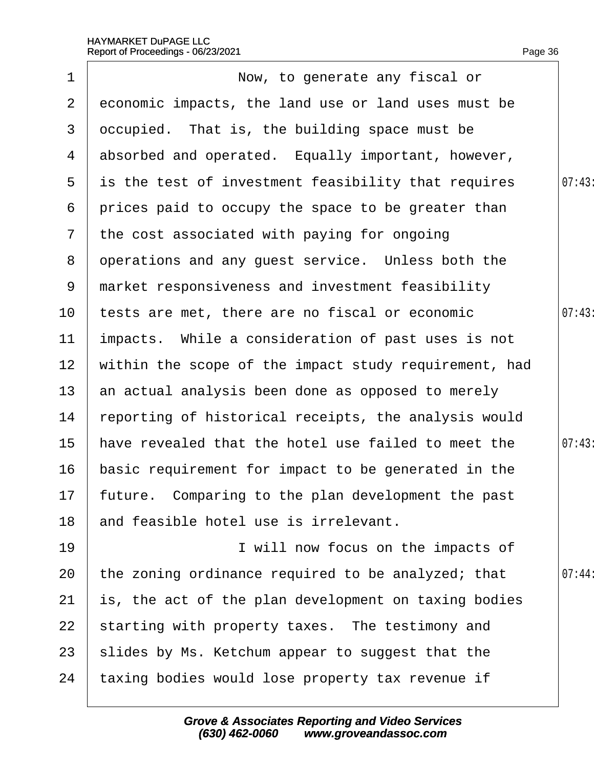Now, to generate any fiscal or economic impacts, the land use or land uses must be occupied. That is, the building space must be absorbed and operated. Equally important, however, is the test of investment feasibility that requires prices paid to occupy the space to be greater than the cost associated with paying for ongoing operations and any guest service. Unless both the market responsiveness and investment feasibility tests are met, there are no fiscal or economic impacts. While a consideration of past uses is not within the scope of the impact study requirement, had an actual analysis been done as opposed to merely reporting of historical receipts, the analysis would have revealed that the hotel use failed to meet the basic requirement for impact to be generated in the future. Comparing to the plan development the past and feasible hotel use is irrelevant.

I will now focus on the impacts of the zoning ordinance required to be analyzed; that is, the act of the plan development on taxing bodies starting with property taxes. The testimony and slides by Ms. Ketchum appear to suggest that the taxing bodies would lose property tax revenue if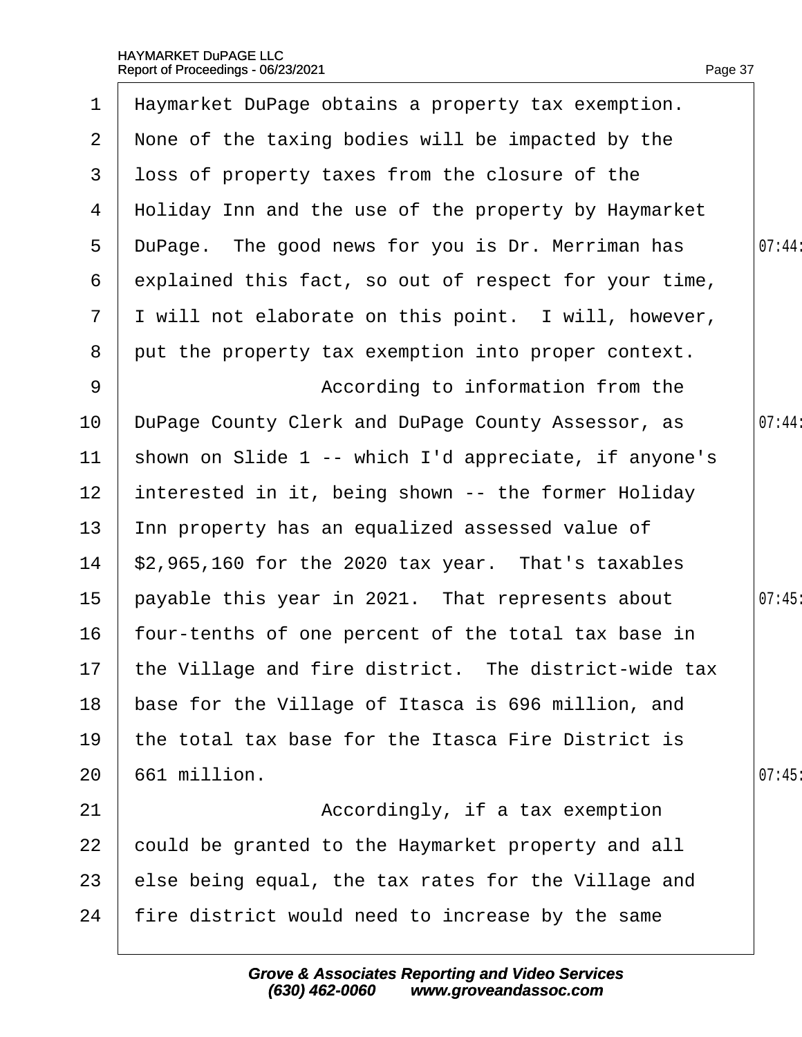1 Haymarket DuPage obtains a property tax exemption.
2 None of the taxing bodies will be impacted by the
3 loss of property taxes from the closure of the
4 Holiday Inn and the use of the property by Haymarket
5 DuPage. The good news for you is Dr. Merriman has 07:44
6 explained this fact, so out of respect for your time,
7 I will not elaborate on this point. I will, however,
8 put the property tax exemption into proper context.
9 According to information from the
10 DuPage County Clerk and DuPage County Assessor, as 07:44
11 shown on Slide 1 -- which I'd appreciate, if anyone's
12 interested in it, being shown -- the former Holiday
13 Inn property has an equalized assessed value of
14 $2,965,160 for the 2020 tax year. That's taxables
15 payable this year in 2021. That represents about 07:45
16 four-tenths of one percent of the total tax base in
17 the Village and fire district. The district-wide tax
18 base for the Village of Itasca is 696 million, and
19 the total tax base for the Itasca Fire District is
20 661 million. 07:45
21 Accordingly, if a tax exemption
22 could be granted to the Haymarket property and all
23 else being equal, the tax rates for the Village and
24 fire district would need to increase by the same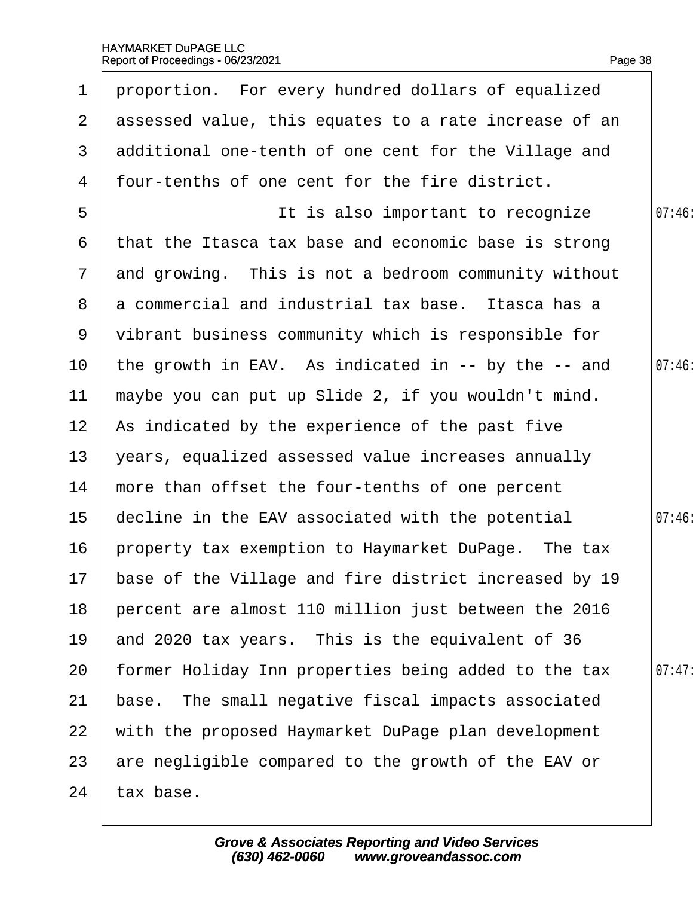proportion. For every hundred dollars of equalized assessed value, this equates to a rate increase of an additional one-tenth of one cent for the Village and four-tenths of one cent for the fire district.

It is also important to recognize that the Itasca tax base and economic base is strong and growing. This is not a bedroom community without a commercial and industrial tax base. Itasca has a vibrant business community which is responsible for the growth in EAV. As indicated in -- by the -- and maybe you can put up Slide 2, if you wouldn't mind. As indicated by the experience of the past five years, equalized assessed value increases annually more than offset the four-tenths of one percent decline in the EAV associated with the potential property tax exemption to Haymarket DuPage. The tax base of the Village and fire district increased by 19 percent are almost 110 million just between the 2016 and 2020 tax years. This is the equivalent of 36 former Holiday Inn properties being added to the tax base. The small negative fiscal impacts associated with the proposed Haymarket DuPage plan development are negligible compared to the growth of the EAV or tax base.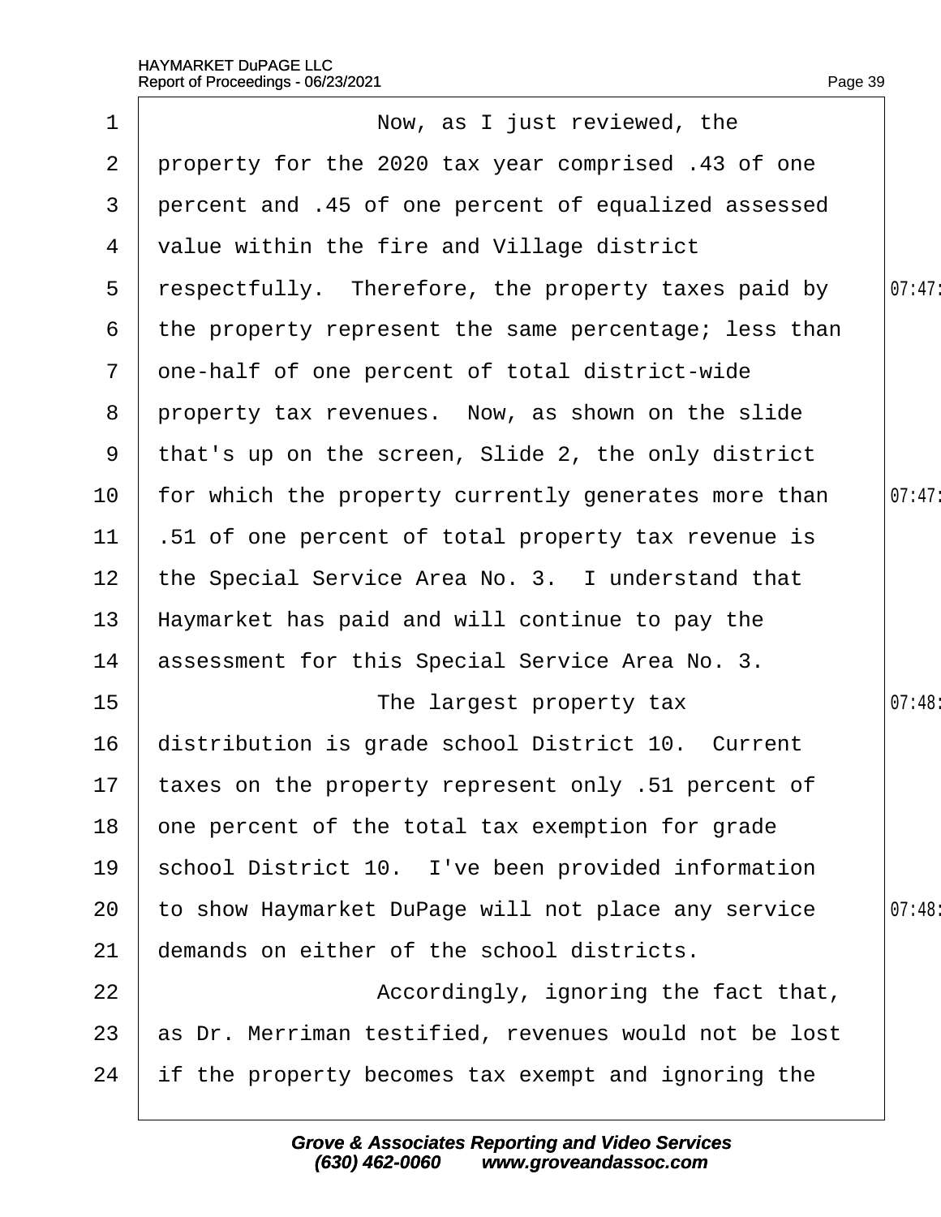1 Now, as I just reviewed, the
2 property for the 2020 tax year comprised .43 of one
3 percent and .45 of one percent of equalized assessed
4 value within the fire and Village district
5 respectfully. Therefore, the property taxes paid by
6 the property represent the same percentage; less than
7 one-half of one percent of total district-wide
8 property tax revenues. Now, as shown on the slide
9 that's up on the screen, Slide 2, the only district
10 for which the property currently generates more than
11 .51 of one percent of total property tax revenue is
12 the Special Service Area No. 3. I understand that
13 Haymarket has paid and will continue to pay the
14 assessment for this Special Service Area No. 3.
15 The largest property tax
16 distribution is grade school District 10. Current
17 taxes on the property represent only .51 percent of
18 one percent of the total tax exemption for grade
19 school District 10. I've been provided information
20 to show Haymarket DuPage will not place any service
21 demands on either of the school districts.
22 Accordingly, ignoring the fact that,
23 as Dr. Merriman testified, revenues would not be lost
24 if the property becomes tax exempt and ignoring the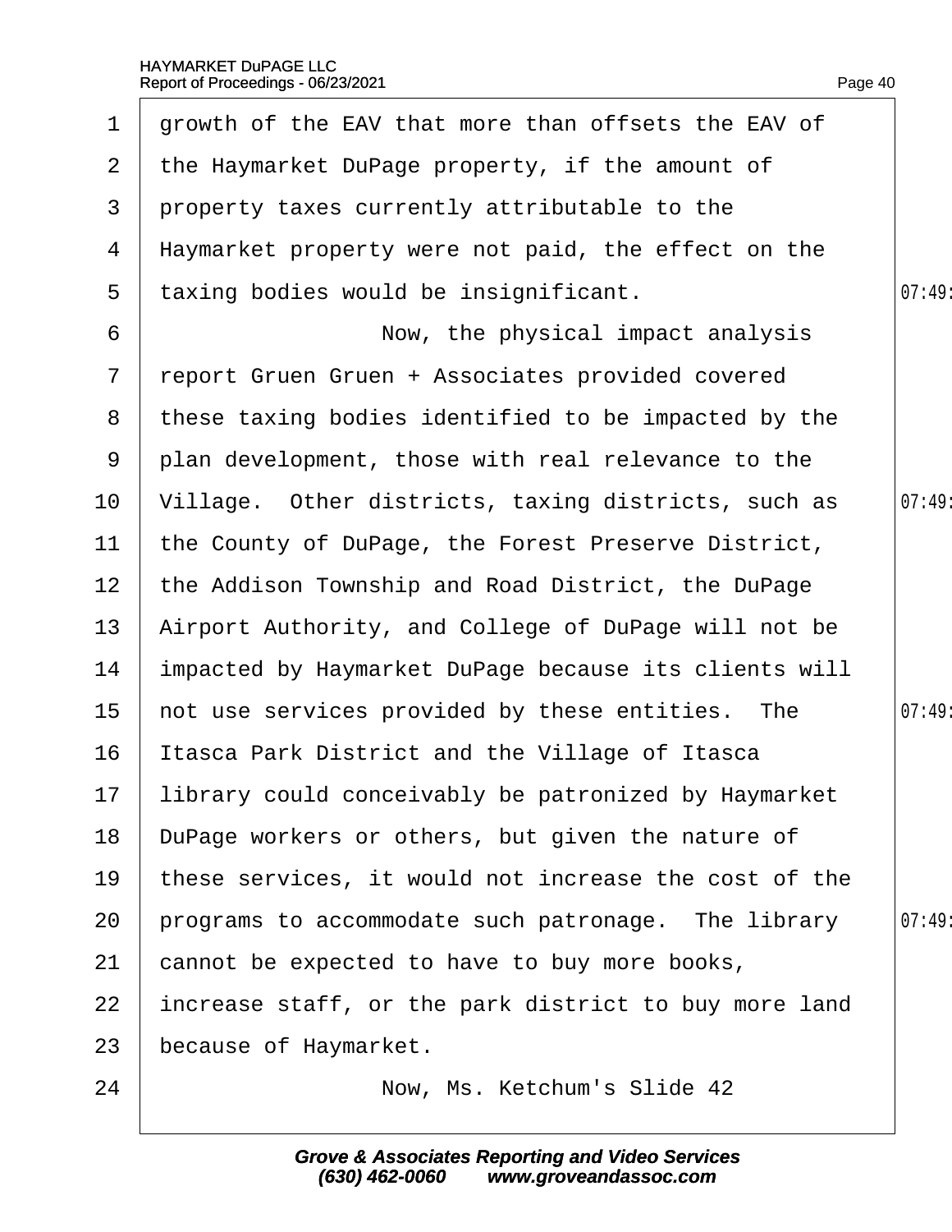1 growth of the EAV that more than offsets the EAV of
2 the Haymarket DuPage property, if the amount of
3 property taxes currently attributable to the
4 Haymarket property were not paid, the effect on the
5 taxing bodies would be insignificant.
6 Now, the physical impact analysis
7 report Gruen Gruen + Associates provided covered
8 these taxing bodies identified to be impacted by the
9 plan development, those with real relevance to the
10 Village. Other districts, taxing districts, such as
11 the County of DuPage, the Forest Preserve District,
12 the Addison Township and Road District, the DuPage
13 Airport Authority, and College of DuPage will not be
14 impacted by Haymarket DuPage because its clients will
15 not use services provided by these entities. The
16 Itasca Park District and the Village of Itasca
17 library could conceivably be patronized by Haymarket
18 DuPage workers or others, but given the nature of
19 these services, it would not increase the cost of the
20 programs to accommodate such patronage. The library
21 cannot be expected to have to buy more books,
22 increase staff, or the park district to buy more land
23 because of Haymarket.
24 Now, Ms. Ketchum's Slide 42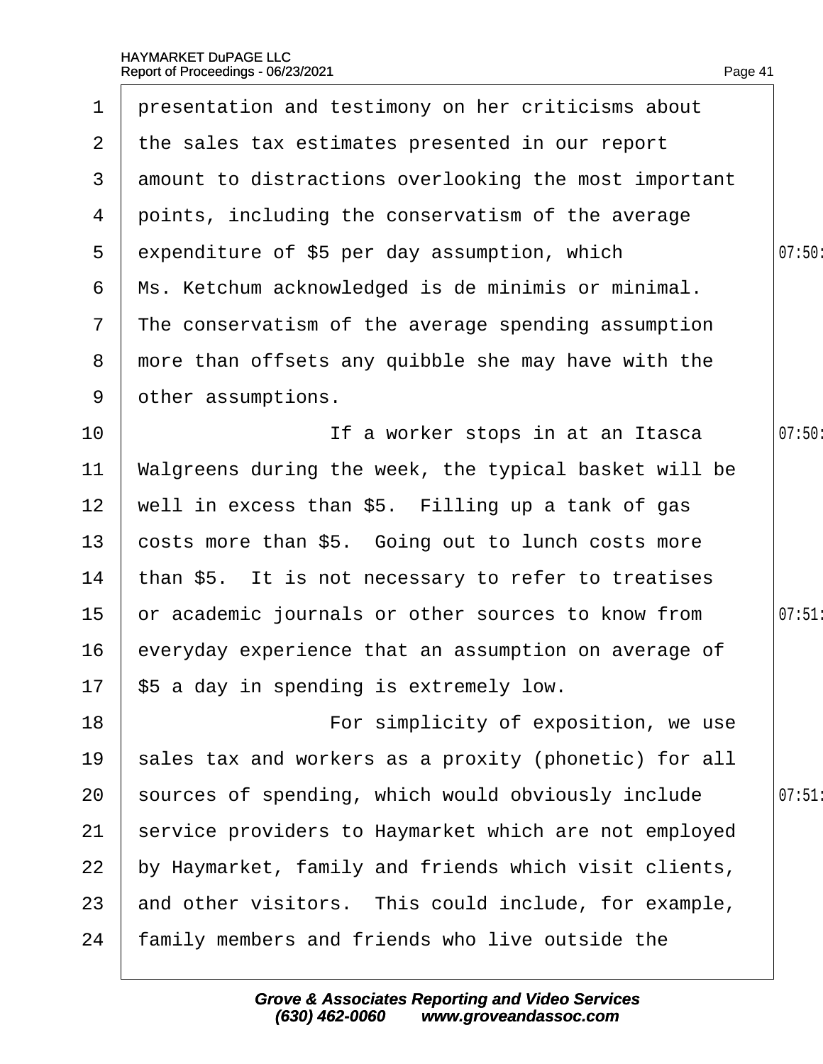presentation and testimony on her criticisms about the sales tax estimates presented in our report amount to distractions overlooking the most important points, including the conservatism of the average expenditure of $5 per day assumption, which Ms. Ketchum acknowledged is de minimis or minimal. The conservatism of the average spending assumption more than offsets any quibble she may have with the other assumptions.

If a worker stops in at an Itasca Walgreens during the week, the typical basket will be well in excess than $5. Filling up a tank of gas costs more than $5. Going out to lunch costs more than $5. It is not necessary to refer to treatises or academic journals or other sources to know from everyday experience that an assumption on average of $5 a day in spending is extremely low.

For simplicity of exposition, we use sales tax and workers as a proxity (phonetic) for all sources of spending, which would obviously include service providers to Haymarket which are not employed by Haymarket, family and friends which visit clients, and other visitors. This could include, for example, family members and friends who live outside the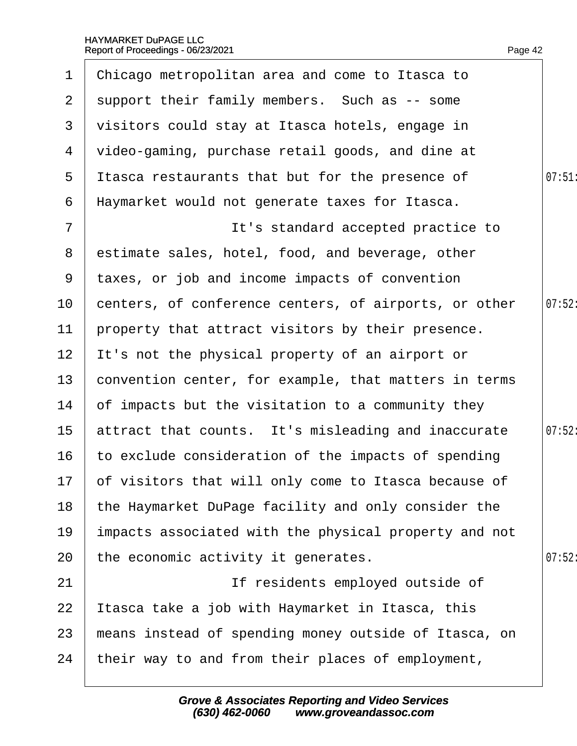Chicago metropolitan area and come to Itasca to support their family members. Such as -- some visitors could stay at Itasca hotels, engage in video-gaming, purchase retail goods, and dine at Itasca restaurants that but for the presence of Haymarket would not generate taxes for Itasca.

It's standard accepted practice to estimate sales, hotel, food, and beverage, other taxes, or job and income impacts of convention centers, of conference centers, of airports, or other property that attract visitors by their presence. It's not the physical property of an airport or convention center, for example, that matters in terms of impacts but the visitation to a community they attract that counts. It's misleading and inaccurate to exclude consideration of the impacts of spending of visitors that will only come to Itasca because of the Haymarket DuPage facility and only consider the impacts associated with the physical property and not the economic activity it generates.

If residents employed outside of Itasca take a job with Haymarket in Itasca, this means instead of spending money outside of Itasca, on their way to and from their places of employment,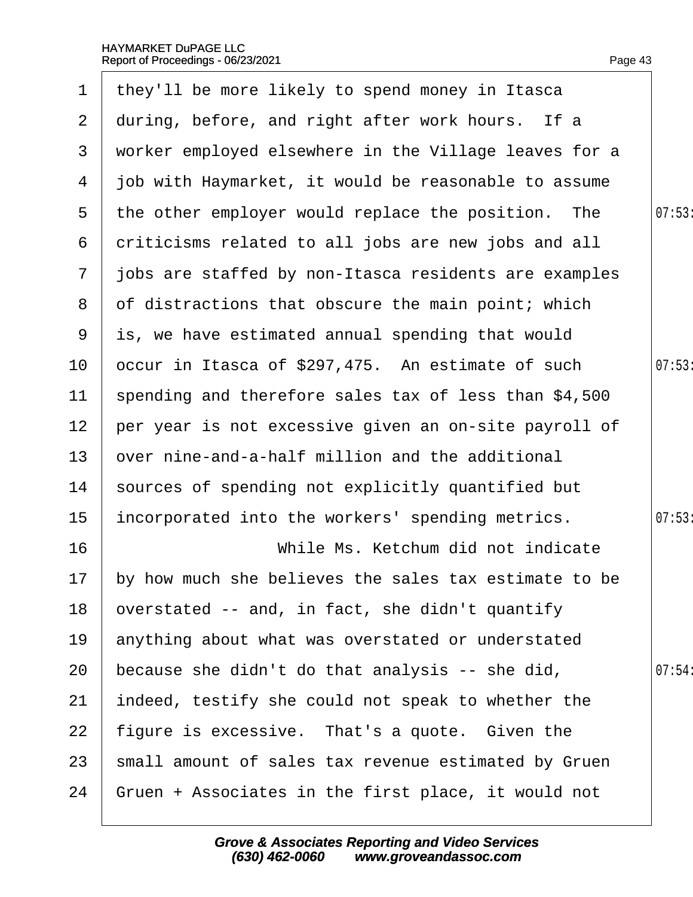they'll be more likely to spend money in Itasca during, before, and right after work hours. If a worker employed elsewhere in the Village leaves for a job with Haymarket, it would be reasonable to assume the other employer would replace the position. The criticisms related to all jobs are new jobs and all jobs are staffed by non-Itasca residents are examples of distractions that obscure the main point; which is, we have estimated annual spending that would occur in Itasca of $297,475. An estimate of such spending and therefore sales tax of less than $4,500 per year is not excessive given an on-site payroll of over nine-and-a-half million and the additional sources of spending not explicitly quantified but incorporated into the workers' spending metrics.

While Ms. Ketchum did not indicate by how much she believes the sales tax estimate to be overstated -- and, in fact, she didn't quantify anything about what was overstated or understated because she didn't do that analysis -- she did, indeed, testify she could not speak to whether the figure is excessive. That's a quote. Given the small amount of sales tax revenue estimated by Gruen Gruen + Associates in the first place, it would not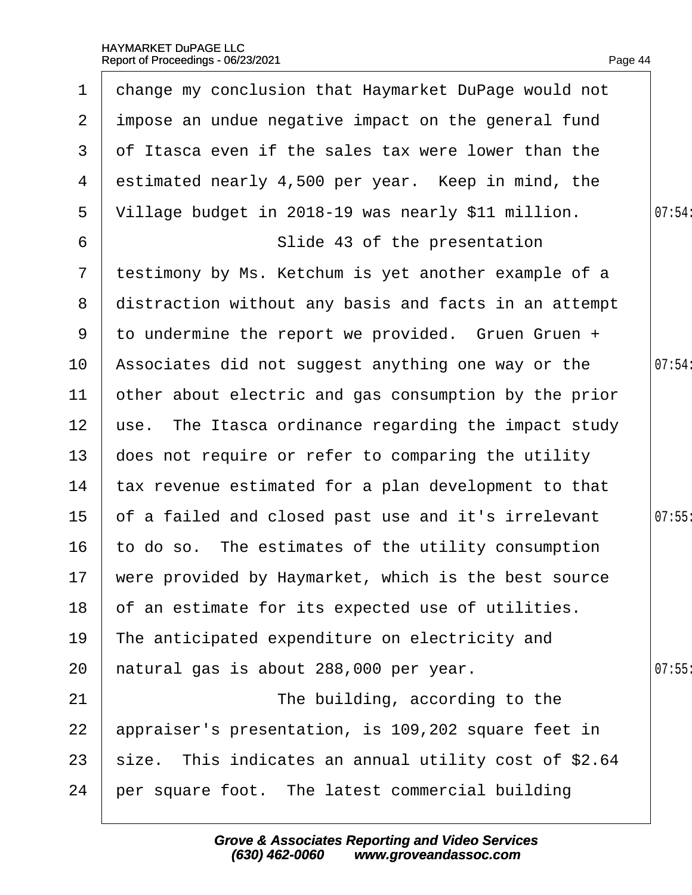1 change my conclusion that Haymarket DuPage would not
2 impose an undue negative impact on the general fund
3 of Itasca even if the sales tax were lower than the
4 estimated nearly 4,500 per year. Keep in mind, the
5 Village budget in 2018-19 was nearly $11 million. 07:54
6 Slide 43 of the presentation
7 testimony by Ms. Ketchum is yet another example of a
8 distraction without any basis and facts in an attempt
9 to undermine the report we provided. Gruen Gruen +
10 Associates did not suggest anything one way or the 07:54
11 other about electric and gas consumption by the prior
12 use. The Itasca ordinance regarding the impact study
13 does not require or refer to comparing the utility
14 tax revenue estimated for a plan development to that
15 of a failed and closed past use and it's irrelevant 07:55
16 to do so. The estimates of the utility consumption
17 were provided by Haymarket, which is the best source
18 of an estimate for its expected use of utilities.
19 The anticipated expenditure on electricity and
20 natural gas is about 288,000 per year. 07:55
21 The building, according to the
22 appraiser's presentation, is 109,202 square feet in
23 size. This indicates an annual utility cost of $2.64
24 per square foot. The latest commercial building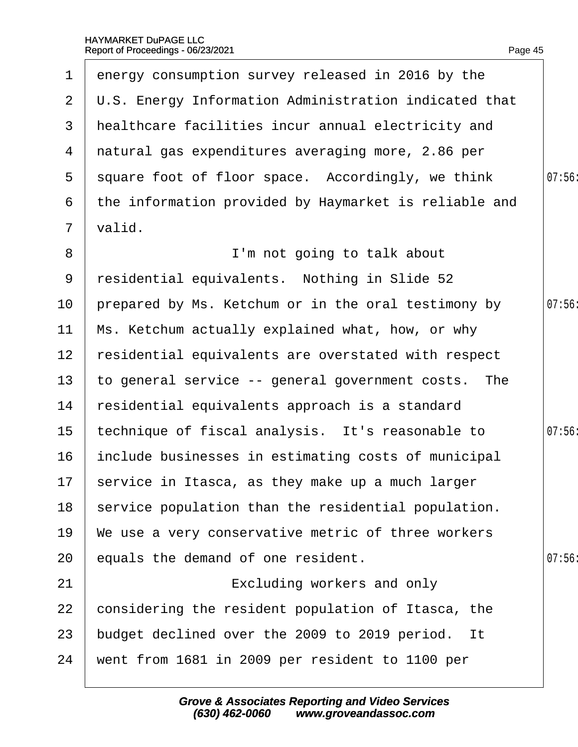1 energy consumption survey released in 2016 by the
2 U.S. Energy Information Administration indicated that
3 healthcare facilities incur annual electricity and
4 natural gas expenditures averaging more, 2.86 per
5 square foot of floor space. Accordingly, we think
6 the information provided by Haymarket is reliable and
7 valid.
8 I'm not going to talk about
9 residential equivalents. Nothing in Slide 52
10 prepared by Ms. Ketchum or in the oral testimony by
11 Ms. Ketchum actually explained what, how, or why
12 residential equivalents are overstated with respect
13 to general service -- general government costs. The
14 residential equivalents approach is a standard
15 technique of fiscal analysis. It's reasonable to
16 include businesses in estimating costs of municipal
17 service in Itasca, as they make up a much larger
18 service population than the residential population.
19 We use a very conservative metric of three workers
20 equals the demand of one resident.
21 Excluding workers and only
22 considering the resident population of Itasca, the
23 budget declined over the 2009 to 2019 period. It
24 went from 1681 in 2009 per resident to 1100 per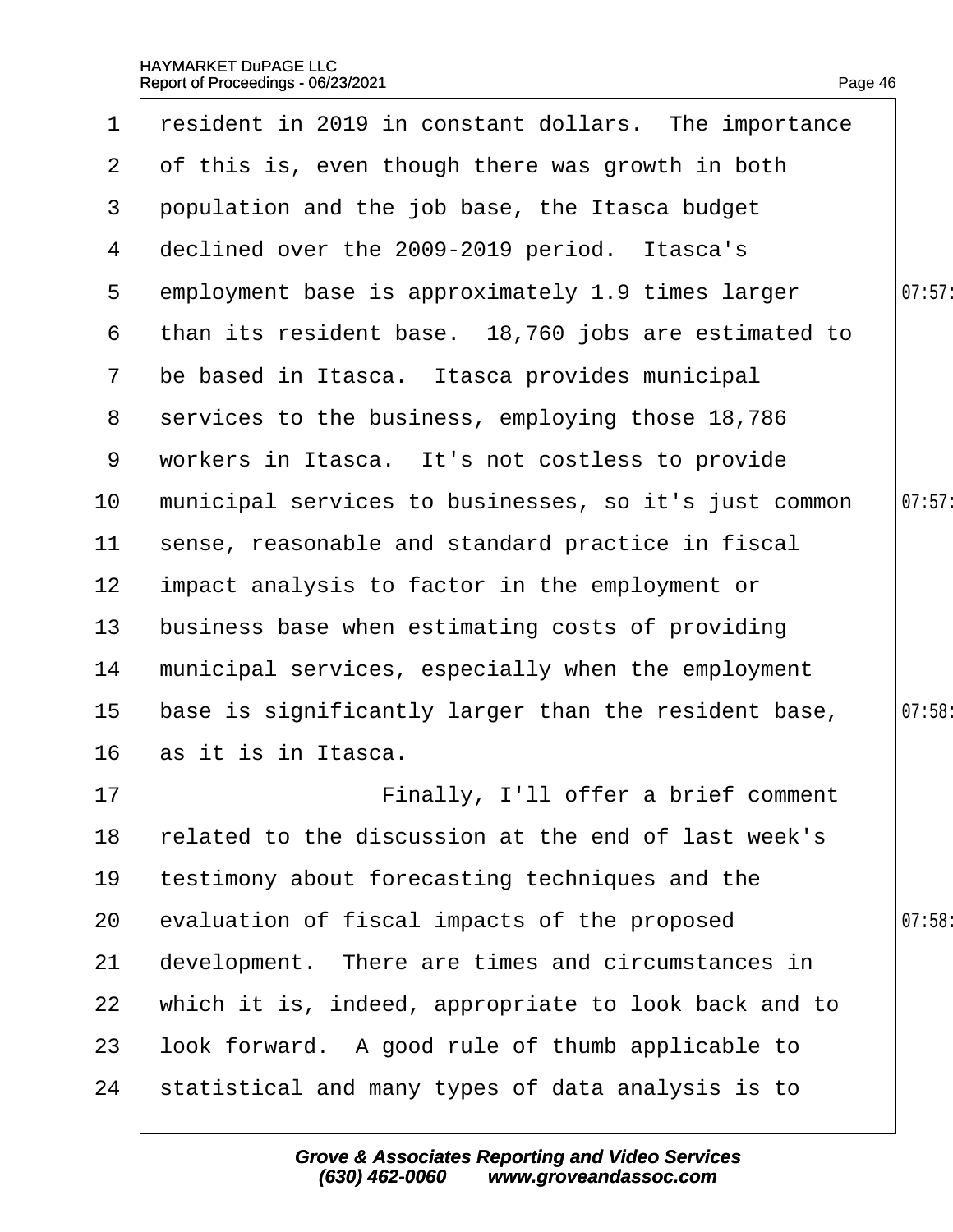1 resident in 2019 in constant dollars. The importance
2 of this is, even though there was growth in both
3 population and the job base, the Itasca budget
4 declined over the 2009-2019 period. Itasca's
5 employment base is approximately 1.9 times larger
6 than its resident base. 18,760 jobs are estimated to
7 be based in Itasca. Itasca provides municipal
8 services to the business, employing those 18,786
9 workers in Itasca. It's not costless to provide
10 municipal services to businesses, so it's just common
11 sense, reasonable and standard practice in fiscal
12 impact analysis to factor in the employment or
13 business base when estimating costs of providing
14 municipal services, especially when the employment
15 base is significantly larger than the resident base,
16 as it is in Itasca.
17 Finally, I'll offer a brief comment
18 related to the discussion at the end of last week's
19 testimony about forecasting techniques and the
20 evaluation of fiscal impacts of the proposed
21 development. There are times and circumstances in
22 which it is, indeed, appropriate to look back and to
23 look forward. A good rule of thumb applicable to
24 statistical and many types of data analysis is to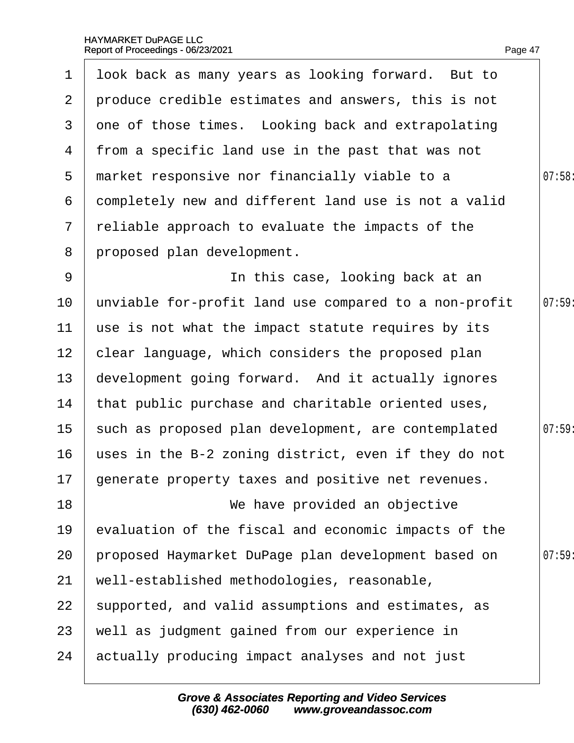look back as many years as looking forward. But to produce credible estimates and answers, this is not one of those times. Looking back and extrapolating from a specific land use in the past that was not market responsive nor financially viable to a completely new and different land use is not a valid reliable approach to evaluate the impacts of the proposed plan development.

In this case, looking back at an unviable for-profit land use compared to a non-profit use is not what the impact statute requires by its clear language, which considers the proposed plan development going forward. And it actually ignores that public purchase and charitable oriented uses, such as proposed plan development, are contemplated uses in the B-2 zoning district, even if they do not generate property taxes and positive net revenues.

We have provided an objective evaluation of the fiscal and economic impacts of the proposed Haymarket DuPage plan development based on well-established methodologies, reasonable, supported, and valid assumptions and estimates, as well as judgment gained from our experience in actually producing impact analyses and not just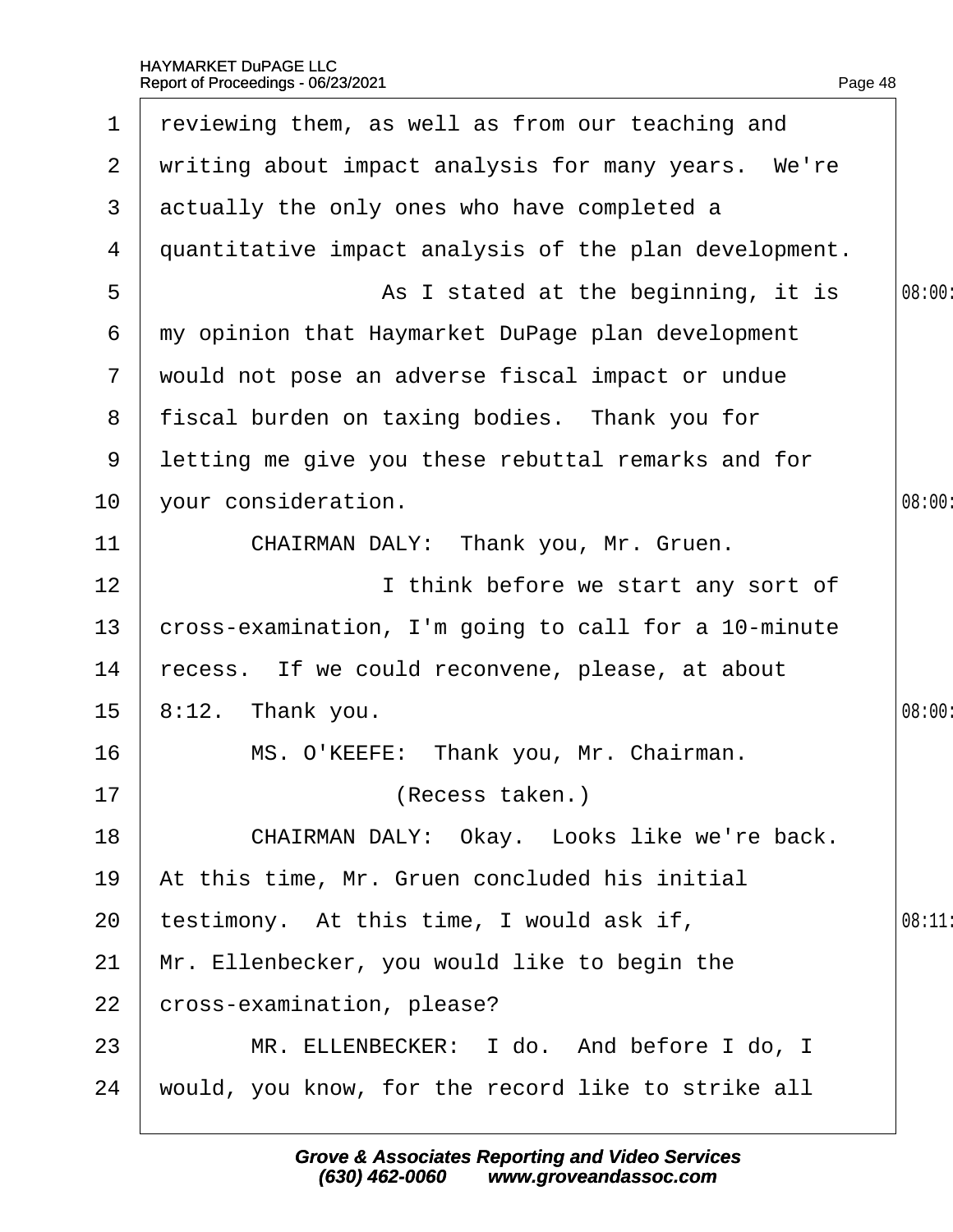1 reviewing them, as well as from our teaching and
2 writing about impact analysis for many years. We're
3 actually the only ones who have completed a
4 quantitative impact analysis of the plan development.
5 As I stated at the beginning, it is
6 my opinion that Haymarket DuPage plan development
7 would not pose an adverse fiscal impact or undue
8 fiscal burden on taxing bodies. Thank you for
9 letting me give you these rebuttal remarks and for
10 your consideration.
11 CHAIRMAN DALY: Thank you, Mr. Gruen.
12 I think before we start any sort of
13 cross-examination, I'm going to call for a 10-minute
14 recess. If we could reconvene, please, at about
15 8:12. Thank you.
16 MS. O'KEEFE: Thank you, Mr. Chairman.
17 (Recess taken.)
18 CHAIRMAN DALY: Okay. Looks like we're back.
19 At this time, Mr. Gruen concluded his initial
20 testimony. At this time, I would ask if,
21 Mr. Ellenbecker, you would like to begin the
22 cross-examination, please?
23 MR. ELLENBECKER: I do. And before I do, I
24 would, you know, for the record like to strike all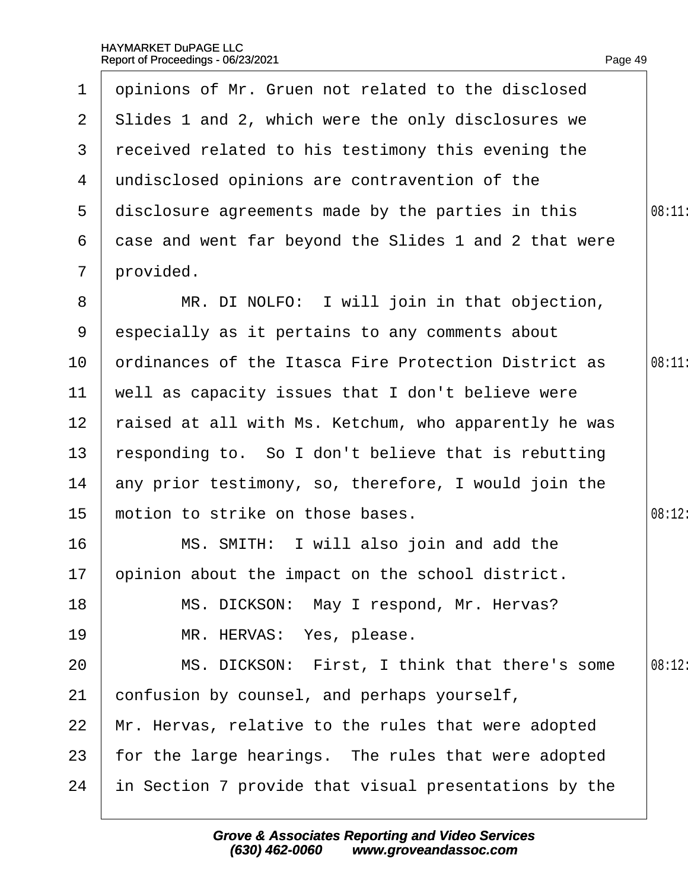1 opinions of Mr. Gruen not related to the disclosed
2 Slides 1 and 2, which were the only disclosures we
3 received related to his testimony this evening the
4 undisclosed opinions are contravention of the
5 disclosure agreements made by the parties in this
6 case and went far beyond the Slides 1 and 2 that were
7 provided.
8 MR. DI NOLFO: I will join in that objection,
9 especially as it pertains to any comments about
10 ordinances of the Itasca Fire Protection District as
11 well as capacity issues that I don't believe were
12 raised at all with Ms. Ketchum, who apparently he was
13 responding to. So I don't believe that is rebutting
14 any prior testimony, so, therefore, I would join the
15 motion to strike on those bases.
16 MS. SMITH: I will also join and add the
17 opinion about the impact on the school district.
18 MS. DICKSON: May I respond, Mr. Hervas?
19 MR. HERVAS: Yes, please.
20 MS. DICKSON: First, I think that there's some
21 confusion by counsel, and perhaps yourself,
22 Mr. Hervas, relative to the rules that were adopted
23 for the large hearings. The rules that were adopted
24 in Section 7 provide that visual presentations by the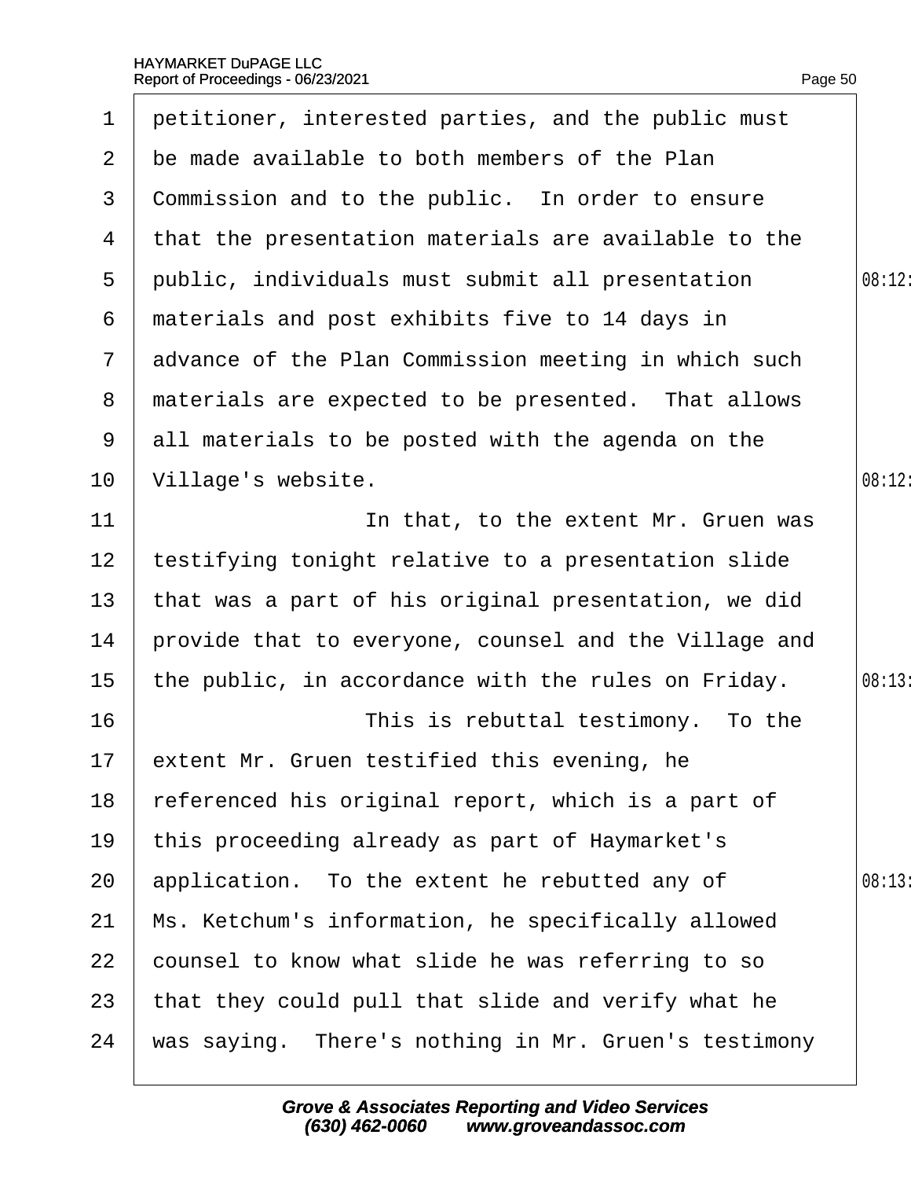1 petitioner, interested parties, and the public must
2 be made available to both members of the Plan
3 Commission and to the public. In order to ensure
4 that the presentation materials are available to the
5 public, individuals must submit all presentation
6 materials and post exhibits five to 14 days in
7 advance of the Plan Commission meeting in which such
8 materials are expected to be presented. That allows
9 all materials to be posted with the agenda on the
10 Village's website.
11 In that, to the extent Mr. Gruen was
12 testifying tonight relative to a presentation slide
13 that was a part of his original presentation, we did
14 provide that to everyone, counsel and the Village and
15 the public, in accordance with the rules on Friday.
16 This is rebuttal testimony. To the
17 extent Mr. Gruen testified this evening, he
18 referenced his original report, which is a part of
19 this proceeding already as part of Haymarket's
20 application. To the extent he rebutted any of
21 Ms. Ketchum's information, he specifically allowed
22 counsel to know what slide he was referring to so
23 that they could pull that slide and verify what he
24 was saying. There's nothing in Mr. Gruen's testimony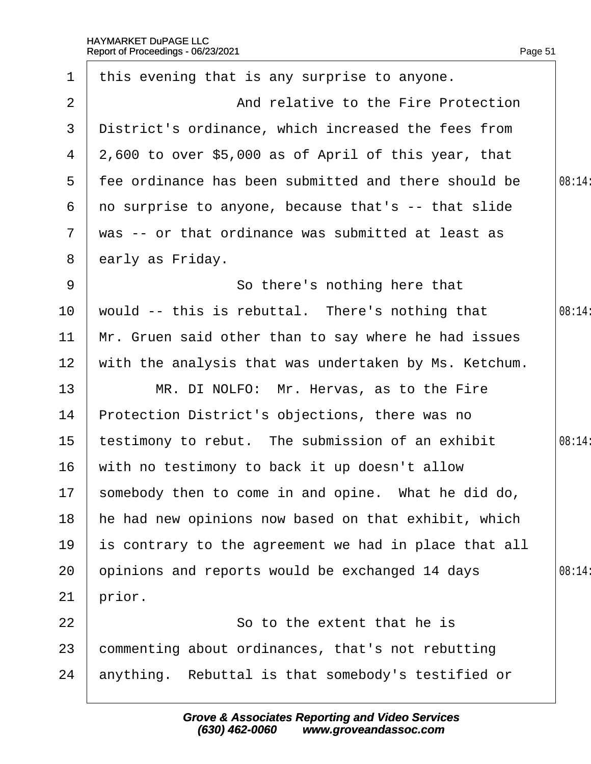1 this evening that is any surprise to anyone.

2 And relative to the Fire Protection

3 District's ordinance, which increased the fees from

4 2,600 to over $5,000 as of April of this year, that

5 fee ordinance has been submitted and there should be

6 no surprise to anyone, because that's -- that slide

7 was -- or that ordinance was submitted at least as

8 early as Friday.

9 So there's nothing here that

10 would -- this is rebuttal. There's nothing that

11 Mr. Gruen said other than to say where he had issues

12 with the analysis that was undertaken by Ms. Ketchum.

13 MR. DI NOLFO: Mr. Hervas, as to the Fire

14 Protection District's objections, there was no

15 testimony to rebut. The submission of an exhibit

16 with no testimony to back it up doesn't allow

17 somebody then to come in and opine. What he did do,

18 he had new opinions now based on that exhibit, which

19 is contrary to the agreement we had in place that all

20 opinions and reports would be exchanged 14 days

21 prior.

22 So to the extent that he is

23 commenting about ordinances, that's not rebutting

24 anything. Rebuttal is that somebody's testified or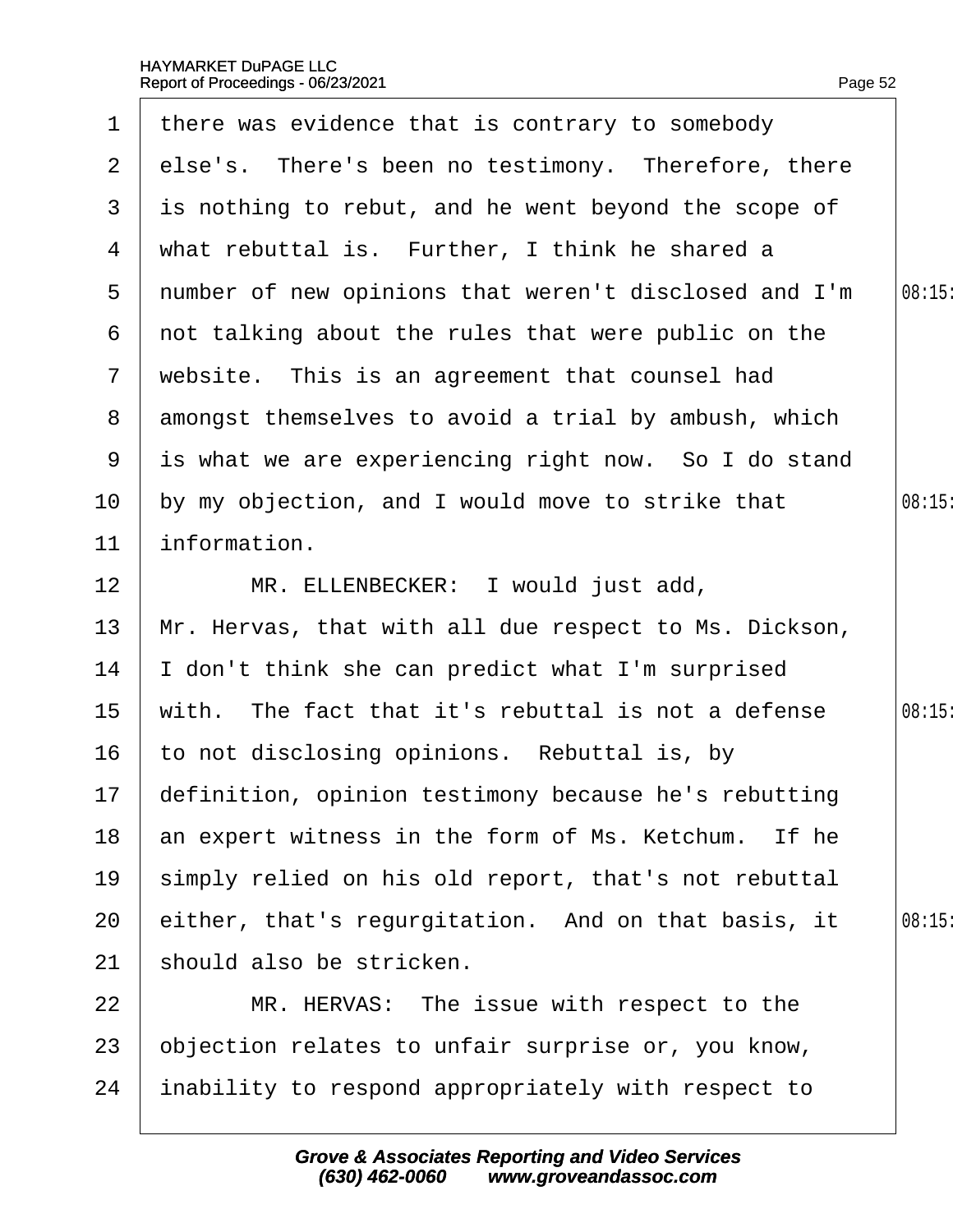1 there was evidence that is contrary to somebody
2 else's. There's been no testimony. Therefore, there
3 is nothing to rebut, and he went beyond the scope of
4 what rebuttal is. Further, I think he shared a
5 number of new opinions that weren't disclosed and I'm
6 not talking about the rules that were public on the
7 website. This is an agreement that counsel had
8 amongst themselves to avoid a trial by ambush, which
9 is what we are experiencing right now. So I do stand
10 by my objection, and I would move to strike that
11 information.
12 MR. ELLENBECKER: I would just add,
13 Mr. Hervas, that with all due respect to Ms. Dickson,
14 I don't think she can predict what I'm surprised
15 with. The fact that it's rebuttal is not a defense
16 to not disclosing opinions. Rebuttal is, by
17 definition, opinion testimony because he's rebutting
18 an expert witness in the form of Ms. Ketchum. If he
19 simply relied on his old report, that's not rebuttal
20 either, that's regurgitation. And on that basis, it
21 should also be stricken.
22 MR. HERVAS: The issue with respect to the
23 objection relates to unfair surprise or, you know,
24 inability to respond appropriately with respect to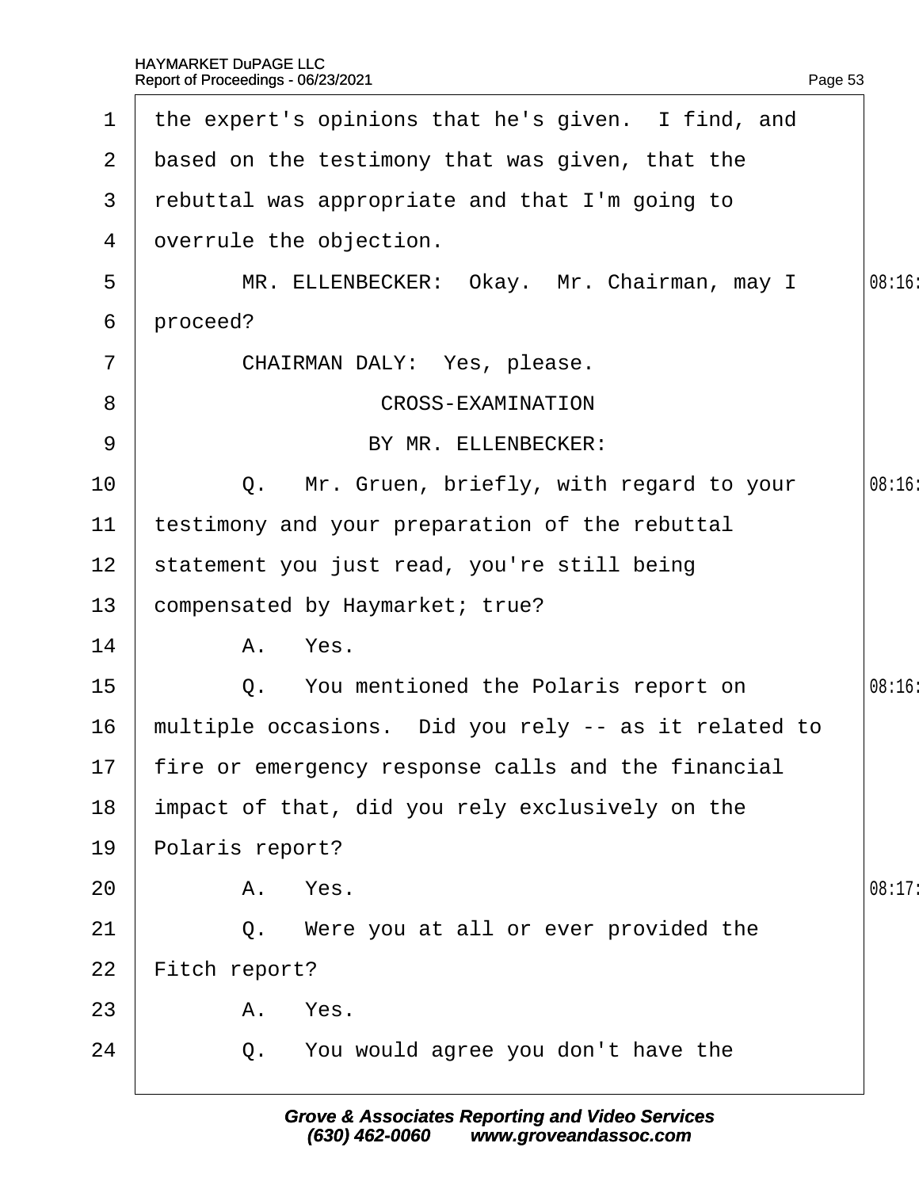1 the expert's opinions that he's given. I find, and
2 based on the testimony that was given, that the
3 rebuttal was appropriate and that I'm going to
4 overrule the objection.
5 MR. ELLENBECKER: Okay. Mr. Chairman, may I
6 proceed?
7 CHAIRMAN DALY: Yes, please.
8 CROSS-EXAMINATION
9 BY MR. ELLENBECKER:
10 Q. Mr. Gruen, briefly, with regard to your
11 testimony and your preparation of the rebuttal
12 statement you just read, you're still being
13 compensated by Haymarket; true?
14 A. Yes.
15 Q. You mentioned the Polaris report on
16 multiple occasions. Did you rely -- as it related to
17 fire or emergency response calls and the financial
18 impact of that, did you rely exclusively on the
19 Polaris report?
20 A. Yes.
21 Q. Were you at all or ever provided the
22 Fitch report?
23 A. Yes.
24 Q. You would agree you don't have the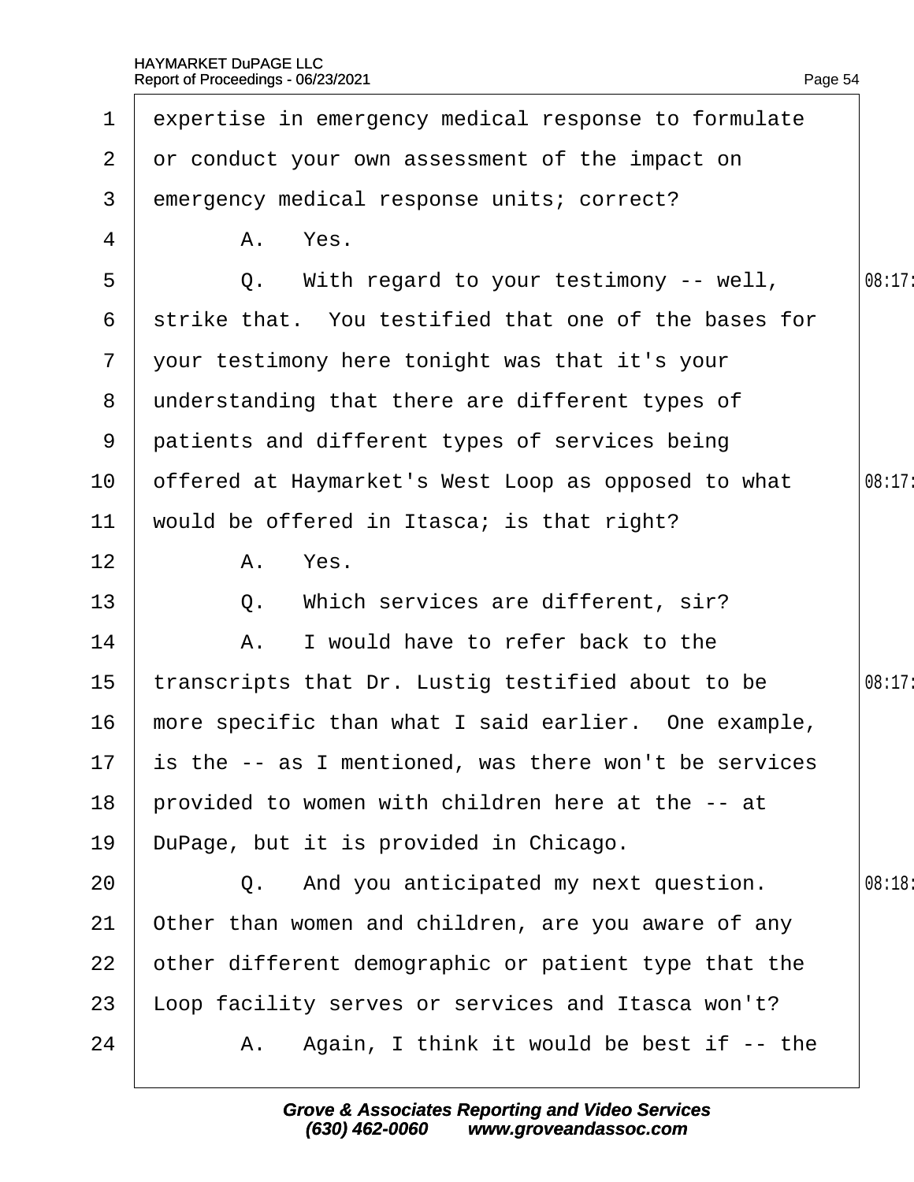1 expertise in emergency medical response to formulate
2 or conduct your own assessment of the impact on
3 emergency medical response units; correct?
4 A. Yes.
5 Q. With regard to your testimony -- well, 08:17:
6 strike that. You testified that one of the bases for
7 your testimony here tonight was that it's your
8 understanding that there are different types of
9 patients and different types of services being
10 offered at Haymarket's West Loop as opposed to what 08:17:
11 would be offered in Itasca; is that right?
12 A. Yes.
13 Q. Which services are different, sir?
14 A. I would have to refer back to the
15 transcripts that Dr. Lustig testified about to be 08:17:
16 more specific than what I said earlier. One example,
17 is the -- as I mentioned, was there won't be services
18 provided to women with children here at the -- at
19 DuPage, but it is provided in Chicago.
20 Q. And you anticipated my next question. 08:18:
21 Other than women and children, are you aware of any
22 other different demographic or patient type that the
23 Loop facility serves or services and Itasca won't?
24 A. Again, I think it would be best if -- the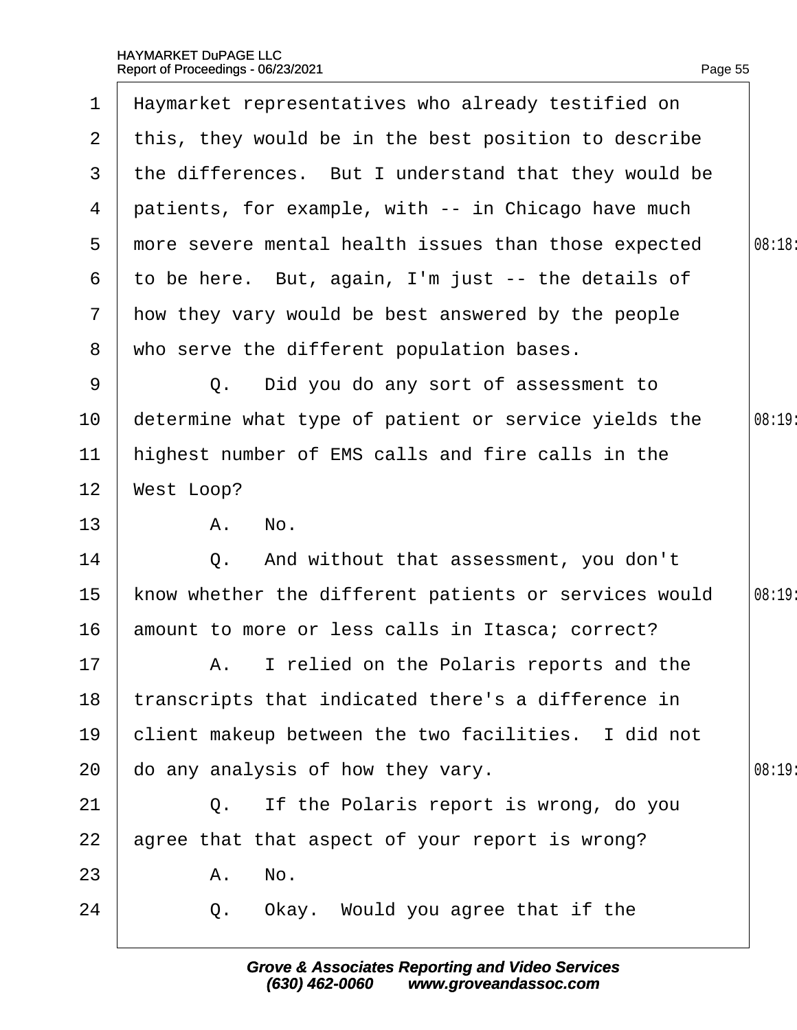1 Haymarket representatives who already testified on
2 this, they would be in the best position to describe
3 the differences. But I understand that they would be
4 patients, for example, with -- in Chicago have much
5 more severe mental health issues than those expected
6 to be here. But, again, I'm just -- the details of
7 how they vary would be best answered by the people
8 who serve the different population bases.
9 Q. Did you do any sort of assessment to
10 determine what type of patient or service yields the
11 highest number of EMS calls and fire calls in the
12 West Loop?
13 A. No.
14 Q. And without that assessment, you don't
15 know whether the different patients or services would
16 amount to more or less calls in Itasca; correct?
17 A. I relied on the Polaris reports and the
18 transcripts that indicated there's a difference in
19 client makeup between the two facilities. I did not
20 do any analysis of how they vary.
21 Q. If the Polaris report is wrong, do you
22 agree that that aspect of your report is wrong?
23 A. No.
24 Q. Okay. Would you agree that if the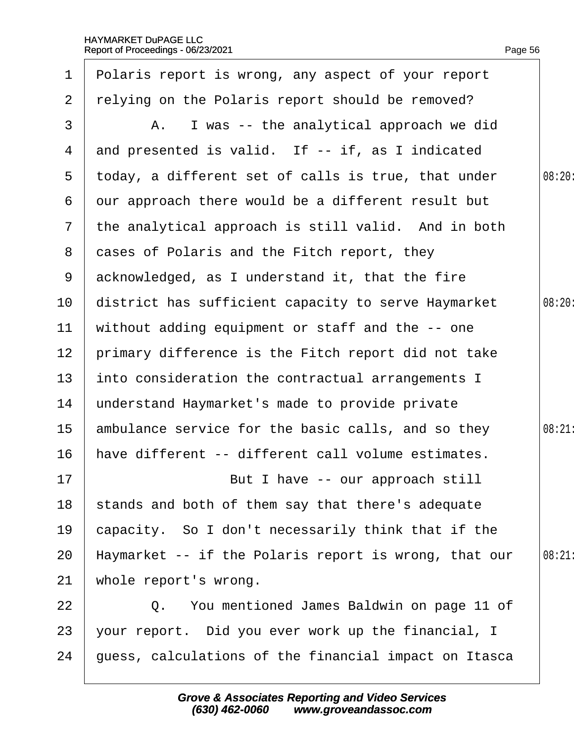1 Polaris report is wrong, any aspect of your report
2 relying on the Polaris report should be removed?
3 A. I was -- the analytical approach we did
4 and presented is valid. If -- if, as I indicated
5 today, a different set of calls is true, that under 08:20
6 our approach there would be a different result but
7 the analytical approach is still valid. And in both
8 cases of Polaris and the Fitch report, they
9 acknowledged, as I understand it, that the fire
10 district has sufficient capacity to serve Haymarket 08:20
11 without adding equipment or staff and the -- one
12 primary difference is the Fitch report did not take
13 into consideration the contractual arrangements I
14 understand Haymarket's made to provide private
15 ambulance service for the basic calls, and so they 08:21
16 have different -- different call volume estimates.
17 But I have -- our approach still
18 stands and both of them say that there's adequate
19 capacity. So I don't necessarily think that if the
20 Haymarket -- if the Polaris report is wrong, that our 08:21
21 whole report's wrong.
22 Q. You mentioned James Baldwin on page 11 of
23 your report. Did you ever work up the financial, I
24 guess, calculations of the financial impact on Itasca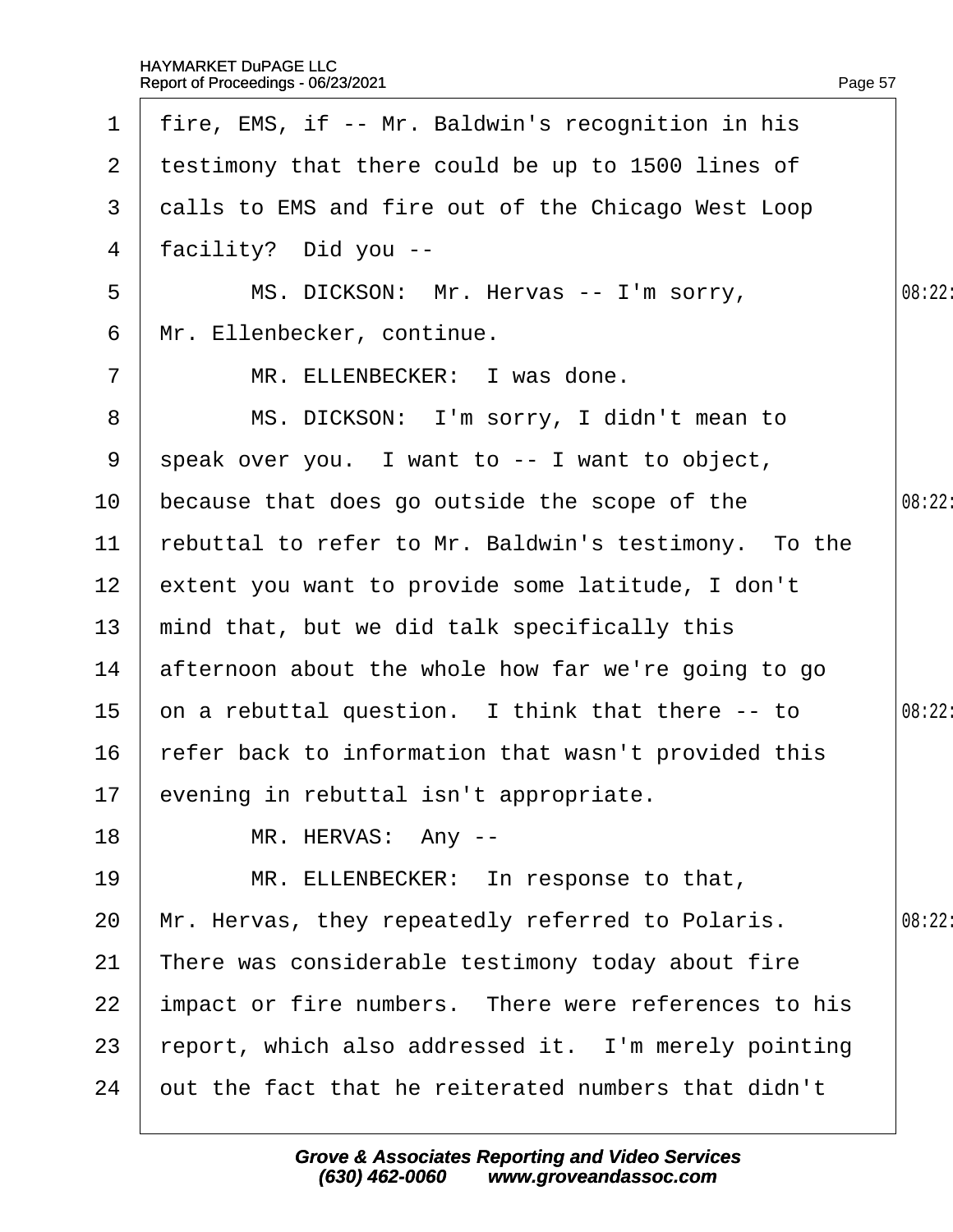1 fire, EMS, if -- Mr. Baldwin's recognition in his

2 testimony that there could be up to 1500 lines of

3 calls to EMS and fire out of the Chicago West Loop

4 facility? Did you --

5 MS. DICKSON: Mr. Hervas -- I'm sorry,

6 Mr. Ellenbecker, continue.

7 MR. ELLENBECKER: I was done.

8 MS. DICKSON: I'm sorry, I didn't mean to

9 speak over you. I want to -- I want to object,

10 because that does go outside the scope of the

11 rebuttal to refer to Mr. Baldwin's testimony. To the

12 extent you want to provide some latitude, I don't

13 mind that, but we did talk specifically this

14 afternoon about the whole how far we're going to go

15 on a rebuttal question. I think that there -- to

16 refer back to information that wasn't provided this

17 evening in rebuttal isn't appropriate.

18 MR. HERVAS: Any --

19 MR. ELLENBECKER: In response to that,

20 Mr. Hervas, they repeatedly referred to Polaris.

21 There was considerable testimony today about fire

22 impact or fire numbers. There were references to his

23 report, which also addressed it. I'm merely pointing

24 out the fact that he reiterated numbers that didn't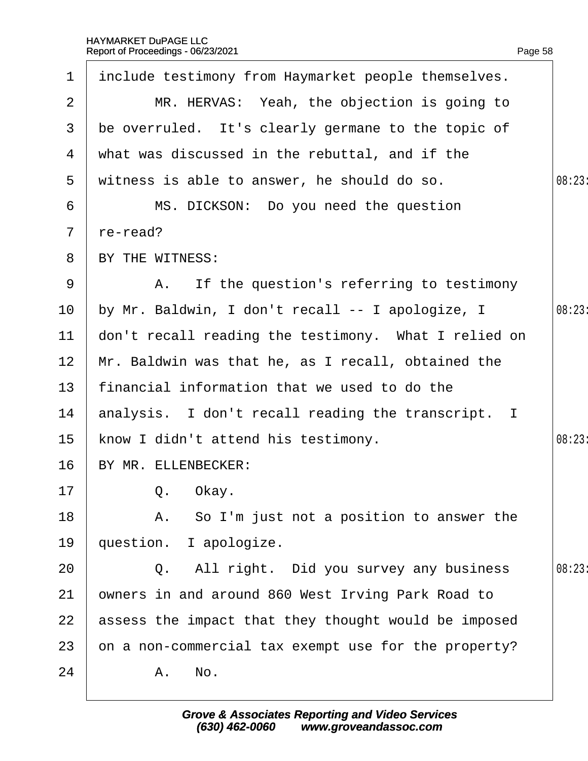include testimony from Haymarket people themselves.

MR. HERVAS: Yeah, the objection is going to be overruled. It's clearly germane to the topic of what was discussed in the rebuttal, and if the witness is able to answer, he should do so.

MS. DICKSON: Do you need the question re-read?

BY THE WITNESS:

A. If the question's referring to testimony by Mr. Baldwin, I don't recall -- I apologize, I don't recall reading the testimony. What I relied on Mr. Baldwin was that he, as I recall, obtained the financial information that we used to do the analysis. I don't recall reading the transcript. I know I didn't attend his testimony.

BY MR. ELLENBECKER:

Q. Okay.

A. So I'm just not a position to answer the question. I apologize.

Q. All right. Did you survey any business owners in and around 860 West Irving Park Road to assess the impact that they thought would be imposed on a non-commercial tax exempt use for the property?

A. No.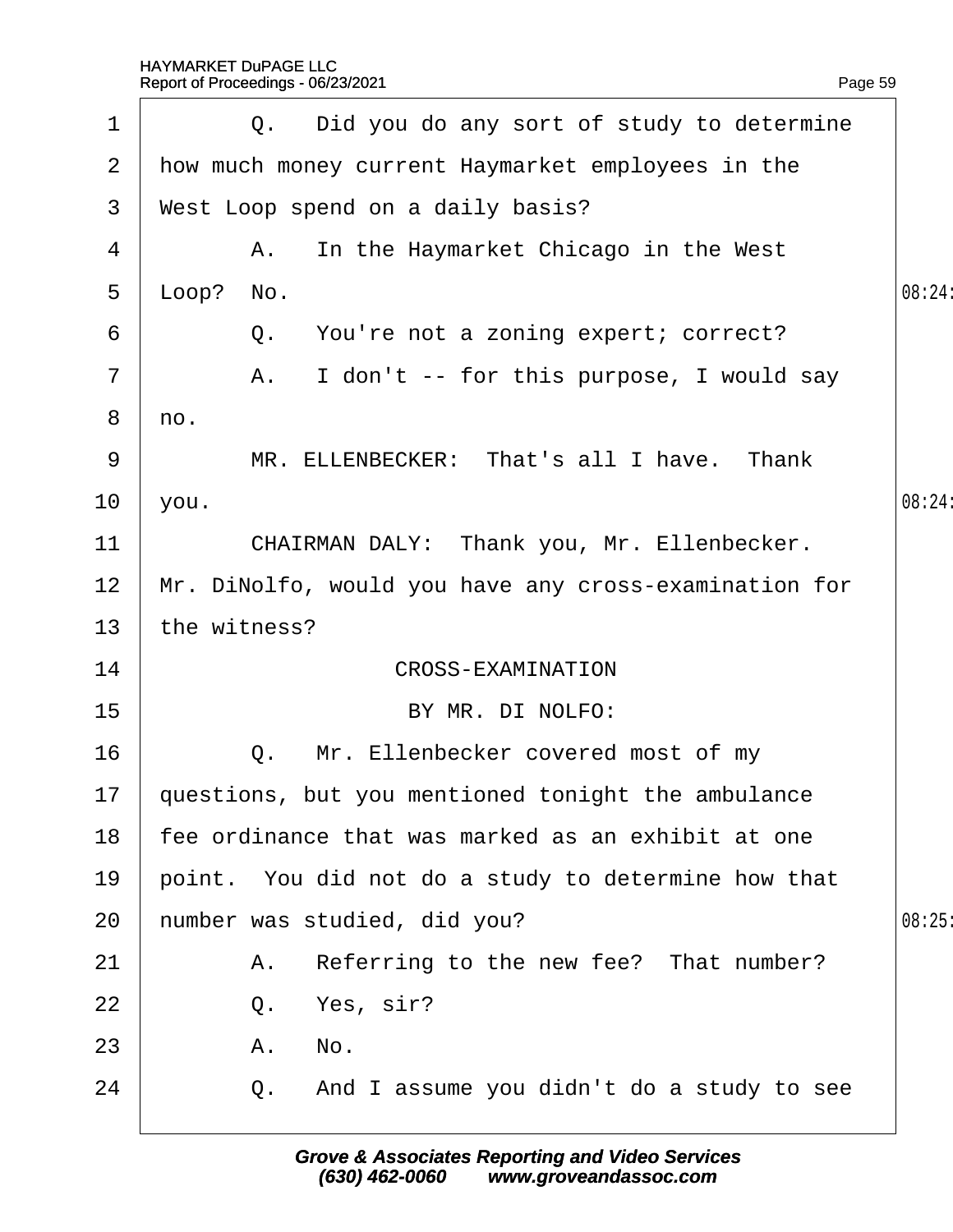Q. Did you do any sort of study to determine how much money current Haymarket employees in the West Loop spend on a daily basis?

A. In the Haymarket Chicago in the West Loop? No.

Q. You're not a zoning expert; correct?

A. I don't -- for this purpose, I would say no.

MR. ELLENBECKER: That's all I have. Thank you.

CHAIRMAN DALY: Thank you, Mr. Ellenbecker. Mr. DiNolfo, would you have any cross-examination for the witness?

CROSS-EXAMINATION

BY MR. DI NOLFO:

Q. Mr. Ellenbecker covered most of my questions, but you mentioned tonight the ambulance fee ordinance that was marked as an exhibit at one point. You did not do a study to determine how that number was studied, did you?

A. Referring to the new fee? That number?

Q. Yes, sir?

A. No.

Q. And I assume you didn't do a study to see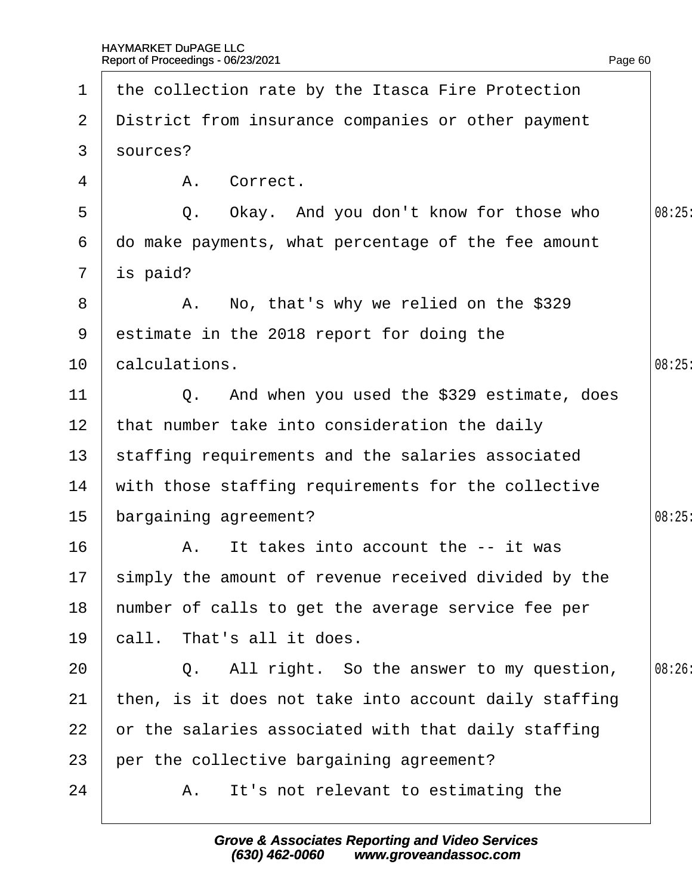1 the collection rate by the Itasca Fire Protection
2 District from insurance companies or other payment
3 sources?
4 A. Correct.
5 Q. Okay. And you don't know for those who
6 do make payments, what percentage of the fee amount
7 is paid?
8 A. No, that's why we relied on the $329
9 estimate in the 2018 report for doing the
10 calculations.
11 Q. And when you used the $329 estimate, does
12 that number take into consideration the daily
13 staffing requirements and the salaries associated
14 with those staffing requirements for the collective
15 bargaining agreement?
16 A. It takes into account the -- it was
17 simply the amount of revenue received divided by the
18 number of calls to get the average service fee per
19 call. That's all it does.
20 Q. All right. So the answer to my question,
21 then, is it does not take into account daily staffing
22 or the salaries associated with that daily staffing
23 per the collective bargaining agreement?
24 A. It's not relevant to estimating the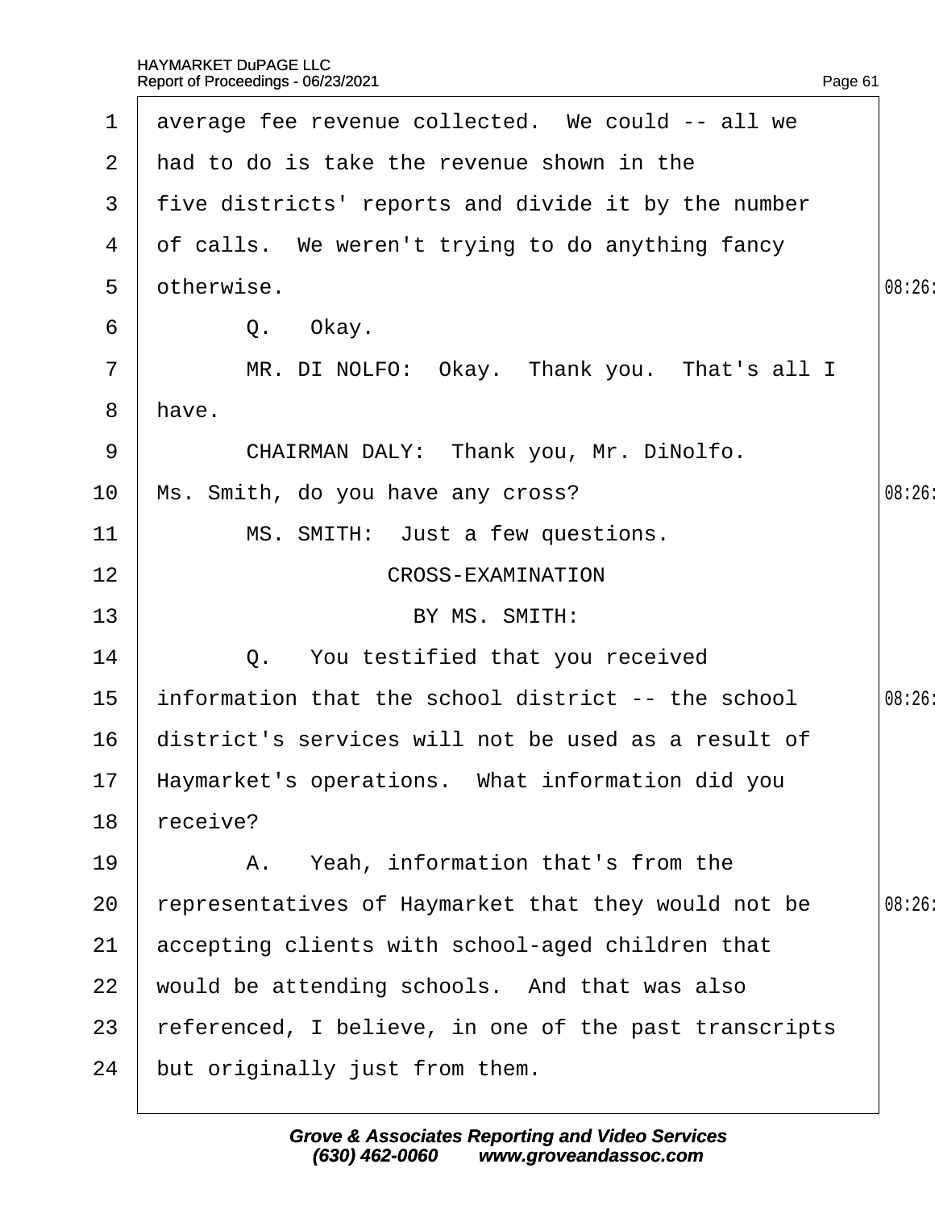1 average fee revenue collected. We could -- all we
2 had to do is take the revenue shown in the
3 five districts' reports and divide it by the number
4 of calls. We weren't trying to do anything fancy
5 otherwise. 08:26
6 Q. Okay.
7 MR. DI NOLFO: Okay. Thank you. That's all I
8 have.
9 CHAIRMAN DALY: Thank you, Mr. DiNolfo.
10 Ms. Smith, do you have any cross? 08:26
11 MS. SMITH: Just a few questions.
12 CROSS-EXAMINATION
13 BY MS. SMITH:
14 Q. You testified that you received
15 information that the school district -- the school 08:26
16 district's services will not be used as a result of
17 Haymarket's operations. What information did you
18 receive?
19 A. Yeah, information that's from the
20 representatives of Haymarket that they would not be 08:26
21 accepting clients with school-aged children that
22 would be attending schools. And that was also
23 referenced, I believe, in one of the past transcripts
24 but originally just from them.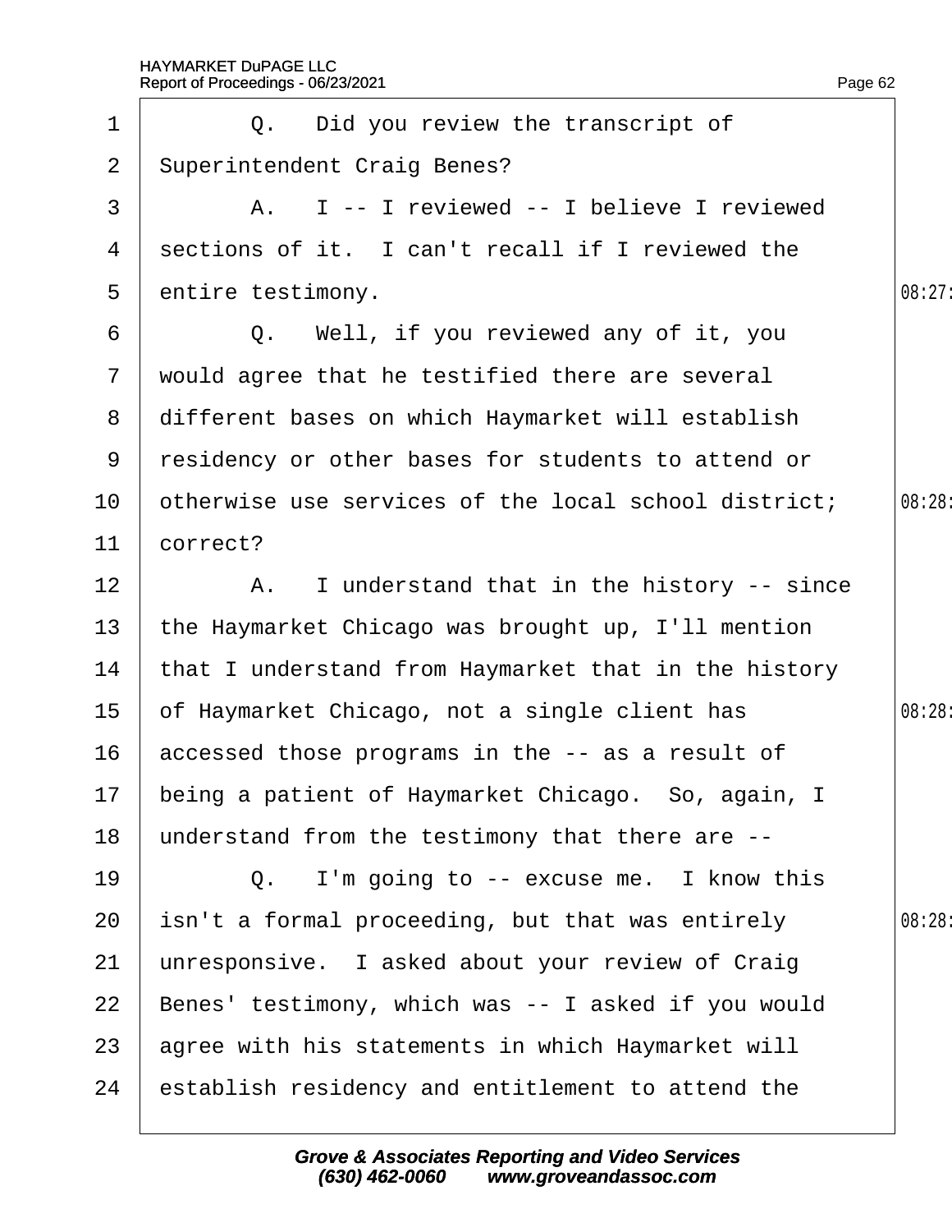1 Q. Did you review the transcript of
2 Superintendent Craig Benes?
3 A. I -- I reviewed -- I believe I reviewed
4 sections of it. I can't recall if I reviewed the
5 entire testimony.
6 Q. Well, if you reviewed any of it, you
7 would agree that he testified there are several
8 different bases on which Haymarket will establish
9 residency or other bases for students to attend or
10 otherwise use services of the local school district;
11 correct?
12 A. I understand that in the history -- since
13 the Haymarket Chicago was brought up, I'll mention
14 that I understand from Haymarket that in the history
15 of Haymarket Chicago, not a single client has
16 accessed those programs in the -- as a result of
17 being a patient of Haymarket Chicago. So, again, I
18 understand from the testimony that there are --
19 Q. I'm going to -- excuse me. I know this
20 isn't a formal proceeding, but that was entirely
21 unresponsive. I asked about your review of Craig
22 Benes' testimony, which was -- I asked if you would
23 agree with his statements in which Haymarket will
24 establish residency and entitlement to attend the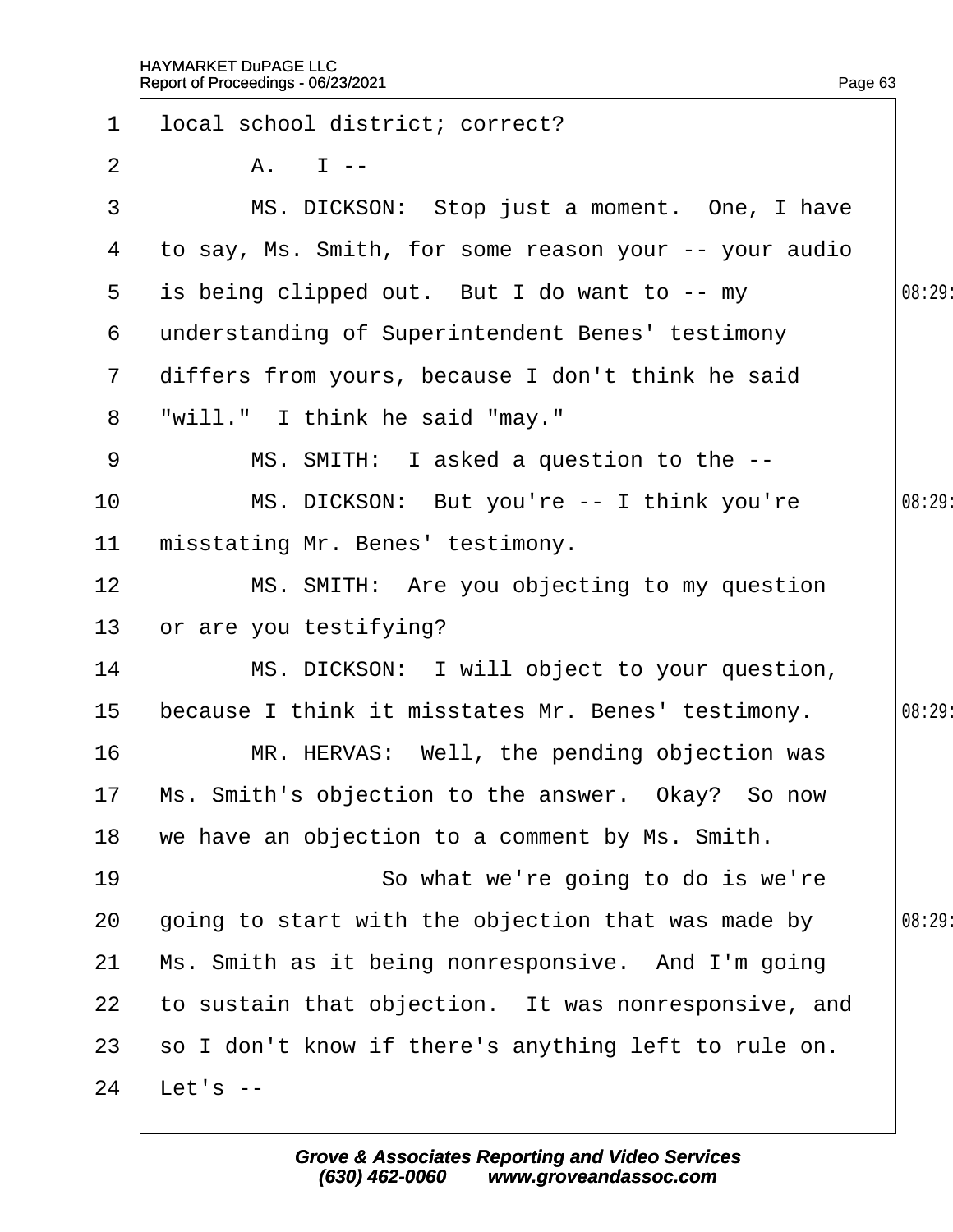1 local school district; correct?

2 A. I --

3 MS. DICKSON: Stop just a moment. One, I have

4 to say, Ms. Smith, for some reason your -- your audio

5 is being clipped out. But I do want to -- my

6 understanding of Superintendent Benes' testimony

7 differs from yours, because I don't think he said

8 "will." I think he said "may."

9 MS. SMITH: I asked a question to the --

10 MS. DICKSON: But you're -- I think you're

11 misstating Mr. Benes' testimony.

12 MS. SMITH: Are you objecting to my question

13 or are you testifying?

14 MS. DICKSON: I will object to your question,

15 because I think it misstates Mr. Benes' testimony.

16 MR. HERVAS: Well, the pending objection was

17 Ms. Smith's objection to the answer. Okay? So now

18 we have an objection to a comment by Ms. Smith.

19 So what we're going to do is we're

20 going to start with the objection that was made by

21 Ms. Smith as it being nonresponsive. And I'm going

22 to sustain that objection. It was nonresponsive, and

23 so I don't know if there's anything left to rule on.

24 Let's --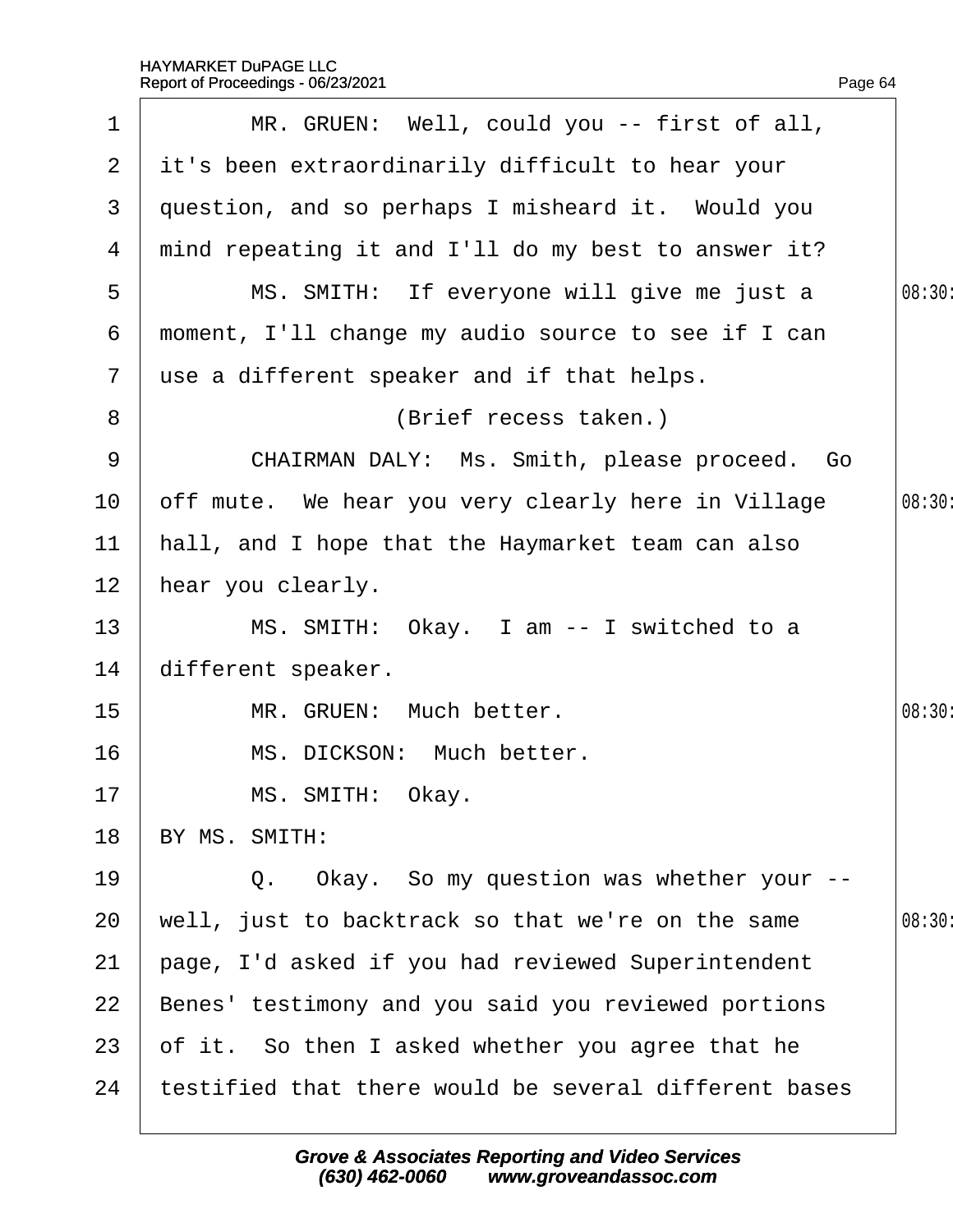1 MR. GRUEN: Well, could you -- first of all,
2 it's been extraordinarily difficult to hear your
3 question, and so perhaps I misheard it. Would you
4 mind repeating it and I'll do my best to answer it?
5 MS. SMITH: If everyone will give me just a 08:30
6 moment, I'll change my audio source to see if I can
7 use a different speaker and if that helps.
8 (Brief recess taken.)
9 CHAIRMAN DALY: Ms. Smith, please proceed. Go
10 off mute. We hear you very clearly here in Village 08:30
11 hall, and I hope that the Haymarket team can also
12 hear you clearly.
13 MS. SMITH: Okay. I am -- I switched to a
14 different speaker.
15 MR. GRUEN: Much better. 08:30
16 MS. DICKSON: Much better.
17 MS. SMITH: Okay.
18 BY MS. SMITH:
19 Q. Okay. So my question was whether your --
20 well, just to backtrack so that we're on the same 08:30
21 page, I'd asked if you had reviewed Superintendent
22 Benes' testimony and you said you reviewed portions
23 of it. So then I asked whether you agree that he
24 testified that there would be several different bases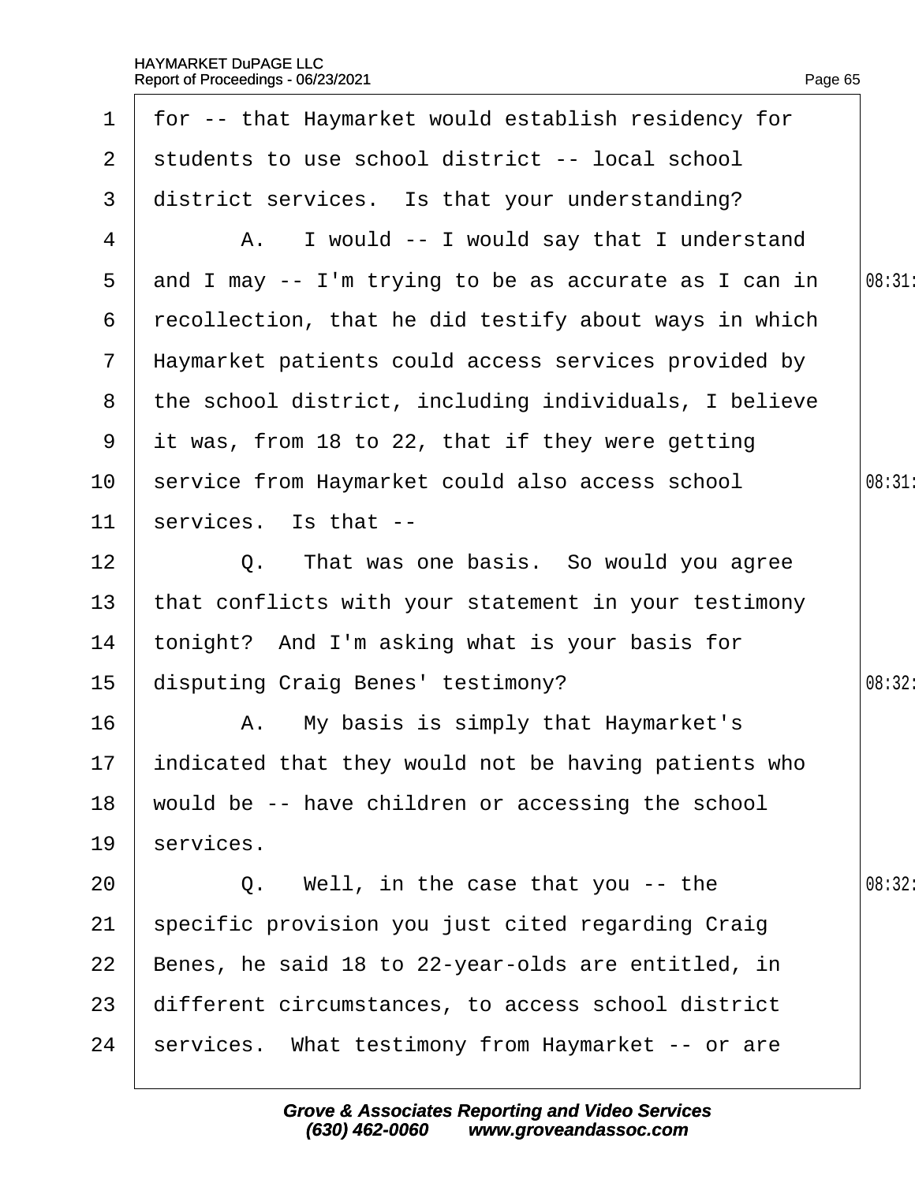1 for -- that Haymarket would establish residency for
2 students to use school district -- local school
3 district services. Is that your understanding?
4 A. I would -- I would say that I understand
5 and I may -- I'm trying to be as accurate as I can in
6 recollection, that he did testify about ways in which
7 Haymarket patients could access services provided by
8 the school district, including individuals, I believe
9 it was, from 18 to 22, that if they were getting
10 service from Haymarket could also access school
11 services. Is that --
12 Q. That was one basis. So would you agree
13 that conflicts with your statement in your testimony
14 tonight? And I'm asking what is your basis for
15 disputing Craig Benes' testimony?
16 A. My basis is simply that Haymarket's
17 indicated that they would not be having patients who
18 would be -- have children or accessing the school
19 services.
20 Q. Well, in the case that you -- the
21 specific provision you just cited regarding Craig
22 Benes, he said 18 to 22-year-olds are entitled, in
23 different circumstances, to access school district
24 services. What testimony from Haymarket -- or are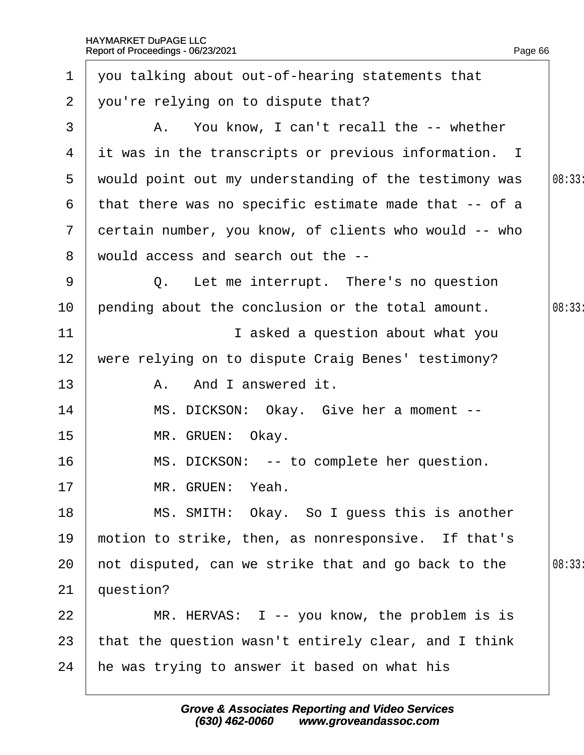1 you talking about out-of-hearing statements that
2 you're relying on to dispute that?
3 A. You know, I can't recall the -- whether
4 it was in the transcripts or previous information. I
5 would point out my understanding of the testimony was 08:33
6 that there was no specific estimate made that -- of a
7 certain number, you know, of clients who would -- who
8 would access and search out the --
9 Q. Let me interrupt. There's no question
10 pending about the conclusion or the total amount. 08:33
11 I asked a question about what you
12 were relying on to dispute Craig Benes' testimony?
13 A. And I answered it.
14 MS. DICKSON: Okay. Give her a moment --
15 MR. GRUEN: Okay.
16 MS. DICKSON: -- to complete her question.
17 MR. GRUEN: Yeah.
18 MS. SMITH: Okay. So I guess this is another
19 motion to strike, then, as nonresponsive. If that's
20 not disputed, can we strike that and go back to the 08:33
21 question?
22 MR. HERVAS: I -- you know, the problem is is
23 that the question wasn't entirely clear, and I think
24 he was trying to answer it based on what his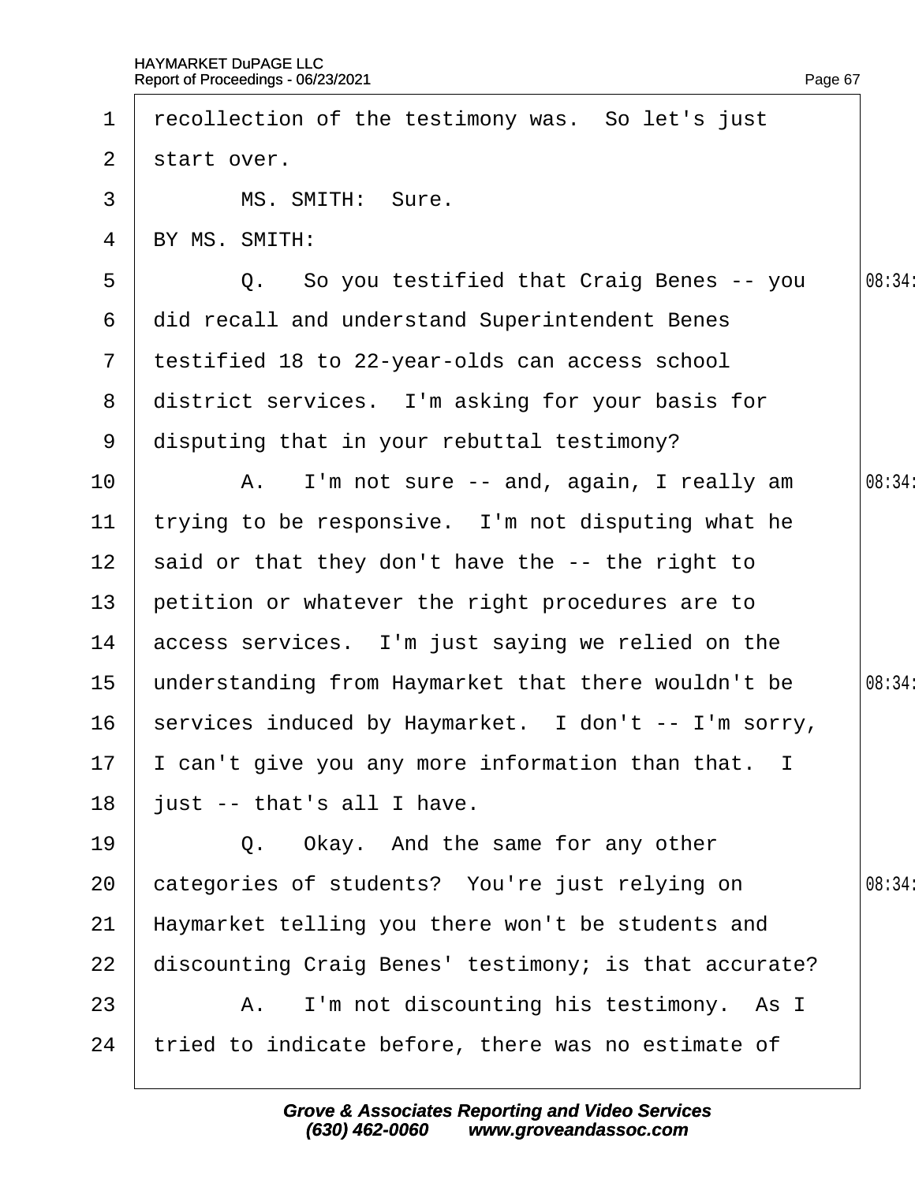1 recollection of the testimony was. So let's just
2 start over.
3 MS. SMITH: Sure.
4 BY MS. SMITH:
5 Q. So you testified that Craig Benes -- you
6 did recall and understand Superintendent Benes
7 testified 18 to 22-year-olds can access school
8 district services. I'm asking for your basis for
9 disputing that in your rebuttal testimony?
10 A. I'm not sure -- and, again, I really am
11 trying to be responsive. I'm not disputing what he
12 said or that they don't have the -- the right to
13 petition or whatever the right procedures are to
14 access services. I'm just saying we relied on the
15 understanding from Haymarket that there wouldn't be
16 services induced by Haymarket. I don't -- I'm sorry,
17 I can't give you any more information than that. I
18 just -- that's all I have.
19 Q. Okay. And the same for any other
20 categories of students? You're just relying on
21 Haymarket telling you there won't be students and
22 discounting Craig Benes' testimony; is that accurate?
23 A. I'm not discounting his testimony. As I
24 tried to indicate before, there was no estimate of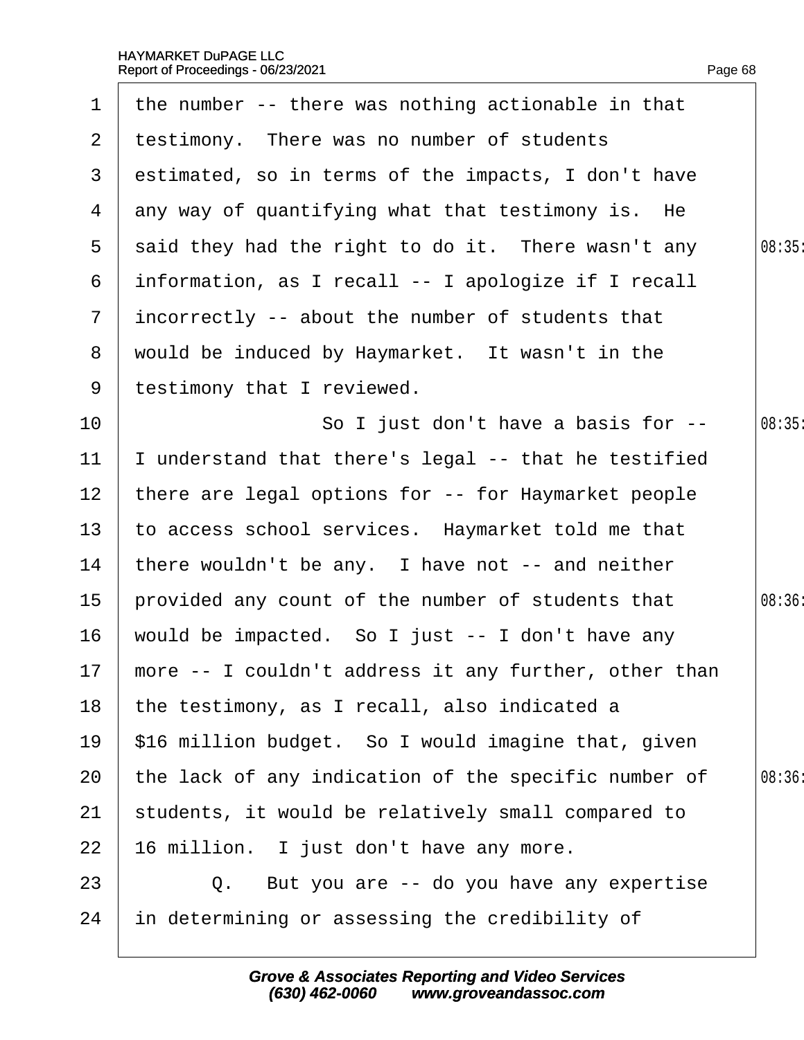1 the number -- there was nothing actionable in that
2 testimony. There was no number of students
3 estimated, so in terms of the impacts, I don't have
4 any way of quantifying what that testimony is. He
5 said they had the right to do it. There wasn't any
6 information, as I recall -- I apologize if I recall
7 incorrectly -- about the number of students that
8 would be induced by Haymarket. It wasn't in the
9 testimony that I reviewed.
10 So I just don't have a basis for --
11 I understand that there's legal -- that he testified
12 there are legal options for -- for Haymarket people
13 to access school services. Haymarket told me that
14 there wouldn't be any. I have not -- and neither
15 provided any count of the number of students that
16 would be impacted. So I just -- I don't have any
17 more -- I couldn't address it any further, other than
18 the testimony, as I recall, also indicated a
19 $16 million budget. So I would imagine that, given
20 the lack of any indication of the specific number of
21 students, it would be relatively small compared to
22 16 million. I just don't have any more.
23 Q. But you are -- do you have any expertise
24 in determining or assessing the credibility of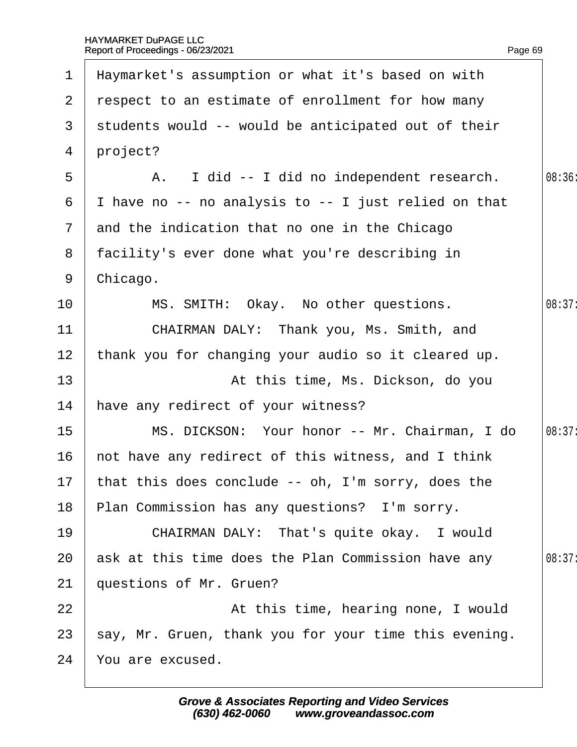1 Haymarket's assumption or what it's based on with
2 respect to an estimate of enrollment for how many
3 students would -- would be anticipated out of their
4 project?

5 A. I did -- I did no independent research. 08:36
6 I have no -- no analysis to -- I just relied on that
7 and the indication that no one in the Chicago
8 facility's ever done what you're describing in
9 Chicago.

10 MS. SMITH: Okay. No other questions. 08:37
11 CHAIRMAN DALY: Thank you, Ms. Smith, and
12 thank you for changing your audio so it cleared up.
13 At this time, Ms. Dickson, do you
14 have any redirect of your witness?

15 MS. DICKSON: Your honor -- Mr. Chairman, I do 08:37
16 not have any redirect of this witness, and I think
17 that this does conclude -- oh, I'm sorry, does the
18 Plan Commission has any questions? I'm sorry.

19 CHAIRMAN DALY: That's quite okay. I would
20 ask at this time does the Plan Commission have any 08:37
21 questions of Mr. Gruen?
22 At this time, hearing none, I would
23 say, Mr. Gruen, thank you for your time this evening.
24 You are excused.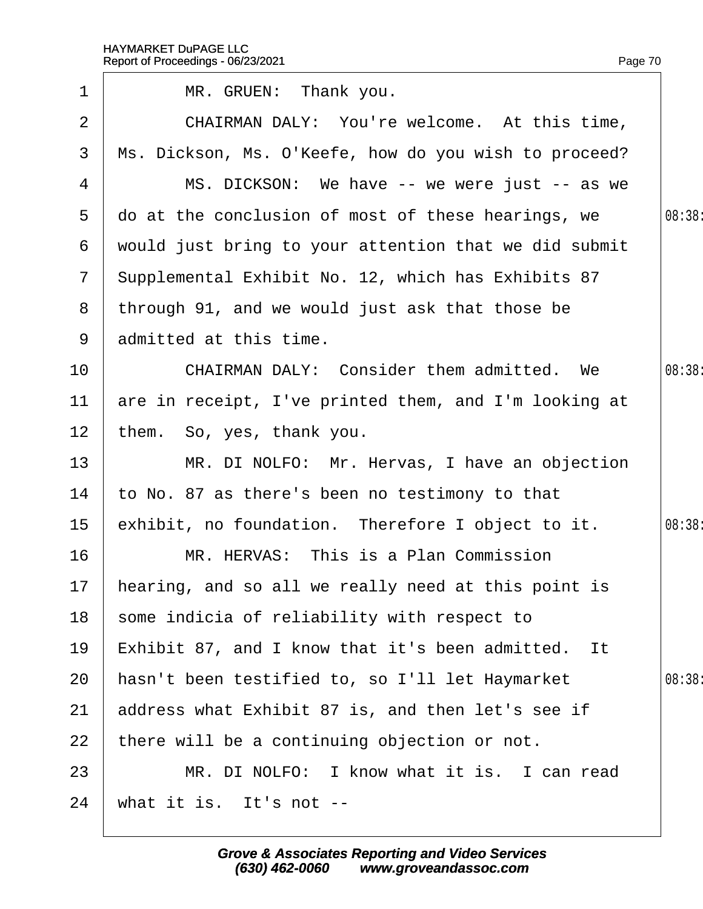MR. GRUEN: Thank you.

CHAIRMAN DALY: You're welcome. At this time, Ms. Dickson, Ms. O'Keefe, how do you wish to proceed?

MS. DICKSON: We have -- we were just -- as we do at the conclusion of most of these hearings, we would just bring to your attention that we did submit Supplemental Exhibit No. 12, which has Exhibits 87 through 91, and we would just ask that those be admitted at this time.

CHAIRMAN DALY: Consider them admitted. We are in receipt, I've printed them, and I'm looking at them. So, yes, thank you.

MR. DI NOLFO: Mr. Hervas, I have an objection to No. 87 as there's been no testimony to that exhibit, no foundation. Therefore I object to it.

MR. HERVAS: This is a Plan Commission hearing, and so all we really need at this point is some indicia of reliability with respect to Exhibit 87, and I know that it's been admitted. It hasn't been testified to, so I'll let Haymarket address what Exhibit 87 is, and then let's see if there will be a continuing objection or not.

MR. DI NOLFO: I know what it is. I can read what it is. It's not --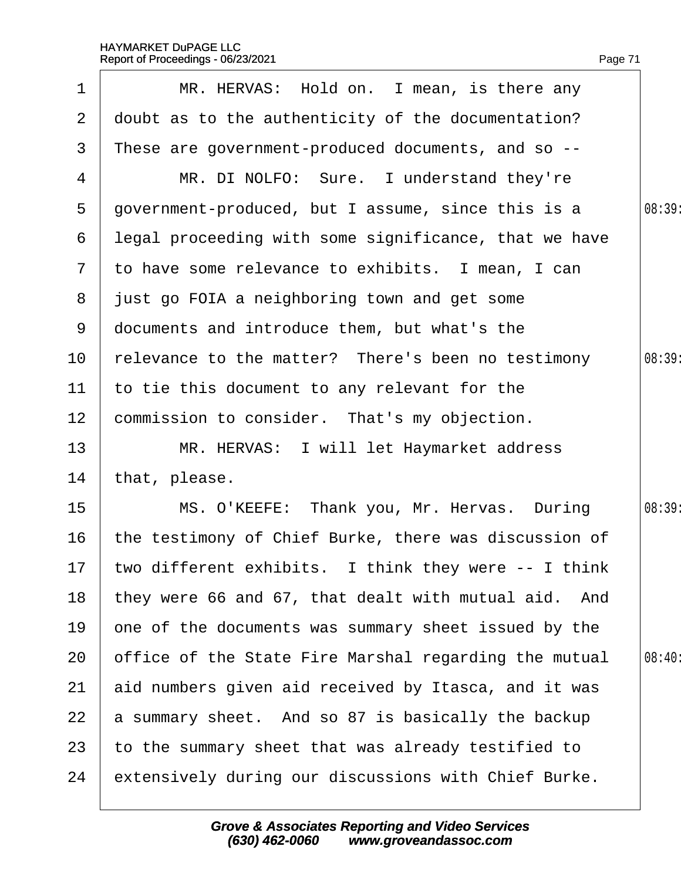MR. HERVAS: Hold on. I mean, is there any doubt as to the authenticity of the documentation? These are government-produced documents, and so --

MR. DI NOLFO: Sure. I understand they're government-produced, but I assume, since this is a legal proceeding with some significance, that we have to have some relevance to exhibits. I mean, I can just go FOIA a neighboring town and get some documents and introduce them, but what's the relevance to the matter? There's been no testimony to tie this document to any relevant for the commission to consider. That's my objection.

MR. HERVAS: I will let Haymarket address that, please.

MS. O'KEEFE: Thank you, Mr. Hervas. During the testimony of Chief Burke, there was discussion of two different exhibits. I think they were -- I think they were 66 and 67, that dealt with mutual aid. And one of the documents was summary sheet issued by the office of the State Fire Marshal regarding the mutual aid numbers given aid received by Itasca, and it was a summary sheet. And so 87 is basically the backup to the summary sheet that was already testified to extensively during our discussions with Chief Burke.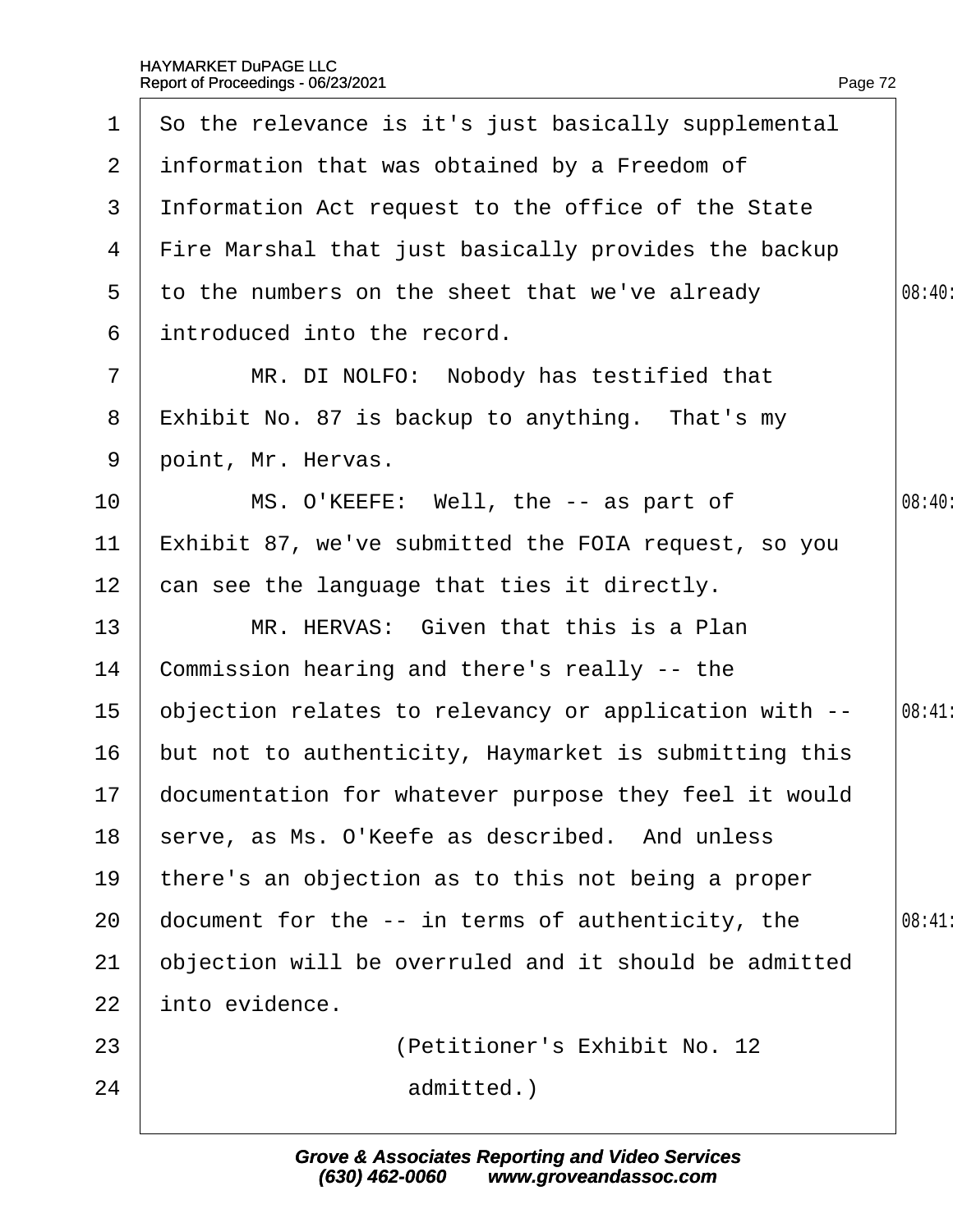1 So the relevance is it's just basically supplemental
2 information that was obtained by a Freedom of
3 Information Act request to the office of the State
4 Fire Marshal that just basically provides the backup
5 to the numbers on the sheet that we've already
6 introduced into the record.
7 MR. DI NOLFO: Nobody has testified that
8 Exhibit No. 87 is backup to anything. That's my
9 point, Mr. Hervas.
10 MS. O'KEEFE: Well, the -- as part of
11 Exhibit 87, we've submitted the FOIA request, so you
12 can see the language that ties it directly.
13 MR. HERVAS: Given that this is a Plan
14 Commission hearing and there's really -- the
15 objection relates to relevancy or application with --
16 but not to authenticity, Haymarket is submitting this
17 documentation for whatever purpose they feel it would
18 serve, as Ms. O'Keefe as described. And unless
19 there's an objection as to this not being a proper
20 document for the -- in terms of authenticity, the
21 objection will be overruled and it should be admitted
22 into evidence.
23 (Petitioner's Exhibit No. 12
24 admitted.)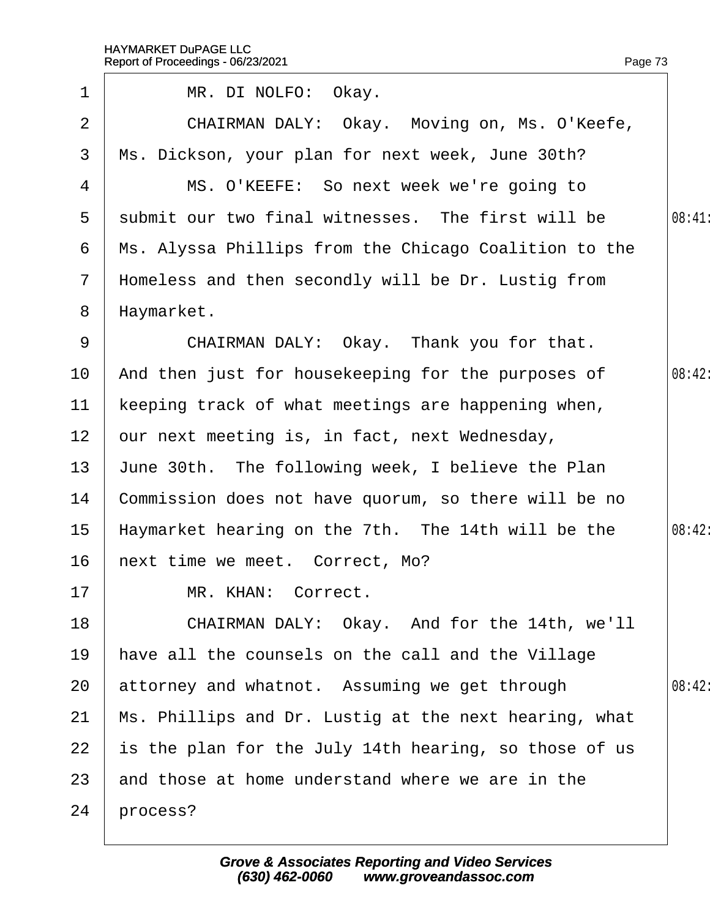1 MR. DI NOLFO: Okay.

2 CHAIRMAN DALY: Okay. Moving on, Ms. O'Keefe,

3 Ms. Dickson, your plan for next week, June 30th?

4 MS. O'KEEFE: So next week we're going to

5 submit our two final witnesses. The first will be 08:41

6 Ms. Alyssa Phillips from the Chicago Coalition to the

7 Homeless and then secondly will be Dr. Lustig from

8 Haymarket.

9 CHAIRMAN DALY: Okay. Thank you for that.

10 And then just for housekeeping for the purposes of 08:42

11 keeping track of what meetings are happening when,

12 our next meeting is, in fact, next Wednesday,

13 June 30th. The following week, I believe the Plan

14 Commission does not have quorum, so there will be no

15 Haymarket hearing on the 7th. The 14th will be the 08:42

16 next time we meet. Correct, Mo?

17 MR. KHAN: Correct.

18 CHAIRMAN DALY: Okay. And for the 14th, we'll

19 have all the counsels on the call and the Village

20 attorney and whatnot. Assuming we get through 08:42

21 Ms. Phillips and Dr. Lustig at the next hearing, what

22 is the plan for the July 14th hearing, so those of us

23 and those at home understand where we are in the

24 process?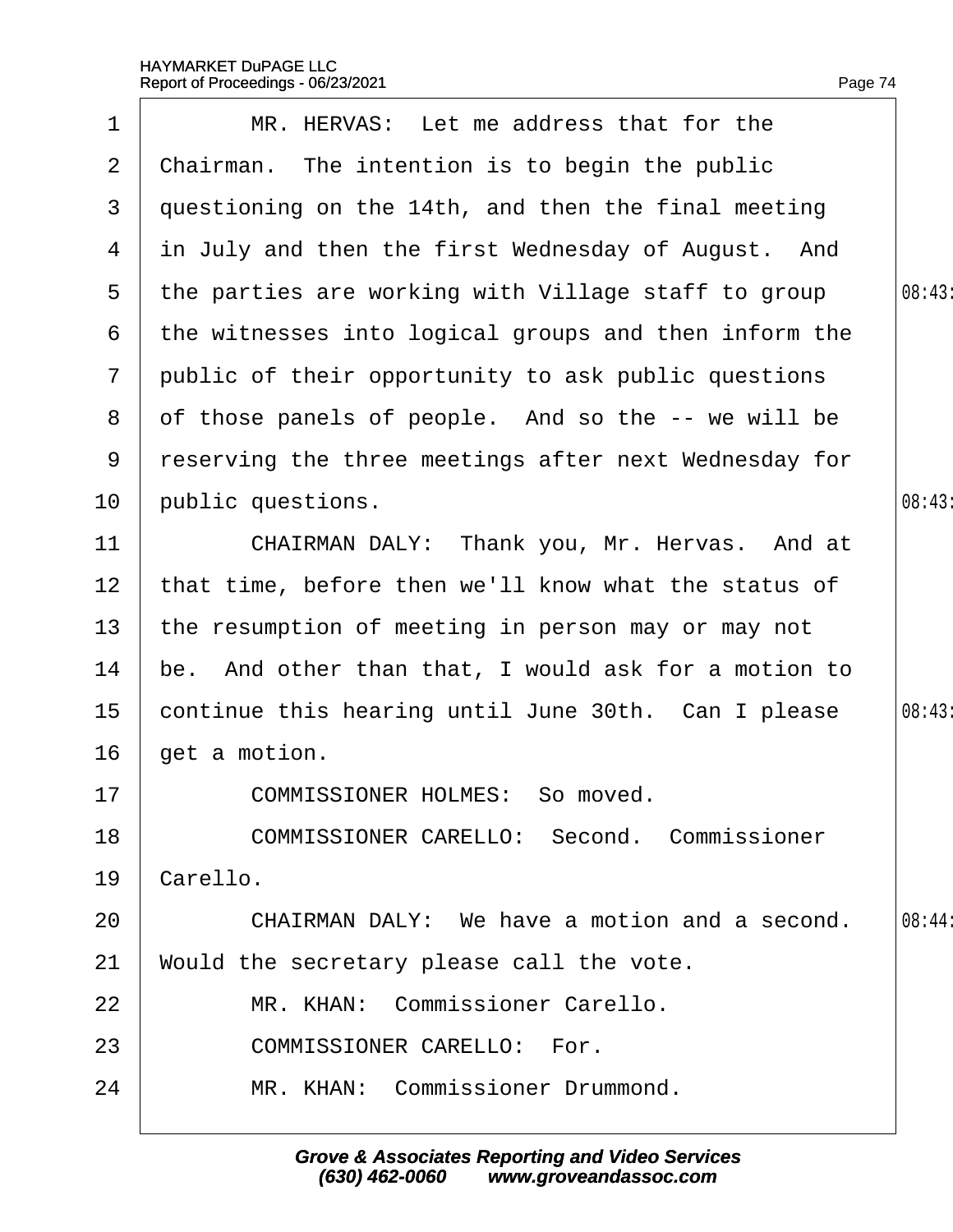MR. HERVAS: Let me address that for the Chairman. The intention is to begin the public questioning on the 14th, and then the final meeting in July and then the first Wednesday of August. And the parties are working with Village staff to group the witnesses into logical groups and then inform the public of their opportunity to ask public questions of those panels of people. And so the -- we will be reserving the three meetings after next Wednesday for public questions.

CHAIRMAN DALY: Thank you, Mr. Hervas. And at that time, before then we'll know what the status of the resumption of meeting in person may or may not be. And other than that, I would ask for a motion to continue this hearing until June 30th. Can I please get a motion.

COMMISSIONER HOLMES: So moved.

COMMISSIONER CARELLO: Second. Commissioner Carello.

CHAIRMAN DALY: We have a motion and a second. Would the secretary please call the vote.

MR. KHAN: Commissioner Carello.

COMMISSIONER CARELLO: For.

MR. KHAN: Commissioner Drummond.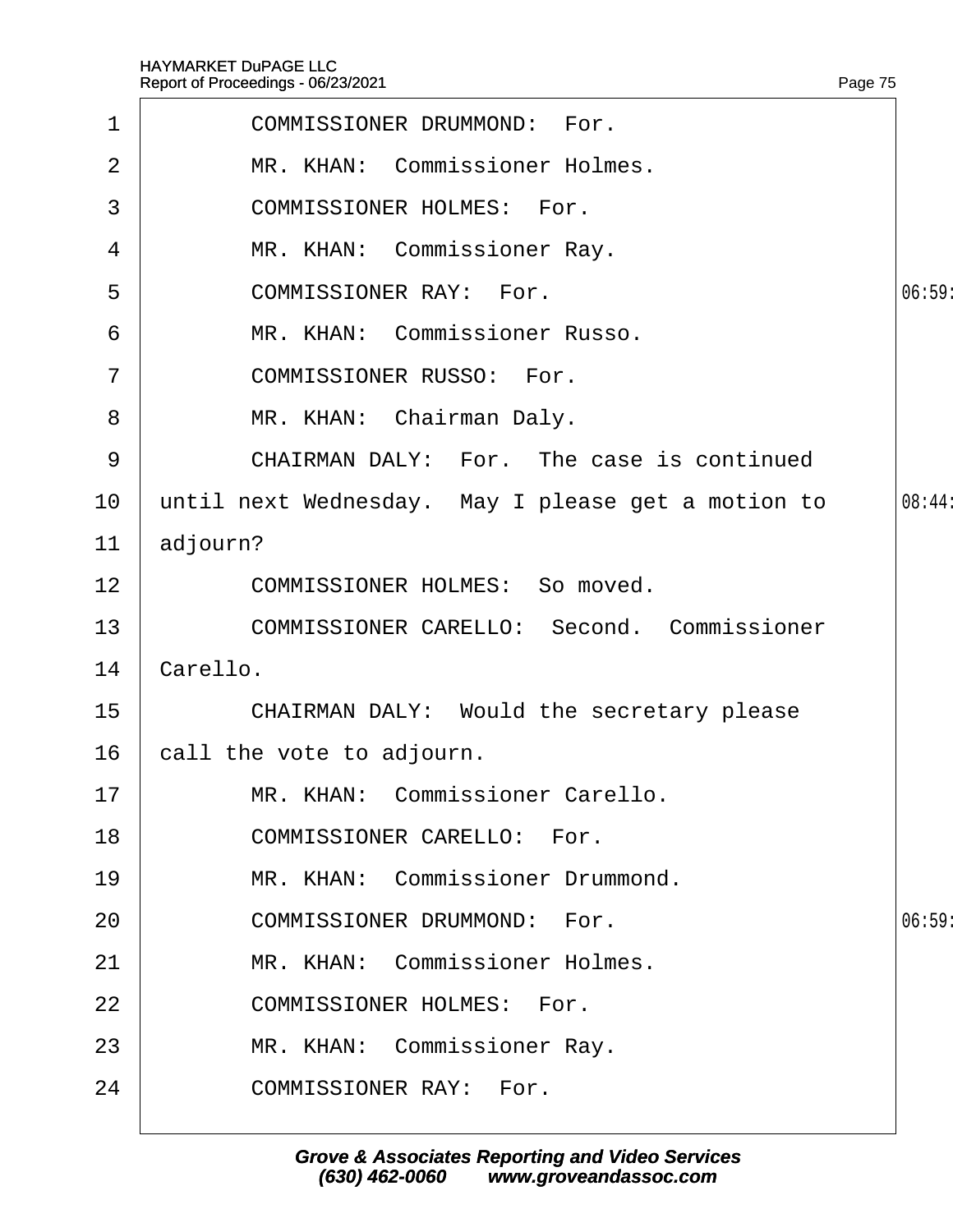COMMISSIONER DRUMMOND: For.

MR. KHAN: Commissioner Holmes.

COMMISSIONER HOLMES: For.

MR. KHAN: Commissioner Ray.

COMMISSIONER RAY: For.

MR. KHAN: Commissioner Russo.

COMMISSIONER RUSSO: For.

MR. KHAN: Chairman Daly.

CHAIRMAN DALY: For. The case is continued until next Wednesday. May I please get a motion to adjourn?

COMMISSIONER HOLMES: So moved.

COMMISSIONER CARELLO: Second. Commissioner Carello.

CHAIRMAN DALY: Would the secretary please call the vote to adjourn.

MR. KHAN: Commissioner Carello.

COMMISSIONER CARELLO: For.

MR. KHAN: Commissioner Drummond.

COMMISSIONER DRUMMOND: For.

MR. KHAN: Commissioner Holmes.

COMMISSIONER HOLMES: For.

MR. KHAN: Commissioner Ray.

COMMISSIONER RAY: For.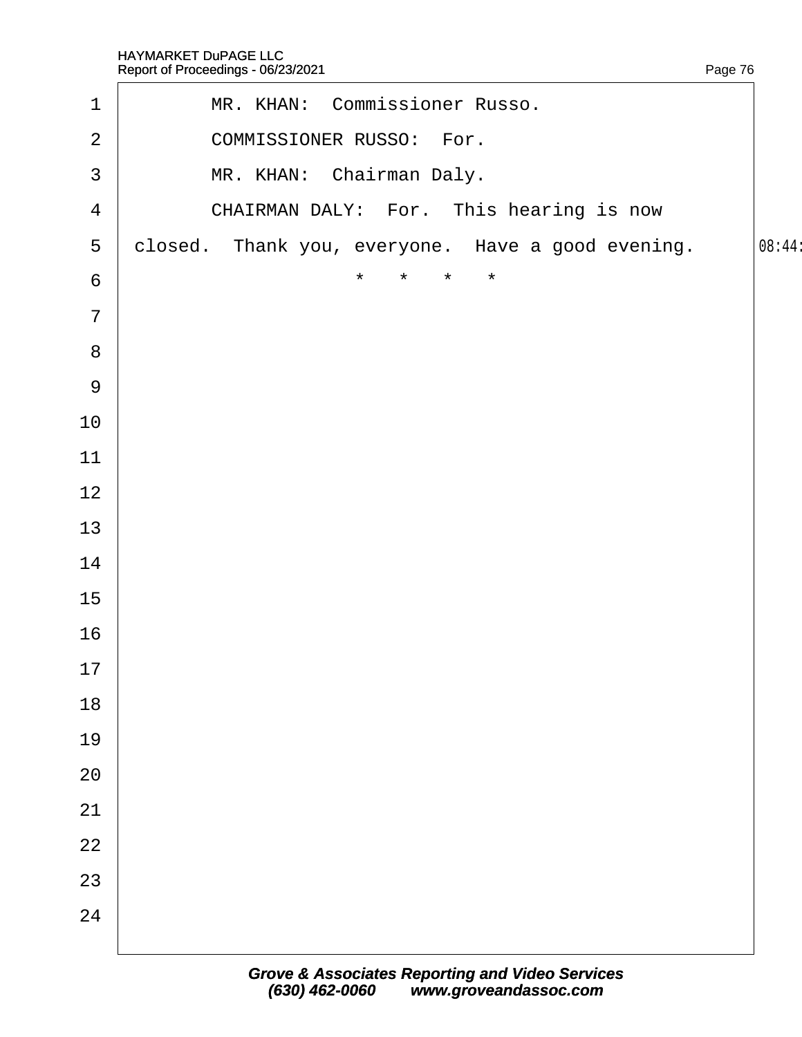MR. KHAN: Commissioner Russo.

COMMISSIONER RUSSO: For.

MR. KHAN: Chairman Daly.

CHAIRMAN DALY: For. This hearing is now closed. Thank you, everyone. Have a good evening.

\* \* \* \*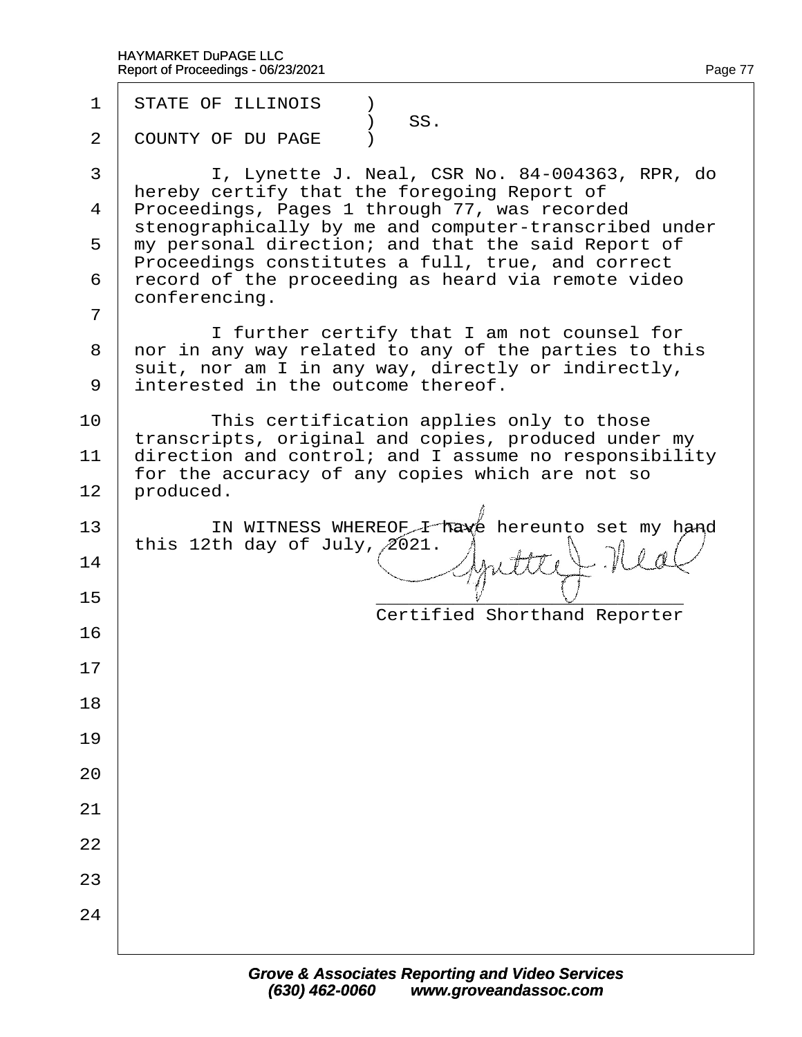STATE OF ILLINOIS )
) SS.
COUNTY OF DU PAGE )

I, Lynette J. Neal, CSR No. 84-004363, RPR, do hereby certify that the foregoing Report of Proceedings, Pages 1 through 77, was recorded stenographically by me and computer-transcribed under my personal direction; and that the said Report of Proceedings constitutes a full, true, and correct record of the proceeding as heard via remote video conferencing.

I further certify that I am not counsel for nor in any way related to any of the parties to this suit, nor am I in any way, directly or indirectly, interested in the outcome thereof.

This certification applies only to those transcripts, original and copies, produced under my direction and control; and I assume no responsibility for the accuracy of any copies which are not so produced.

IN WITNESS WHEREOF I have hereunto set my hand this 12th day of July, 2021.

Lynette J. Neal

Certified Shorthand Reporter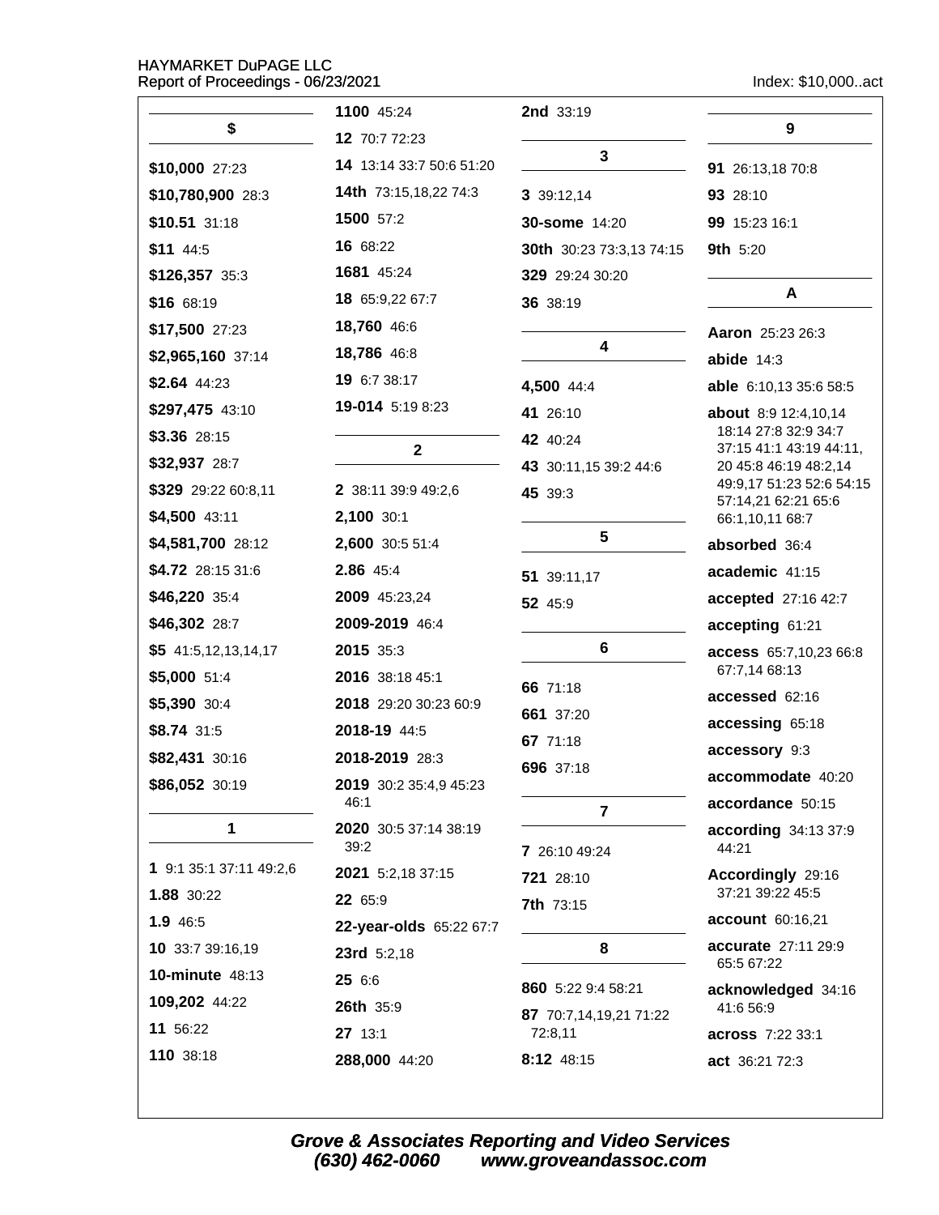## $

**$10,000** 27:23

**$10,780,900** 28:3

**$10.51** 31:18

**$11** 44:5

**$126,357** 35:3

**$16** 68:19

**$17,500** 27:23

**$2,965,160** 37:14

**$2.64** 44:23

**$297,475** 43:10

**$3.36** 28:15

**$32,937** 28:7

**$329** 29:22 60:8,11

**$4,500** 43:11

**$4,581,700** 28:12

**$4.72** 28:15 31:6

**$46,220** 35:4

**$46,302** 28:7

**$5** 41:5,12,13,14,17

**$5,000** 51:4

**$5,390** 30:4

**$8.74** 31:5

**$82,431** 30:16

**$86,052** 30:19

## 1

**1** 9:1 35:1 37:11 49:2,6

**1.88** 30:22

**1.9** 46:5

**10** 33:7 39:16,19

**10-minute** 48:13

**109,202** 44:22

**11** 56:22

**110** 38:18

**1100** 45:24

**12** 70:7 72:23

**14** 13:14 33:7 50:6 51:20

**14th** 73:15,18,22 74:3

**1500** 57:2

**16** 68:22

**1681** 45:24

**18** 65:9,22 67:7

**18,760** 46:6

**18,786** 46:8

**19** 6:7 38:17

**19-014** 5:19 8:23

## 2

**2** 38:11 39:9 49:2,6

**2,100** 30:1

**2,600** 30:5 51:4

**2.86** 45:4

**2009** 45:23,24

**2009-2019** 46:4

**2015** 35:3

**2016** 38:18 45:1

**2018** 29:20 30:23 60:9

**2018-19** 44:5

**2018-2019** 28:3

**2019** 30:2 35:4,9 45:23 46:1

**2020** 30:5 37:14 38:19 39:2

**2021** 5:2,18 37:15

**22** 65:9

**22-year-olds** 65:22 67:7

**23rd** 5:2,18

**25** 6:6

**26th** 35:9

**27** 13:1

**288,000** 44:20

**2nd** 33:19

## 3

**3** 39:12,14

**30-some** 14:20

**30th** 30:23 73:3,13 74:15

**329** 29:24 30:20

**36** 38:19

## 4

**4,500** 44:4

**41** 26:10

**42** 40:24

**43** 30:11,15 39:2 44:6

**45** 39:3

## 5

**51** 39:11,17

**52** 45:9

## 6

**66** 71:18

**661** 37:20

**67** 71:18

**696** 37:18

## 7

**7** 26:10 49:24

**721** 28:10

**7th** 73:15

## 8

**860** 5:22 9:4 58:21

**87** 70:7,14,19,21 71:22 72:8,11

**8:12** 48:15

## 9

**91** 26:13,18 70:8

**93** 28:10

**99** 15:23 16:1

**9th** 5:20

## A

**Aaron** 25:23 26:3

**abide** 14:3

**able** 6:10,13 35:6 58:5

**about** 8:9 12:4,10,14 18:14 27:8 32:9 34:7 37:15 41:1 43:19 44:11,20 45:8 46:19 48:2,14 49:9,17 51:23 52:6 54:15 57:14,21 62:21 65:6 66:1,10,11 68:7

**absorbed** 36:4

**academic** 41:15

**accepted** 27:16 42:7

**accepting** 61:21

**access** 65:7,10,23 66:8 67:7,14 68:13

**accessed** 62:16

**accessing** 65:18

**accessory** 9:3

**accommodate** 40:20

**accordance** 50:15

**according** 34:13 37:9 44:21

**Accordingly** 29:16 37:21 39:22 45:5

**account** 60:16,21

**accurate** 27:11 29:9 65:5 67:22

**acknowledged** 34:16 41:6 56:9

**across** 7:22 33:1

**act** 36:21 72:3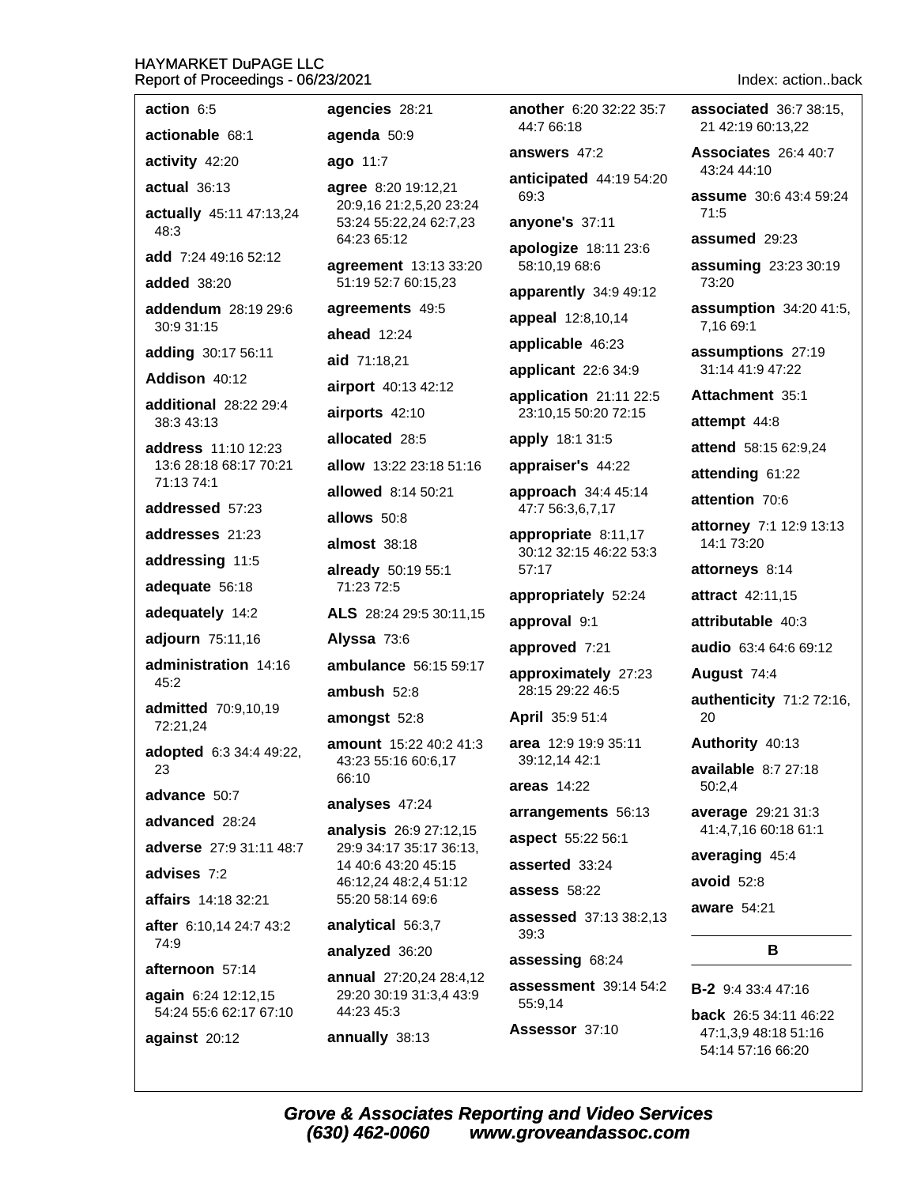**action** 6:5

**actionable** 68:1

**activity** 42:20

**actual** 36:13

**actually** 45:11 47:13,24 48:3

**add** 7:24 49:16 52:12

**added** 38:20

**addendum** 28:19 29:6 30:9 31:15

**adding** 30:17 56:11

**Addison** 40:12

**additional** 28:22 29:4 38:3 43:13

**address** 11:10 12:23 13:6 28:18 68:17 70:21 71:13 74:1

**addressed** 57:23

**addresses** 21:23

**addressing** 11:5

**adequate** 56:18

**adequately** 14:2

**adjourn** 75:11,16

**administration** 14:16 45:2

**admitted** 70:9,10,19 72:21,24

**adopted** 6:3 34:4 49:22, 23

**advance** 50:7

**advanced** 28:24

**adverse** 27:9 31:11 48:7

**advises** 7:2

**affairs** 14:18 32:21

**after** 6:10,14 24:7 43:2 74:9

**afternoon** 57:14

**again** 6:24 12:12,15 54:24 55:6 62:17 67:10

**against** 20:12

**agencies** 28:21

**agenda** 50:9

**ago** 11:7

**agree** 8:20 19:12,21 20:9,16 21:2,5,20 23:24 53:24 55:22,24 62:7,23 64:23 65:12

**agreement** 13:13 33:20 51:19 52:7 60:15,23

**agreements** 49:5

**ahead** 12:24

**aid** 71:18,21

**airport** 40:13 42:12

**airports** 42:10

**allocated** 28:5

**allow** 13:22 23:18 51:16

**allowed** 8:14 50:21

**allows** 50:8

**almost** 38:18

**already** 50:19 55:1 71:23 72:5

**ALS** 28:24 29:5 30:11,15

**Alyssa** 73:6

**ambulance** 56:15 59:17

**ambush** 52:8

**amongst** 52:8

**amount** 15:22 40:2 41:3 43:23 55:16 60:6,17 66:10

**analyses** 47:24

**analysis** 26:9 27:12,15 29:9 34:17 35:17 36:13, 14 40:6 43:20 45:15 46:12,24 48:2,4 51:12 55:20 58:14 69:6

**analytical** 56:3,7

**analyzed** 36:20

**annual** 27:20,24 28:4,12 29:20 30:19 31:3,4 43:9 44:23 45:3

**annually** 38:13

**another** 6:20 32:22 35:7 44:7 66:18

**answers** 47:2

**anticipated** 44:19 54:20 69:3

**anyone's** 37:11

**apologize** 18:11 23:6 58:10,19 68:6

**apparently** 34:9 49:12

**appeal** 12:8,10,14

**applicable** 46:23

**applicant** 22:6 34:9

**application** 21:11 22:5 23:10,15 50:20 72:15

**apply** 18:1 31:5

**appraiser's** 44:22

**approach** 34:4 45:14 47:7 56:3,6,7,17

**appropriate** 8:11,17 30:12 32:15 46:22 53:3 57:17

**appropriately** 52:24

**approval** 9:1

**approved** 7:21

**approximately** 27:23 28:15 29:22 46:5

**April** 35:9 51:4

**area** 12:9 19:9 35:11 39:12,14 42:1

**areas** 14:22

**arrangements** 56:13

**aspect** 55:22 56:1

**asserted** 33:24

**assess** 58:22

**assessed** 37:13 38:2,13 39:3

**assessing** 68:24

**assessment** 39:14 54:2 55:9,14

**Assessor** 37:10

**associated** 36:7 38:15, 21 42:19 60:13,22

**Associates** 26:4 40:7 43:24 44:10

**assume** 30:6 43:4 59:24 71:5

**assumed** 29:23

**assuming** 23:23 30:19 73:20

**assumption** 34:20 41:5, 7,16 69:1

**assumptions** 27:19 31:14 41:9 47:22

**Attachment** 35:1

**attempt** 44:8

**attend** 58:15 62:9,24

**attending** 61:22

**attention** 70:6

**attorney** 7:1 12:9 13:13 14:1 73:20

**attorneys** 8:14

**attract** 42:11,15

**attributable** 40:3

**audio** 63:4 64:6 69:12

**August** 74:4

**authenticity** 71:2 72:16, 20

**Authority** 40:13

**available** 8:7 27:18 50:2,4

**average** 29:21 31:3 41:4,7,16 60:18 61:1

**averaging** 45:4

**avoid** 52:8

**aware** 54:21

## B

**B-2** 9:4 33:4 47:16

**back** 26:5 34:11 46:22 47:1,3,9 48:18 51:16 54:14 57:16 66:20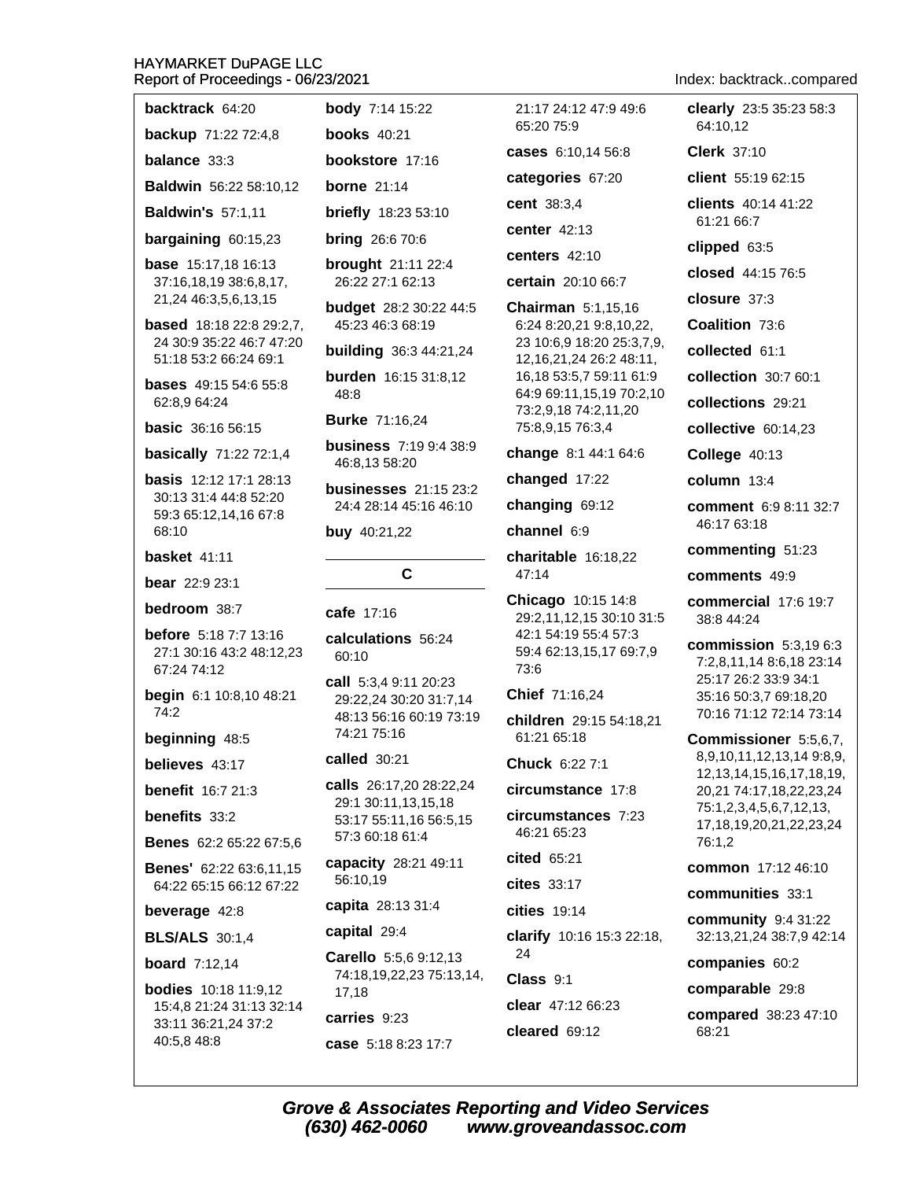**backtrack** 64:20

**backup** 71:22 72:4,8

**balance** 33:3

**Baldwin** 56:22 58:10,12

**Baldwin's** 57:1,11

**bargaining** 60:15,23

**base** 15:17,18 16:13 37:16,18,19 38:6,8,17, 21,24 46:3,5,6,13,15

**based** 18:18 22:8 29:2,7, 24 30:9 35:22 46:7 47:20 51:18 53:2 66:24 69:1

**bases** 49:15 54:6 55:8 62:8,9 64:24

**basic** 36:16 56:15

**basically** 71:22 72:1,4

**basis** 12:12 17:1 28:13 30:13 31:4 44:8 52:20 59:3 65:12,14,16 67:8 68:10

**basket** 41:11

**bear** 22:9 23:1

**bedroom** 38:7

**before** 5:18 7:7 13:16 27:1 30:16 43:2 48:12,23 67:24 74:12

**begin** 6:1 10:8,10 48:21 74:2

**beginning** 48:5

**believes** 43:17

**benefit** 16:7 21:3

**benefits** 33:2

**Benes** 62:2 65:22 67:5,6

**Benes'** 62:22 63:6,11,15 64:22 65:15 66:12 67:22

**beverage** 42:8

**BLS/ALS** 30:1,4

**board** 7:12,14

**bodies** 10:18 11:9,12 15:4,8 21:24 31:13 32:14 33:11 36:21,24 37:2 40:5,8 48:8

**body** 7:14 15:22

**books** 40:21

**bookstore** 17:16

**borne** 21:14

**briefly** 18:23 53:10

**bring** 26:6 70:6

**brought** 21:11 22:4 26:22 27:1 62:13

**budget** 28:2 30:22 44:5 45:23 46:3 68:19

**building** 36:3 44:21,24

**burden** 16:15 31:8,12 48:8

**Burke** 71:16,24

**business** 7:19 9:4 38:9 46:8,13 58:20

**businesses** 21:15 23:2 24:4 28:14 45:16 46:10

**buy** 40:21,22

## C

**cafe** 17:16

**calculations** 56:24 60:10

**call** 5:3,4 9:11 20:23 29:22,24 30:20 31:7,14 48:13 56:16 60:19 73:19 74:21 75:16

**called** 30:21

**calls** 26:17,20 28:22,24 29:1 30:11,13,15,18 53:17 55:11,16 56:5,15 57:3 60:18 61:4

**capacity** 28:21 49:11 56:10,19

**capita** 28:13 31:4

**capital** 29:4

**Carello** 5:5,6 9:12,13 74:18,19,22,23 75:13,14, 17,18

**carries** 9:23

**case** 5:18 8:23 17:7 21:17 24:12 47:9 49:6 65:20 75:9

**cases** 6:10,14 56:8

**categories** 67:20

**cent** 38:3,4

**center** 42:13

**centers** 42:10

**certain** 20:10 66:7

**Chairman** 5:1,15,16 6:24 8:20,21 9:8,10,22, 23 10:6,9 18:20 25:3,7,9, 12,16,21,24 26:2 48:11, 16,18 53:5,7 59:11 61:9 64:9 69:11,15,19 70:2,10 73:2,9,18 74:2,11,20 75:8,9,15 76:3,4

**change** 8:1 44:1 64:6

**changed** 17:22

**changing** 69:12

**channel** 6:9

**charitable** 16:18,22 47:14

**Chicago** 10:15 14:8 29:2,11,12,15 30:10 31:5 42:1 54:19 55:4 57:3 59:4 62:13,15,17 69:7,9 73:6

**Chief** 71:16,24

**children** 29:15 54:18,21 61:21 65:18

**Chuck** 6:22 7:1

**circumstance** 17:8

**circumstances** 7:23 46:21 65:23

**cited** 65:21

**cites** 33:17

**cities** 19:14

**clarify** 10:16 15:3 22:18, 24

**Class** 9:1

**clear** 47:12 66:23

**cleared** 69:12

**clearly** 23:5 35:23 58:3 64:10,12

**Clerk** 37:10

**client** 55:19 62:15

**clients** 40:14 41:22 61:21 66:7

**clipped** 63:5

**closed** 44:15 76:5

**closure** 37:3

**Coalition** 73:6

**collected** 61:1

**collection** 30:7 60:1

**collections** 29:21

**collective** 60:14,23

**College** 40:13

**column** 13:4

**comment** 6:9 8:11 32:7 46:17 63:18

**commenting** 51:23

**comments** 49:9

**commercial** 17:6 19:7 38:8 44:24

**commission** 5:3,19 6:3 7:2,8,11,14 8:6,18 23:14 25:17 26:2 33:9 34:1 35:16 50:3,7 69:18,20 70:16 71:12 72:14 73:14

**Commissioner** 5:5,6,7, 8,9,10,11,12,13,14 9:8,9, 12,13,14,15,16,17,18,19, 20,21 74:17,18,22,23,24 75:1,2,3,4,5,6,7,12,13, 17,18,19,20,21,22,23,24 76:1,2

**common** 17:12 46:10

**communities** 33:1

**community** 9:4 31:22 32:13,21,24 38:7,9 42:14

**companies** 60:2

**comparable** 29:8

**compared** 38:23 47:10 68:21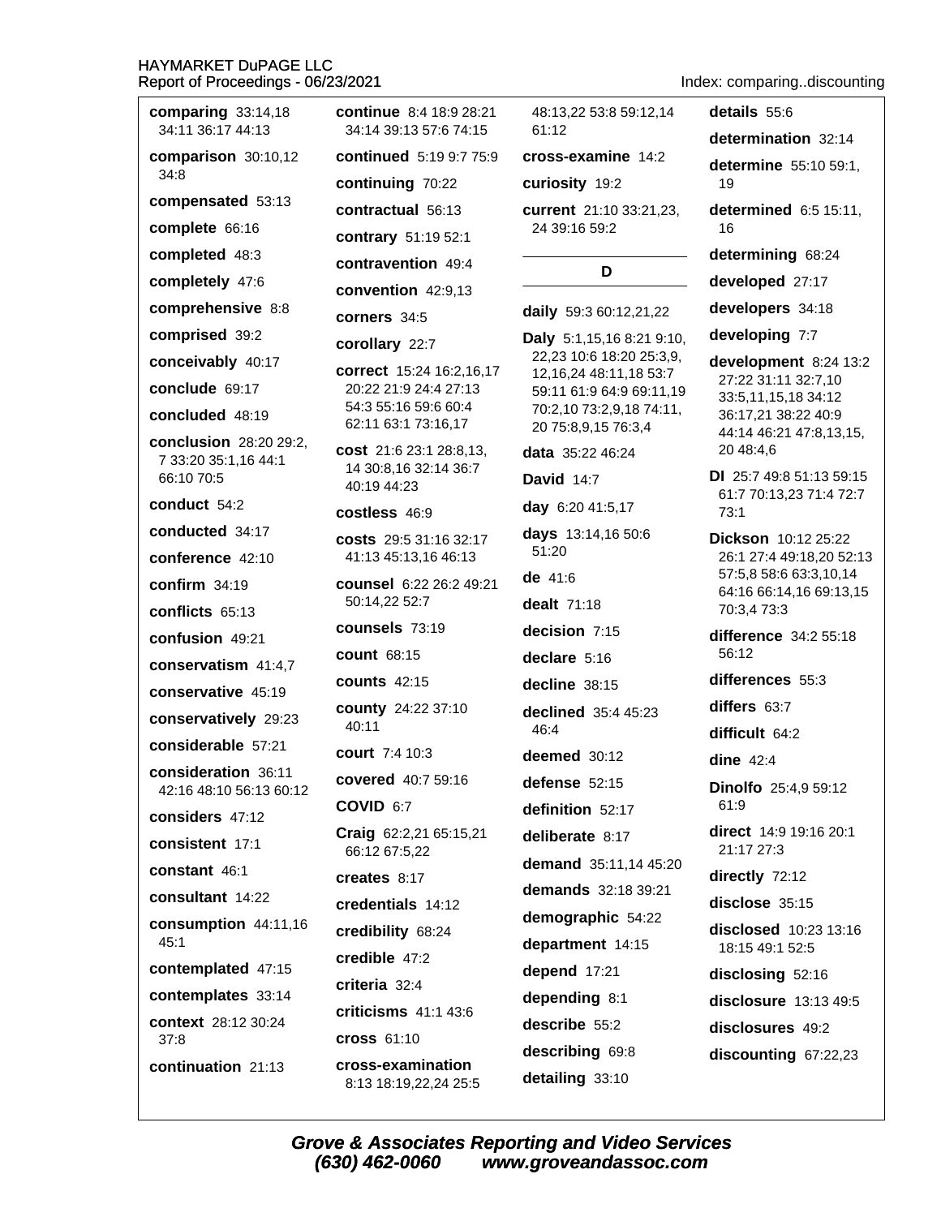**comparing** 33:14,18 34:11 36:17 44:13

**comparison** 30:10,12 34:8

**compensated** 53:13

**complete** 66:16

**completed** 48:3

**completely** 47:6

**comprehensive** 8:8

**comprised** 39:2

**conceivably** 40:17

**conclude** 69:17

**concluded** 48:19

**conclusion** 28:20 29:2,7 33:20 35:1,16 44:1 66:10 70:5

**conduct** 54:2

**conducted** 34:17

**conference** 42:10

**confirm** 34:19

**conflicts** 65:13

**confusion** 49:21

**conservatism** 41:4,7

**conservative** 45:19

**conservatively** 29:23

**considerable** 57:21

**consideration** 36:11 42:16 48:10 56:13 60:12

**considers** 47:12

**consistent** 17:1

**constant** 46:1

**consultant** 14:22

**consumption** 44:11,16 45:1

**contemplated** 47:15

**contemplates** 33:14

**context** 28:12 30:24 37:8

**continuation** 21:13

**continue** 8:4 18:9 28:21 34:14 39:13 57:6 74:15

**continued** 5:19 9:7 75:9

**continuing** 70:22

**contractual** 56:13

**contrary** 51:19 52:1

**contravention** 49:4

**convention** 42:9,13

**corners** 34:5

**corollary** 22:7

**correct** 15:24 16:2,16,17 20:22 21:9 24:4 27:13 54:3 55:16 59:6 60:4 62:11 63:1 73:16,17

**cost** 21:6 23:1 28:8,13,14 30:8,16 32:14 36:7 40:19 44:23

**costless** 46:9

**costs** 29:5 31:16 32:17 41:13 45:13,16 46:13

**counsel** 6:22 26:2 49:21 50:14,22 52:7

**counsels** 73:19

**count** 68:15

**counts** 42:15

**county** 24:22 37:10 40:11

**court** 7:4 10:3

**covered** 40:7 59:16

**COVID** 6:7

**Craig** 62:2,21 65:15,21 66:12 67:5,22

**creates** 8:17

**credentials** 14:12

**credibility** 68:24

**credible** 47:2

**criteria** 32:4

**criticisms** 41:1 43:6

**cross** 61:10

**cross-examination** 8:13 18:19,22,24 25:5 48:13,22 53:8 59:12,14 61:12

**cross-examine** 14:2

**curiosity** 19:2

**current** 21:10 33:21,23,24 39:16 59:2

## D

**daily** 59:3 60:12,21,22

**Daly** 5:1,15,16 8:21 9:10,22,23 10:6 18:20 25:3,9,12,16,24 48:11,18 53:7 59:11 61:9 64:9 69:11,19 70:2,10 73:2,9,18 74:11,20 75:8,9,15 76:3,4

**data** 35:22 46:24

**David** 14:7

**day** 6:20 41:5,17

**days** 13:14,16 50:6 51:20

**de** 41:6

**dealt** 71:18

**decision** 7:15

**declare** 5:16

**decline** 38:15

**declined** 35:4 45:23 46:4

**deemed** 30:12

**defense** 52:15

**definition** 52:17

**deliberate** 8:17

**demand** 35:11,14 45:20

**demands** 32:18 39:21

**demographic** 54:22

**department** 14:15

**depend** 17:21

**depending** 8:1

**describe** 55:2

**describing** 69:8

**detailing** 33:10

**details** 55:6

**determination** 32:14

**determine** 55:10 59:1,19

**determined** 6:5 15:11,16

**determining** 68:24

**developed** 27:17

**developers** 34:18

**developing** 7:7

**development** 8:24 13:2 27:22 31:11 32:7,10 33:5,11,15,18 34:12 36:17,21 38:22 40:9 44:14 46:21 47:8,13,15,20 48:4,6

**DI** 25:7 49:8 51:13 59:15 61:7 70:13,23 71:4 72:7 73:1

**Dickson** 10:12 25:22 26:1 27:4 49:18,20 52:13 57:5,8 58:6 63:3,10,14 64:16 66:14,16 69:13,15 70:3,4 73:3

**difference** 34:2 55:18 56:12

**differences** 55:3

**differs** 63:7

**difficult** 64:2

**dine** 42:4

**Dinolfo** 25:4,9 59:12 61:9

**direct** 14:9 19:16 20:1 21:17 27:3

**directly** 72:12

**disclose** 35:15

**disclosed** 10:23 13:16 18:15 49:1 52:5

**disclosing** 52:16

**disclosure** 13:13 49:5

**disclosures** 49:2

**discounting** 67:22,23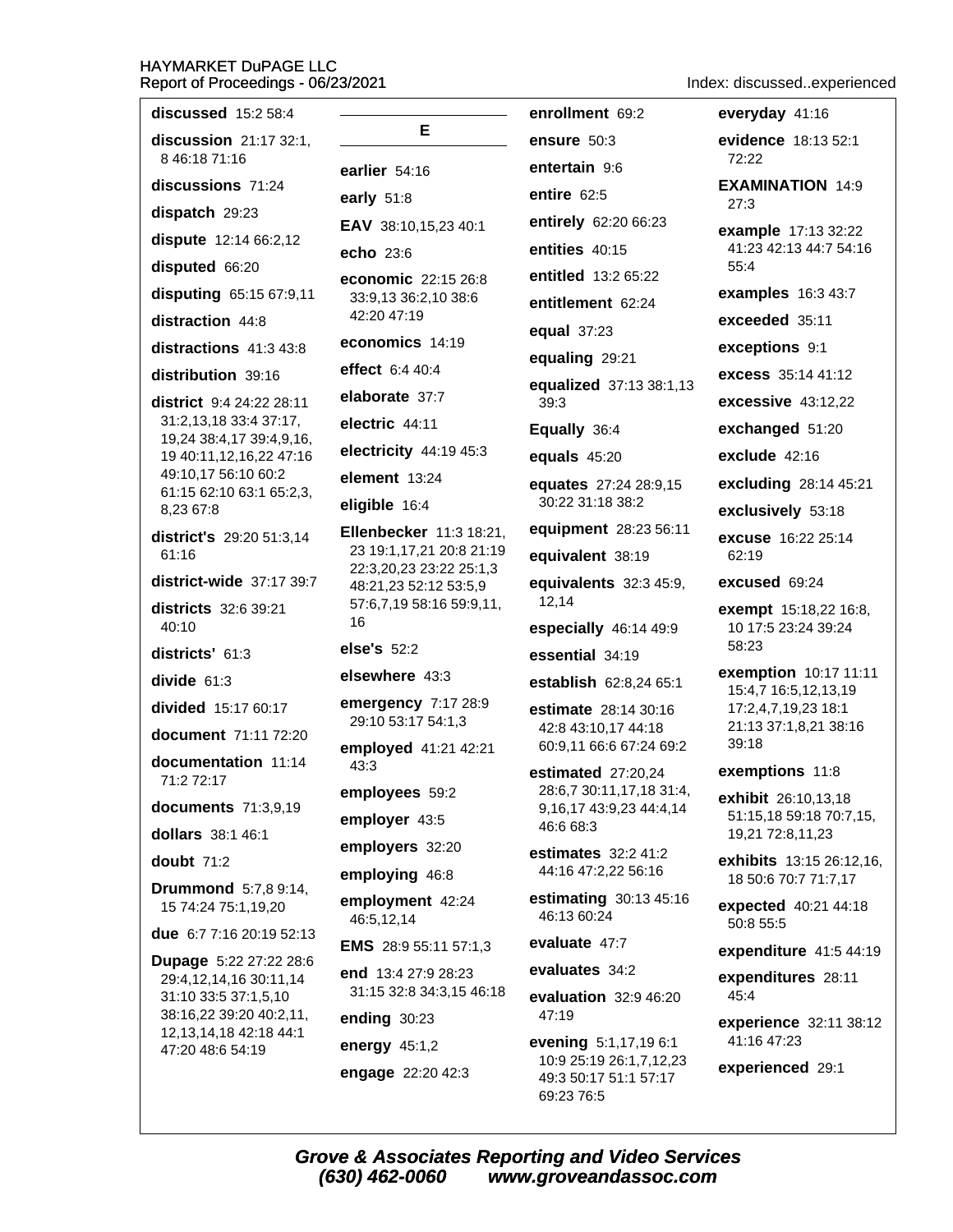**discussed** 15:2 58:4

**discussion** 21:17 32:1, 8 46:18 71:16

**discussions** 71:24

**dispatch** 29:23

**dispute** 12:14 66:2,12

**disputed** 66:20

**disputing** 65:15 67:9,11

**distraction** 44:8

**distractions** 41:3 43:8

**distribution** 39:16

**district** 9:4 24:22 28:11 31:2,13,18 33:4 37:17, 19,24 38:4,17 39:4,9,16, 19 40:11,12,16,22 47:16 49:10,17 56:10 60:2 61:15 62:10 63:1 65:2,3, 8,23 67:8

**district's** 29:20 51:3,14 61:16

**district-wide** 37:17 39:7

**districts** 32:6 39:21 40:10

**districts'** 61:3

**divide** 61:3

**divided** 15:17 60:17

**document** 71:11 72:20

**documentation** 11:14 71:2 72:17

**documents** 71:3,9,19

**dollars** 38:1 46:1

**doubt** 71:2

**Drummond** 5:7,8 9:14, 15 74:24 75:1,19,20

**due** 6:7 7:16 20:19 52:13

**Dupage** 5:22 27:22 28:6 29:4,12,14,16 30:11,14 31:10 33:5 37:1,5,10 38:16,22 39:20 40:2,11, 12,13,14,18 42:18 44:1 47:20 48:6 54:19

## E

**earlier** 54:16

**early** 51:8

**EAV** 38:10,15,23 40:1

**echo** 23:6

**economic** 22:15 26:8 33:9,13 36:2,10 38:6 42:20 47:19

**economics** 14:19

**effect** 6:4 40:4

**elaborate** 37:7

**electric** 44:11

**electricity** 44:19 45:3

**element** 13:24

**eligible** 16:4

**Ellenbecker** 11:3 18:21, 23 19:1,17,21 20:8 21:19 22:3,20,23 23:22 25:1,3 48:21,23 52:12 53:5,9 57:6,7,19 58:16 59:9,11, 16

**else's** 52:2

**elsewhere** 43:3

**emergency** 7:17 28:9 29:10 53:17 54:1,3

**employed** 41:21 42:21 43:3

**employees** 59:2

**employer** 43:5

**employers** 32:20

**employing** 46:8

**employment** 42:24 46:5,12,14

**EMS** 28:9 55:11 57:1,3

**end** 13:4 27:9 28:23 31:15 32:8 34:3,15 46:18

**ending** 30:23

**energy** 45:1,2

**engage** 22:20 42:3

**enrollment** 69:2

**ensure** 50:3

**entertain** 9:6

**entire** 62:5

**entirely** 62:20 66:23

**entities** 40:15

**entitled** 13:2 65:22

**entitlement** 62:24

**equal** 37:23

**equaling** 29:21

**equalized** 37:13 38:1,13 39:3

**Equally** 36:4

**equals** 45:20

**equates** 27:24 28:9,15 30:22 31:18 38:2

**equipment** 28:23 56:11

**equivalent** 38:19

**equivalents** 32:3 45:9, 12,14

**especially** 46:14 49:9

**essential** 34:19

**establish** 62:8,24 65:1

**estimate** 28:14 30:16 42:8 43:10,17 44:18 60:9,11 66:6 67:24 69:2

**estimated** 27:20,24 28:6,7 30:11,17,18 31:4, 9,16,17 43:9,23 44:4,14 46:6 68:3

**estimates** 32:2 41:2 44:16 47:2,22 56:16

**estimating** 30:13 45:16 46:13 60:24

**evaluate** 47:7

**evaluates** 34:2

**evaluation** 32:9 46:20 47:19

**evening** 5:1,17,19 6:1 10:9 25:19 26:1,7,12,23 49:3 50:17 51:1 57:17 69:23 76:5

**everyday** 41:16

**evidence** 18:13 52:1 72:22

**EXAMINATION** 14:9 27:3

**example** 17:13 32:22 41:23 42:13 44:7 54:16 55:4

**examples** 16:3 43:7

**exceeded** 35:11

**exceptions** 9:1

**excess** 35:14 41:12

**excessive** 43:12,22

**exchanged** 51:20

**exclude** 42:16

**excluding** 28:14 45:21

**exclusively** 53:18

**excuse** 16:22 25:14 62:19

**excused** 69:24

**exempt** 15:18,22 16:8, 10 17:5 23:24 39:24 58:23

**exemption** 10:17 11:11 15:4,7 16:5,12,13,19 17:2,4,7,19,23 18:1 21:13 37:1,8,21 38:16 39:18

**exemptions** 11:8

**exhibit** 26:10,13,18 51:15,18 59:18 70:7,15, 19,21 72:8,11,23

**exhibits** 13:15 26:12,16, 18 50:6 70:7 71:7,17

**expected** 40:21 44:18 50:8 55:5

**expenditure** 41:5 44:19

**expenditures** 28:11 45:4

**experience** 32:11 38:12 41:16 47:23

**experienced** 29:1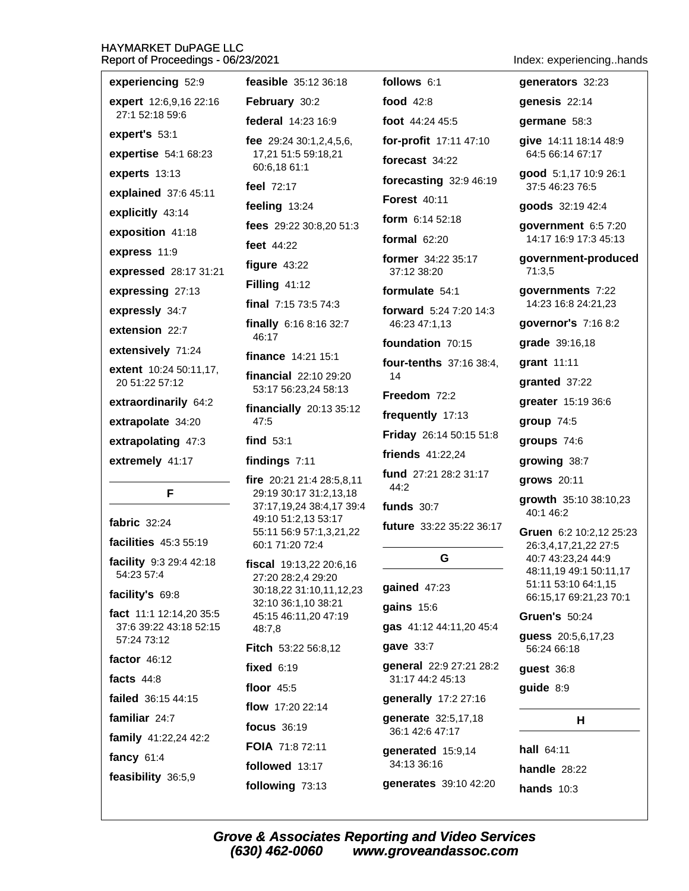**experiencing** 52:9

**expert** 12:6,9,16 22:16 27:1 52:18 59:6

**expert's** 53:1

**expertise** 54:1 68:23

**experts** 13:13

**explained** 37:6 45:11

**explicitly** 43:14

**exposition** 41:18

**express** 11:9

**expressed** 28:17 31:21

**expressing** 27:13

**expressly** 34:7

**extension** 22:7

**extensively** 71:24

**extent** 10:24 50:11,17, 20 51:22 57:12

**extraordinarily** 64:2

**extrapolate** 34:20

**extrapolating** 47:3

**extremely** 41:17

## F

**fabric** 32:24

**facilities** 45:3 55:19

**facility** 9:3 29:4 42:18 54:23 57:4

**facility's** 69:8

**fact** 11:1 12:14,20 35:5 37:6 39:22 43:18 52:15 57:24 73:12

**factor** 46:12

**facts** 44:8

**failed** 36:15 44:15

**familiar** 24:7

**family** 41:22,24 42:2

**fancy** 61:4

**feasibility** 36:5,9

**feasible** 35:12 36:18

**February** 30:2

**federal** 14:23 16:9

**fee** 29:24 30:1,2,4,5,6, 17,21 51:5 59:18,21 60:6,18 61:1

**feel** 72:17

**feeling** 13:24

**fees** 29:22 30:8,20 51:3

**feet** 44:22

**figure** 43:22

**Filling** 41:12

**final** 7:15 73:5 74:3

**finally** 6:16 8:16 32:7 46:17

**finance** 14:21 15:1

**financial** 22:10 29:20 53:17 56:23,24 58:13

**financially** 20:13 35:12 47:5

**find** 53:1

**findings** 7:11

**fire** 20:21 21:4 28:5,8,11 29:19 30:17 31:2,13,18 37:17,19,24 38:4,17 39:4 49:10 51:2,13 53:17 55:11 56:9 57:1,3,21,22 60:1 71:20 72:4

**fiscal** 19:13,22 20:6,16 27:20 28:2,4 29:20 30:18,22 31:10,11,12,23 32:10 36:1,10 38:21 45:15 46:11,20 47:19 48:7,8

**Fitch** 53:22 56:8,12

**fixed** 6:19

**floor** 45:5

**flow** 17:20 22:14

**focus** 36:19

**FOIA** 71:8 72:11

**followed** 13:17

**following** 73:13

**follows** 6:1

**food** 42:8

**foot** 44:24 45:5

**for-profit** 17:11 47:10

**forecast** 34:22

**forecasting** 32:9 46:19

**Forest** 40:11

**form** 6:14 52:18

**formal** 62:20

**former** 34:22 35:17 37:12 38:20

**formulate** 54:1

**forward** 5:24 7:20 14:3 46:23 47:1,13

**foundation** 70:15

**four-tenths** 37:16 38:4, 14

**Freedom** 72:2

**frequently** 17:13

**Friday** 26:14 50:15 51:8

**friends** 41:22,24

**fund** 27:21 28:2 31:17 44:2

**funds** 30:7

**future** 33:22 35:22 36:17

## G

**gained** 47:23

**gains** 15:6

**gas** 41:12 44:11,20 45:4

**gave** 33:7

**general** 22:9 27:21 28:2 31:17 44:2 45:13

**generally** 17:2 27:16

**generate** 32:5,17,18 36:1 42:6 47:17

**generated** 15:9,14 34:13 36:16

**generates** 39:10 42:20

**generators** 32:23

**genesis** 22:14

**germane** 58:3

**give** 14:11 18:14 48:9 64:5 66:14 67:17

**good** 5:1,17 10:9 26:1 37:5 46:23 76:5

**goods** 32:19 42:4

**government** 6:5 7:20 14:17 16:9 17:3 45:13

**government-produced** 71:3,5

**governments** 7:22 14:23 16:8 24:21,23

**governor's** 7:16 8:2

**grade** 39:16,18

**grant** 11:11

**granted** 37:22

**greater** 15:19 36:6

**group** 74:5

**groups** 74:6

**growing** 38:7

**grows** 20:11

**growth** 35:10 38:10,23 40:1 46:2

**Gruen** 6:2 10:2,12 25:23 26:3,4,17,21,22 27:5 40:7 43:23,24 44:9 48:11,19 49:1 50:11,17 51:11 53:10 64:1,15 66:15,17 69:21,23 70:1

**Gruen's** 50:24

**guess** 20:5,6,17,23 56:24 66:18

**guest** 36:8

**guide** 8:9

## H

**hall** 64:11

**handle** 28:22

**hands** 10:3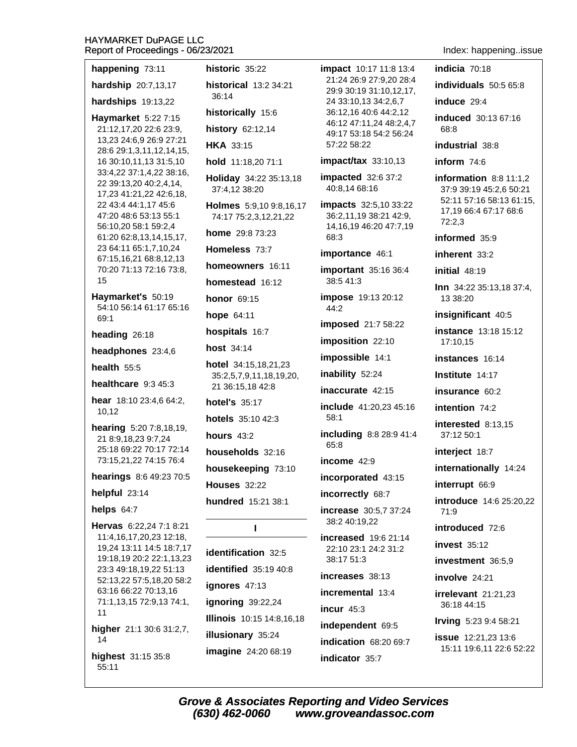**happening** 73:11

**hardship** 20:7,13,17

**hardships** 19:13,22

**Haymarket** 5:22 7:15 21:12,17,20 22:6 23:9, 13,23 24:6,9 26:9 27:21 28:6 29:1,3,11,12,14,15, 16 30:10,11,13 31:5,10 33:4,22 37:1,4,22 38:16, 22 39:13,20 40:2,4,14, 17,23 41:21,22 42:6,18, 22 43:4 44:1,17 45:6 47:20 48:6 53:13 55:1 56:10,20 58:1 59:2,4 61:20 62:8,13,14,15,17, 23 64:11 65:1,7,10,24 67:15,16,21 68:8,12,13 70:20 71:13 72:16 73:8, 15

**Haymarket's** 50:19 54:10 56:14 61:17 65:16 69:1

**heading** 26:18

**headphones** 23:4,6

**health** 55:5

**healthcare** 9:3 45:3

**hear** 18:10 23:4,6 64:2, 10,12

**hearing** 5:20 7:8,18,19, 21 8:9,18,23 9:7,24 25:18 69:22 70:17 72:14 73:15,21,22 74:15 76:4

**hearings** 8:6 49:23 70:5

**helpful** 23:14

**helps** 64:7

**Hervas** 6:22,24 7:1 8:21 11:4,16,17,20,23 12:18, 19,24 13:11 14:5 18:7,17 19:18,19 20:2 22:1,13,23 23:3 49:18,19,22 51:13 52:13,22 57:5,18,20 58:2 63:16 66:22 70:13,16 71:1,13,15 72:9,13 74:1, 11

**higher** 21:1 30:6 31:2,7, 14

**highest** 31:15 35:8 55:11

**historic** 35:22

**historical** 13:2 34:21 36:14

**historically** 15:6

**history** 62:12,14

**HKA** 33:15

**hold** 11:18,20 71:1

**Holiday** 34:22 35:13,18 37:4,12 38:20

**Holmes** 5:9,10 9:8,16,17 74:17 75:2,3,12,21,22

**home** 29:8 73:23

**Homeless** 73:7

**homeowners** 16:11

**homestead** 16:12

**honor** 69:15

**hope** 64:11

**hospitals** 16:7

**host** 34:14

**hotel** 34:15,18,21,23 35:2,5,7,9,11,18,19,20, 21 36:15,18 42:8

**hotel's** 35:17

**hotels** 35:10 42:3

**hours** 43:2

**households** 32:16

**housekeeping** 73:10

**Houses** 32:22

**hundred** 15:21 38:1

## I

**identification** 32:5

**identified** 35:19 40:8

**ignores** 47:13

**ignoring** 39:22,24

**Illinois** 10:15 14:8,16,18

**illusionary** 35:24

**imagine** 24:20 68:19

**impact** 10:17 11:8 13:4 21:24 26:9 27:9,20 28:4 29:9 30:19 31:10,12,17, 24 33:10,13 34:2,6,7 36:12,16 40:6 44:2,12 46:12 47:11,24 48:2,4,7 49:17 53:18 54:2 56:24 57:22 58:22

**impact/tax** 33:10,13

**impacted** 32:6 37:2 40:8,14 68:16

**impacts** 32:5,10 33:22 36:2,11,19 38:21 42:9, 14,16,19 46:20 47:7,19 68:3

**importance** 46:1

**important** 35:16 36:4 38:5 41:3

**impose** 19:13 20:12 44:2

**imposed** 21:7 58:22

**imposition** 22:10

**impossible** 14:1

**inability** 52:24

**inaccurate** 42:15

**include** 41:20,23 45:16 58:1

**including** 8:8 28:9 41:4 65:8

**income** 42:9

**incorporated** 43:15

**incorrectly** 68:7

**increase** 30:5,7 37:24 38:2 40:19,22

**increased** 19:6 21:14 22:10 23:1 24:2 31:2 38:17 51:3

**increases** 38:13

**incremental** 13:4

**incur** 45:3

**independent** 69:5

**indication** 68:20 69:7

**indicator** 35:7

**indicia** 70:18

**individuals** 50:5 65:8

**induce** 29:4

**induced** 30:13 67:16 68:8

**industrial** 38:8

**inform** 74:6

**information** 8:8 11:1,2 37:9 39:19 45:2,6 50:21 52:11 57:16 58:13 61:15, 17,19 66:4 67:17 68:6 72:2,3

**informed** 35:9

**inherent** 33:2

**initial** 48:19

**Inn** 34:22 35:13,18 37:4, 13 38:20

**insignificant** 40:5

**instance** 13:18 15:12 17:10,15

**instances** 16:14

**Institute** 14:17

**insurance** 60:2

**intention** 74:2

**interested** 8:13,15 37:12 50:1

**interject** 18:7

**internationally** 14:24

**interrupt** 66:9

**introduce** 14:6 25:20,22 71:9

**introduced** 72:6

**invest** 35:12

**investment** 36:5,9

**involve** 24:21

**irrelevant** 21:21,23 36:18 44:15

**Irving** 5:23 9:4 58:21

**issue** 12:21,23 13:6 15:11 19:6,11 22:6 52:22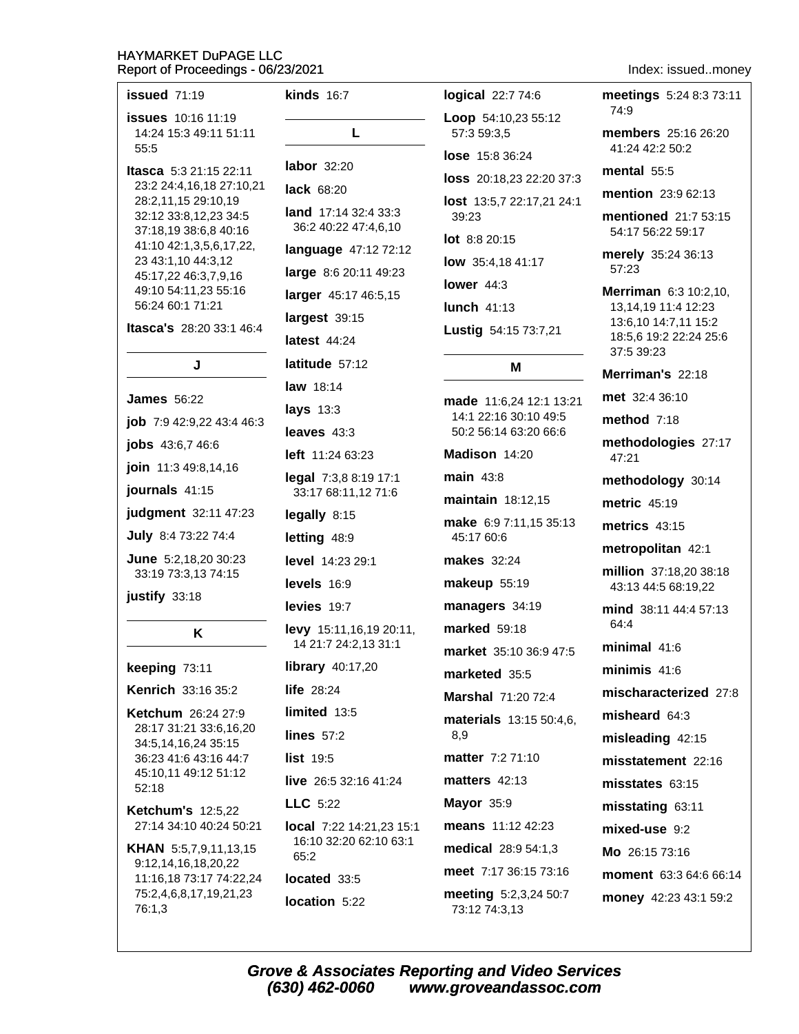**issued** 71:19

**issues** 10:16 11:19 14:24 15:3 49:11 51:11 55:5

**Itasca** 5:3 21:15 22:11 23:2 24:4,16,18 27:10,21 28:2,11,15 29:10,19 32:12 33:8,12,23 34:5 37:18,19 38:6,8 40:16 41:10 42:1,3,5,6,17,22, 23 43:1,10 44:3,12 45:17,22 46:3,7,9,16 49:10 54:11,23 55:16 56:24 60:1 71:21

**Itasca's** 28:20 33:1 46:4

## J

**James** 56:22

**job** 7:9 42:9,22 43:4 46:3

**jobs** 43:6,7 46:6

**join** 11:3 49:8,14,16

**journals** 41:15

**judgment** 32:11 47:23

**July** 8:4 73:22 74:4

**June** 5:2,18,20 30:23 33:19 73:3,13 74:15

**justify** 33:18

## K

**keeping** 73:11

**Kenrich** 33:16 35:2

**Ketchum** 26:24 27:9 28:17 31:21 33:6,16,20 34:5,14,16,24 35:15 36:23 41:6 43:16 44:7 45:10,11 49:12 51:12 52:18

**Ketchum's** 12:5,22 27:14 34:10 40:24 50:21

**KHAN** 5:5,7,9,11,13,15 9:12,14,16,18,20,22 11:16,18 73:17 74:22,24 75:2,4,6,8,17,19,21,23 76:1,3

**kinds** 16:7

## L

**labor** 32:20

**lack** 68:20

**land** 17:14 32:4 33:3 36:2 40:22 47:4,6,10

**language** 47:12 72:12

**large** 8:6 20:11 49:23

**larger** 45:17 46:5,15

**largest** 39:15

**latest** 44:24

**latitude** 57:12

**law** 18:14

**lays** 13:3

**leaves** 43:3

**left** 11:24 63:23

**legal** 7:3,8 8:19 17:1 33:17 68:11,12 71:6

**legally** 8:15

**letting** 48:9

**level** 14:23 29:1

**levels** 16:9

**levies** 19:7

**levy** 15:11,16,19 20:11, 14 21:7 24:2,13 31:1

**library** 40:17,20

**life** 28:24

**limited** 13:5

**lines** 57:2

**list** 19:5

**live** 26:5 32:16 41:24

**LLC** 5:22

**local** 7:22 14:21,23 15:1 16:10 32:20 62:10 63:1 65:2

**located** 33:5

**location** 5:22

**logical** 22:7 74:6

**Loop** 54:10,23 55:12 57:3 59:3,5

**lose** 15:8 36:24

**loss** 20:18,23 22:20 37:3

**lost** 13:5,7 22:17,21 24:1 39:23

**lot** 8:8 20:15

**low** 35:4,18 41:17

**lower** 44:3

**lunch** 41:13

**Lustig** 54:15 73:7,21

## M

**made** 11:6,24 12:1 13:21 14:1 22:16 30:10 49:5 50:2 56:14 63:20 66:6

**Madison** 14:20

**main** 43:8

**maintain** 18:12,15

**make** 6:9 7:11,15 35:13 45:17 60:6

**makes** 32:24

**makeup** 55:19

**managers** 34:19

**marked** 59:18

**market** 35:10 36:9 47:5

**marketed** 35:5

**Marshal** 71:20 72:4

**materials** 13:15 50:4,6, 8,9

**matter** 7:2 71:10

**matters** 42:13

**Mayor** 35:9

**means** 11:12 42:23

**medical** 28:9 54:1,3

**meet** 7:17 36:15 73:16

**meeting** 5:2,3,24 50:7 73:12 74:3,13

**meetings** 5:24 8:3 73:11 74:9

**members** 25:16 26:20 41:24 42:2 50:2

**mental** 55:5

**mention** 23:9 62:13

**mentioned** 21:7 53:15 54:17 56:22 59:17

**merely** 35:24 36:13 57:23

**Merriman** 6:3 10:2,10, 13,14,19 11:4 12:23 13:6,10 14:7,11 15:2 18:5,6 19:2 22:24 25:6 37:5 39:23

**Merriman's** 22:18

**met** 32:4 36:10

**method** 7:18

**methodologies** 27:17 47:21

**methodology** 30:14

**metric** 45:19

**metrics** 43:15

**metropolitan** 42:1

**million** 37:18,20 38:18 43:13 44:5 68:19,22

**mind** 38:11 44:4 57:13 64:4

**minimal** 41:6

**minimis** 41:6

**mischaracterized** 27:8

**misheard** 64:3

**misleading** 42:15

**misstatement** 22:16

**misstates** 63:15

**misstating** 63:11

**mixed-use** 9:2

**Mo** 26:15 73:16

**moment** 63:3 64:6 66:14

**money** 42:23 43:1 59:2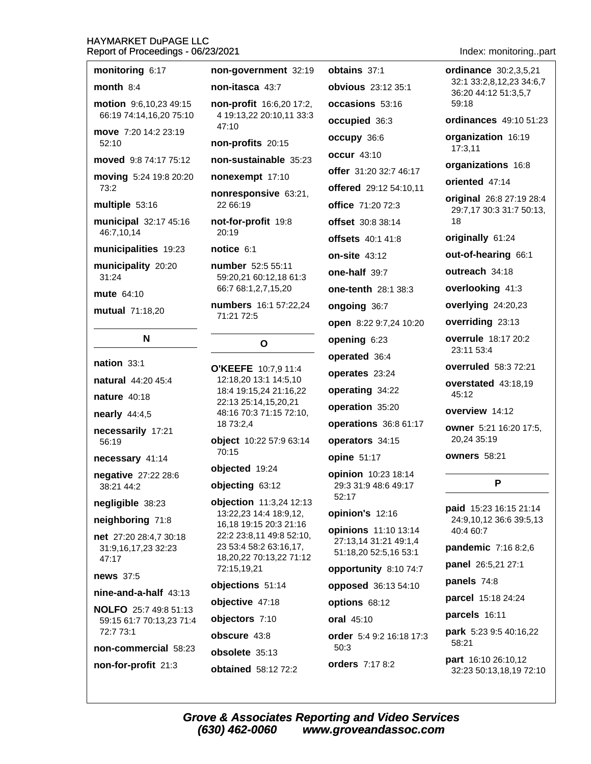**monitoring** 6:17

**month** 8:4

**motion** 9:6,10,23 49:15 66:19 74:14,16,20 75:10

**move** 7:20 14:2 23:19 52:10

**moved** 9:8 74:17 75:12

**moving** 5:24 19:8 20:20 73:2

**multiple** 53:16

**municipal** 32:17 45:16 46:7,10,14

**municipalities** 19:23

**municipality** 20:20 31:24

**mute** 64:10

**mutual** 71:18,20

## N

**nation** 33:1

**natural** 44:20 45:4

**nature** 40:18

**nearly** 44:4,5

**necessarily** 17:21 56:19

**necessary** 41:14

**negative** 27:22 28:6 38:21 44:2

**negligible** 38:23

**neighboring** 71:8

**net** 27:20 28:4,7 30:18 31:9,16,17,23 32:23 47:17

**news** 37:5

**nine-and-a-half** 43:13

**NOLFO** 25:7 49:8 51:13 59:15 61:7 70:13,23 71:4 72:7 73:1

**non-commercial** 58:23

**non-for-profit** 21:3

**non-government** 32:19

**non-itasca** 43:7

**non-profit** 16:6,20 17:2,4 19:13,22 20:10,11 33:3 47:10

**non-profits** 20:15

**non-sustainable** 35:23

**nonexempt** 17:10

**nonresponsive** 63:21,22 66:19

**not-for-profit** 19:8 20:19

**notice** 6:1

**number** 52:5 55:11 59:20,21 60:12,18 61:3 66:7 68:1,2,7,15,20

**numbers** 16:1 57:22,24 71:21 72:5

## O

**O'KEEFE** 10:7,9 11:4 12:18,20 13:1 14:5,10 18:4 19:15,24 21:16,22 22:13 25:14,15,20,21 48:16 70:3 71:15 72:10,18 73:2,4

**object** 10:22 57:9 63:14 70:15

**objected** 19:24

**objecting** 63:12

**objection** 11:3,24 12:13 13:22,23 14:4 18:9,12,16,18 19:15 20:3 21:16 22:2 23:8,11 49:8 52:10,23 53:4 58:2 63:16,17,18,20,22 70:13,22 71:12 72:15,19,21

**objections** 51:14

**objective** 47:18

**objectors** 7:10

**obscure** 43:8

**obsolete** 35:13

**obtained** 58:12 72:2

**obtains** 37:1

**obvious** 23:12 35:1

**occasions** 53:16

**occupied** 36:3

**occupy** 36:6

**occur** 43:10

**offer** 31:20 32:7 46:17

**offered** 29:12 54:10,11

**office** 71:20 72:3

**offset** 30:8 38:14

**offsets** 40:1 41:8

**on-site** 43:12

**one-half** 39:7

**one-tenth** 28:1 38:3

**ongoing** 36:7

**open** 8:22 9:7,24 10:20

**opening** 6:23

**operated** 36:4

**operates** 23:24

**operating** 34:22

**operation** 35:20

**operations** 36:8 61:17

**operators** 34:15

**opine** 51:17

**opinion** 10:23 18:14 29:3 31:9 48:6 49:17 52:17

**opinion's** 12:16

**opinions** 11:10 13:14 27:13,14 31:21 49:1,4 51:18,20 52:5,16 53:1

**opportunity** 8:10 74:7

**opposed** 36:13 54:10

**options** 68:12

**oral** 45:10

**order** 5:4 9:2 16:18 17:3 50:3

**orders** 7:17 8:2

**ordinance** 30:2,3,5,21 32:1 33:2,8,12,23 34:6,7 36:20 44:12 51:3,5,7 59:18

**ordinances** 49:10 51:23

**organization** 16:19 17:3,11

**organizations** 16:8

**oriented** 47:14

**original** 26:8 27:19 28:4 29:7,17 30:3 31:7 50:13,18

**originally** 61:24

**out-of-hearing** 66:1

**outreach** 34:18

**overlooking** 41:3

**overlying** 24:20,23

**overriding** 23:13

**overrule** 18:17 20:2 23:11 53:4

**overruled** 58:3 72:21

**overstated** 43:18,19 45:12

**overview** 14:12

**owner** 5:21 16:20 17:5,20,24 35:19

**owners** 58:21

## P

**paid** 15:23 16:15 21:14 24:9,10,12 36:6 39:5,13 40:4 60:7

**pandemic** 7:16 8:2,6

**panel** 26:5,21 27:1

**panels** 74:8

**parcel** 15:18 24:24

**parcels** 16:11

**park** 5:23 9:5 40:16,22 58:21

**part** 16:10 26:10,12 32:23 50:13,18,19 72:10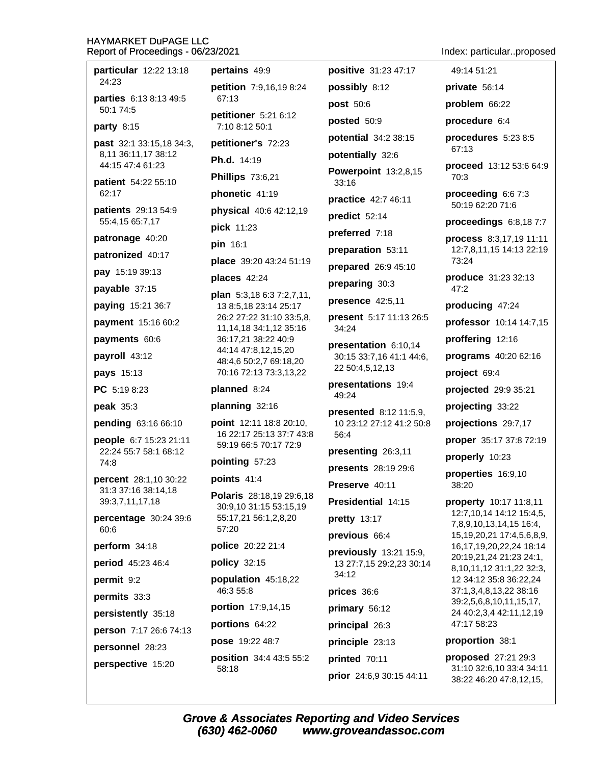**particular** 12:22 13:18 24:23

**parties** 6:13 8:13 49:5 50:1 74:5

**party** 8:15

**past** 32:1 33:15,18 34:3, 8,11 36:11,17 38:12 44:15 47:4 61:23

**patient** 54:22 55:10 62:17

**patients** 29:13 54:9 55:4,15 65:7,17

**patronage** 40:20

**patronized** 40:17

**pay** 15:19 39:13

**payable** 37:15

**paying** 15:21 36:7

**payment** 15:16 60:2

**payments** 60:6

**payroll** 43:12

**pays** 15:13

**PC** 5:19 8:23

**peak** 35:3

**pending** 63:16 66:10

**people** 6:7 15:23 21:11 22:24 55:7 58:1 68:12 74:8

**percent** 28:1,10 30:22 31:3 37:16 38:14,18 39:3,7,11,17,18

**percentage** 30:24 39:6 60:6

**perform** 34:18

**period** 45:23 46:4

**permit** 9:2

**permits** 33:3

**persistently** 35:18

**person** 7:17 26:6 74:13

**personnel** 28:23

**perspective** 15:20

**pertains** 49:9

**petition** 7:9,16,19 8:24 67:13

**petitioner** 5:21 6:12 7:10 8:12 50:1

**petitioner's** 72:23

**Ph.d.** 14:19

**Phillips** 73:6,21

**phonetic** 41:19

**physical** 40:6 42:12,19

**pick** 11:23

**pin** 16:1

**place** 39:20 43:24 51:19

**places** 42:24

**plan** 5:3,18 6:3 7:2,7,11, 13 8:5,18 23:14 25:17 26:2 27:22 31:10 33:5,8, 11,14,18 34:1,12 35:16 36:17,21 38:22 40:9 44:14 47:8,12,15,20 48:4,6 50:2,7 69:18,20 70:16 72:13 73:3,13,22

**planned** 8:24

**planning** 32:16

**point** 12:11 18:8 20:10, 16 22:17 25:13 37:7 43:8 59:19 66:5 70:17 72:9

**pointing** 57:23

**points** 41:4

**Polaris** 28:18,19 29:6,18 30:9,10 31:15 53:15,19 55:17,21 56:1,2,8,20 57:20

**police** 20:22 21:4

**policy** 32:15

**population** 45:18,22 46:3 55:8

**portion** 17:9,14,15

**portions** 64:22

**pose** 19:22 48:7

**position** 34:4 43:5 55:2 58:18

**positive** 31:23 47:17

**possibly** 8:12

**post** 50:6

**posted** 50:9

**potential** 34:2 38:15

**potentially** 32:6

**Powerpoint** 13:2,8,15 33:16

**practice** 42:7 46:11

**predict** 52:14

**preferred** 7:18

**preparation** 53:11

**prepared** 26:9 45:10

**preparing** 30:3

**presence** 42:5,11

**present** 5:17 11:13 26:5 34:24

**presentation** 6:10,14 30:15 33:7,16 41:1 44:6, 22 50:4,5,12,13

**presentations** 19:4 49:24

**presented** 8:12 11:5,9, 10 23:12 27:12 41:2 50:8 56:4

**presenting** 26:3,11

**presents** 28:19 29:6

**Preserve** 40:11

**Presidential** 14:15

**pretty** 13:17

**previous** 66:4

**previously** 13:21 15:9, 13 27:7,15 29:2,23 30:14 34:12

**prices** 36:6

**primary** 56:12

**principal** 26:3

**principle** 23:13

**printed** 70:11

**prior** 24:6,9 30:15 44:11

49:14 51:21

**private** 56:14

**problem** 66:22

**procedure** 6:4

**procedures** 5:23 8:5 67:13

**proceed** 13:12 53:6 64:9 70:3

**proceeding** 6:6 7:3 50:19 62:20 71:6

**proceedings** 6:8,18 7:7

**process** 8:3,17,19 11:11 12:7,8,11,15 14:13 22:19 73:24

**produce** 31:23 32:13 47:2

**producing** 47:24

**professor** 10:14 14:7,15

**proffering** 12:16

**programs** 40:20 62:16

**project** 69:4

**projected** 29:9 35:21

**projecting** 33:22

**projections** 29:7,17

**proper** 35:17 37:8 72:19

**properly** 10:23

**properties** 16:9,10 38:20

**property** 10:17 11:8,11 12:7,10,14 14:12 15:4,5, 7,8,9,10,13,14,15 16:4, 15,19,20,21 17:4,5,6,8,9, 16,17,19,20,22,24 18:14 20:19,21,24 21:23 24:1, 8,10,11,12 31:1,22 32:3, 12 34:12 35:8 36:22,24 37:1,3,4,8,13,22 38:16 39:2,5,6,8,10,11,15,17, 24 40:2,3,4 42:11,12,19 47:17 58:23

**proportion** 38:1

**proposed** 27:21 29:3 31:10 32:6,10 33:4 34:11 38:22 46:20 47:8,12,15,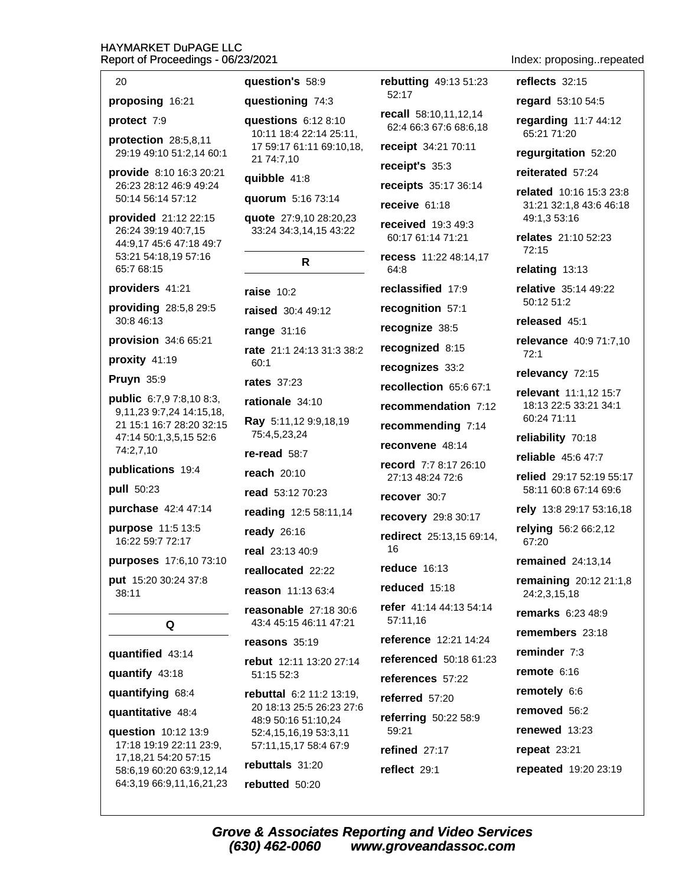20

**proposing** 16:21

**protect** 7:9

**protection** 28:5,8,11 29:19 49:10 51:2,14 60:1

**provide** 8:10 16:3 20:21 26:23 28:12 46:9 49:24 50:14 56:14 57:12

**provided** 21:12 22:15 26:24 39:19 40:7,15 44:9,17 45:6 47:18 49:7 53:21 54:18,19 57:16 65:7 68:15

**providers** 41:21

**providing** 28:5,8 29:5 30:8 46:13

**provision** 34:6 65:21

**proxity** 41:19

**Pruyn** 35:9

**public** 6:7,9 7:8,10 8:3, 9,11,23 9:7,24 14:15,18, 21 15:1 16:7 28:20 32:15 47:14 50:1,3,5,15 52:6 74:2,7,10

**publications** 19:4

**pull** 50:23

**purchase** 42:4 47:14

**purpose** 11:5 13:5 16:22 59:7 72:17

**purposes** 17:6,10 73:10

**put** 15:20 30:24 37:8 38:11

## Q

**quantified** 43:14

**quantify** 43:18

**quantifying** 68:4

**quantitative** 48:4

**question** 10:12 13:9 17:18 19:19 22:11 23:9, 17,18,21 54:20 57:15 58:6,19 60:20 63:9,12,14 64:3,19 66:9,11,16,21,23

**question's** 58:9

**questioning** 74:3

**questions** 6:12 8:10 10:11 18:4 22:14 25:11, 17 59:17 61:11 69:10,18, 21 74:7,10

**quibble** 41:8

**quorum** 5:16 73:14

**quote** 27:9,10 28:20,23 33:24 34:3,14,15 43:22

## R

**raise** 10:2

**raised** 30:4 49:12

**range** 31:16

**rate** 21:1 24:13 31:3 38:2 60:1

**rates** 37:23

**rationale** 34:10

**Ray** 5:11,12 9:9,18,19 75:4,5,23,24

**re-read** 58:7

**reach** 20:10

**read** 53:12 70:23

**reading** 12:5 58:11,14

**ready** 26:16

**real** 23:13 40:9

**reallocated** 22:22

**reason** 11:13 63:4

**reasonable** 27:18 30:6 43:4 45:15 46:11 47:21

**reasons** 35:19

**rebut** 12:11 13:20 27:14 51:15 52:3

**rebuttal** 6:2 11:2 13:19, 20 18:13 25:5 26:23 27:6 48:9 50:16 51:10,24 52:4,15,16,19 53:3,11 57:11,15,17 58:4 67:9

**rebuttals** 31:20

**rebutted** 50:20

**rebutting** 49:13 51:23 52:17

**recall** 58:10,11,12,14 62:4 66:3 67:6 68:6,18

**receipt** 34:21 70:11

**receipt's** 35:3

**receipts** 35:17 36:14

**receive** 61:18

**received** 19:3 49:3 60:17 61:14 71:21

**recess** 11:22 48:14,17 64:8

**reclassified** 17:9

**recognition** 57:1

**recognize** 38:5

**recognized** 8:15

**recognizes** 33:2

**recollection** 65:6 67:1

**recommendation** 7:12

**recommending** 7:14

**reconvene** 48:14

**record** 7:7 8:17 26:10 27:13 48:24 72:6

**recover** 30:7

**recovery** 29:8 30:17

**redirect** 25:13,15 69:14, 16

**reduce** 16:13

**reduced** 15:18

**refer** 41:14 44:13 54:14 57:11,16

**reference** 12:21 14:24

**referenced** 50:18 61:23

**references** 57:22

**referred** 57:20

**referring** 50:22 58:9 59:21

**refined** 27:17

**reflect** 29:1

**reflects** 32:15

**regard** 53:10 54:5

**regarding** 11:7 44:12 65:21 71:20

**regurgitation** 52:20

**reiterated** 57:24

**related** 10:16 15:3 23:8 31:21 32:1,8 43:6 46:18 49:1,3 53:16

**relates** 21:10 52:23 72:15

**relating** 13:13

**relative** 35:14 49:22 50:12 51:2

**released** 45:1

**relevance** 40:9 71:7,10 72:1

**relevancy** 72:15

**relevant** 11:1,12 15:7 18:13 22:5 33:21 34:1 60:24 71:11

**reliability** 70:18

**reliable** 45:6 47:7

**relied** 29:17 52:19 55:17 58:11 60:8 67:14 69:6

**rely** 13:8 29:17 53:16,18

**relying** 56:2 66:2,12 67:20

**remained** 24:13,14

**remaining** 20:12 21:1,8 24:2,3,15,18

**remarks** 6:23 48:9

**remembers** 23:18

**reminder** 7:3

**remote** 6:16

**remotely** 6:6

**removed** 56:2

**renewed** 13:23

**repeat** 23:21

**repeated** 19:20 23:19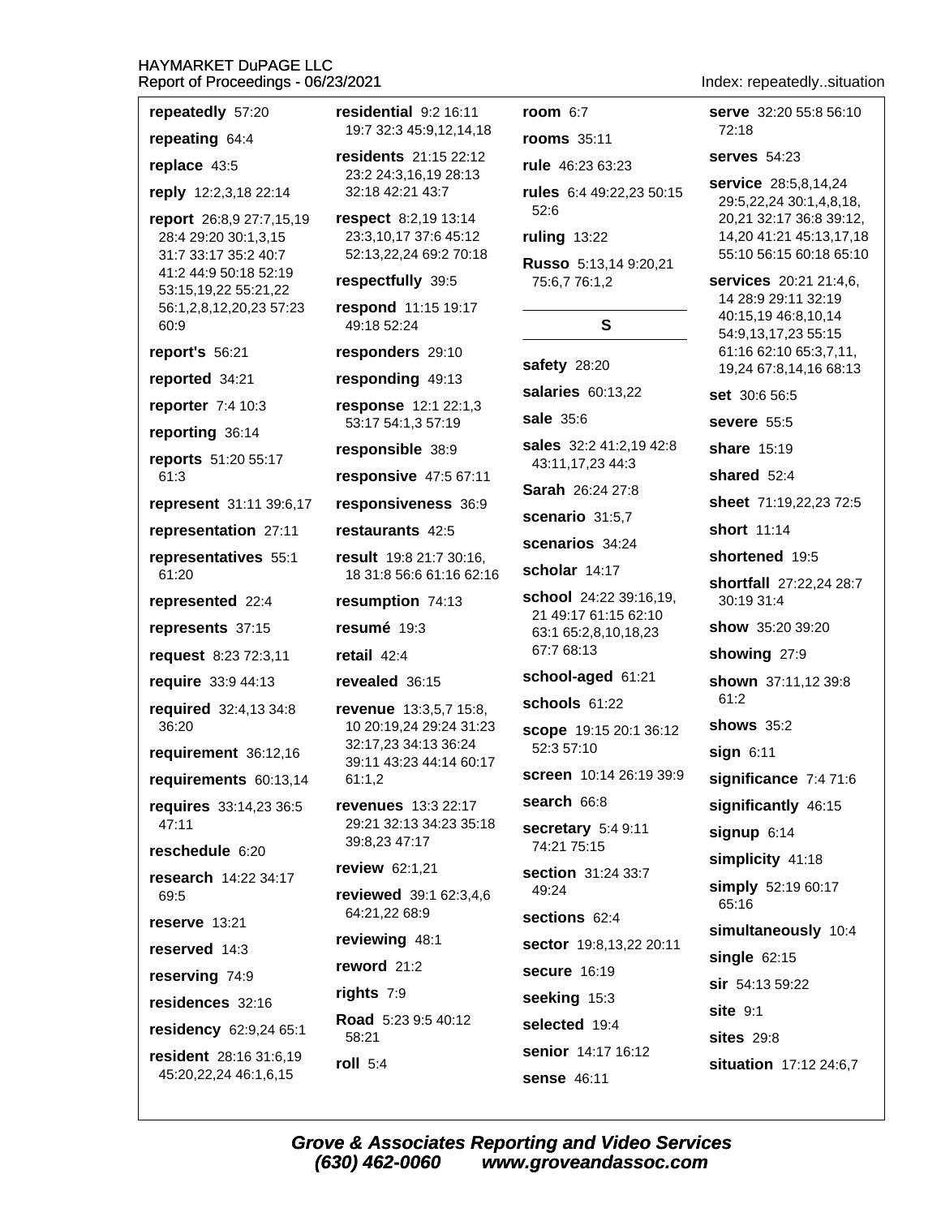**repeatedly** 57:20

**repeating** 64:4

**replace** 43:5

**reply** 12:2,3,18 22:14

**report** 26:8,9 27:7,15,19 28:4 29:20 30:1,3,15 31:7 33:17 35:2 40:7 41:2 44:9 50:18 52:19 53:15,19,22 55:21,22 56:1,2,8,12,20,23 57:23 60:9

**report's** 56:21

**reported** 34:21

**reporter** 7:4 10:3

**reporting** 36:14

**reports** 51:20 55:17 61:3

**represent** 31:11 39:6,17

**representation** 27:11

**representatives** 55:1 61:20

**represented** 22:4

**represents** 37:15

**request** 8:23 72:3,11

**require** 33:9 44:13

**required** 32:4,13 34:8 36:20

**requirement** 36:12,16

**requirements** 60:13,14

**requires** 33:14,23 36:5 47:11

**reschedule** 6:20

**research** 14:22 34:17 69:5

**reserve** 13:21

**reserved** 14:3

**reserving** 74:9

**residences** 32:16

**residency** 62:9,24 65:1

**resident** 28:16 31:6,19 45:20,22,24 46:1,6,15

**residential** 9:2 16:11 19:7 32:3 45:9,12,14,18

**residents** 21:15 22:12 23:2 24:3,16,19 28:13 32:18 42:21 43:7

**respect** 8:2,19 13:14 23:3,10,17 37:6 45:12 52:13,22,24 69:2 70:18

**respectfully** 39:5

**respond** 11:15 19:17 49:18 52:24

**responders** 29:10

**responding** 49:13

**response** 12:1 22:1,3 53:17 54:1,3 57:19

**responsible** 38:9

**responsive** 47:5 67:11

**responsiveness** 36:9

**restaurants** 42:5

**result** 19:8 21:7 30:16, 18 31:8 56:6 61:16 62:16

**resumption** 74:13

**resumé** 19:3

**retail** 42:4

**revealed** 36:15

**revenue** 13:3,5,7 15:8, 10 20:19,24 29:24 31:23 32:17,23 34:13 36:24 39:11 43:23 44:14 60:17 61:1,2

**revenues** 13:3 22:17 29:21 32:13 34:23 35:18 39:8,23 47:17

**review** 62:1,21

**reviewed** 39:1 62:3,4,6 64:21,22 68:9

**reviewing** 48:1

**reword** 21:2

**rights** 7:9

**Road** 5:23 9:5 40:12 58:21

**roll** 5:4

**room** 6:7

**rooms** 35:11

**rule** 46:23 63:23

**rules** 6:4 49:22,23 50:15 52:6

**ruling** 13:22

**Russo** 5:13,14 9:20,21 75:6,7 76:1,2

## S

**safety** 28:20

**salaries** 60:13,22

**sale** 35:6

**sales** 32:2 41:2,19 42:8 43:11,17,23 44:3

**Sarah** 26:24 27:8

**scenario** 31:5,7

**scenarios** 34:24

**scholar** 14:17

**school** 24:22 39:16,19, 21 49:17 61:15 62:10 63:1 65:2,8,10,18,23 67:7 68:13

**school-aged** 61:21

**schools** 61:22

**scope** 19:15 20:1 36:12 52:3 57:10

**screen** 10:14 26:19 39:9

**search** 66:8

**secretary** 5:4 9:11 74:21 75:15

**section** 31:24 33:7 49:24

**sections** 62:4

**sector** 19:8,13,22 20:11

**secure** 16:19

**seeking** 15:3

**selected** 19:4

**senior** 14:17 16:12

**sense** 46:11

**serve** 32:20 55:8 56:10 72:18

**serves** 54:23

**service** 28:5,8,14,24 29:5,22,24 30:1,4,8,18, 20,21 32:17 36:8 39:12, 14,20 41:21 45:13,17,18 55:10 56:15 60:18 65:10

**services** 20:21 21:4,6, 14 28:9 29:11 32:19 40:15,19 46:8,10,14 54:9,13,17,23 55:15 61:16 62:10 65:3,7,11, 19,24 67:8,14,16 68:13

**set** 30:6 56:5

**severe** 55:5

**share** 15:19

**shared** 52:4

**sheet** 71:19,22,23 72:5

**short** 11:14

**shortened** 19:5

**shortfall** 27:22,24 28:7 30:19 31:4

**show** 35:20 39:20

**showing** 27:9

**shown** 37:11,12 39:8 61:2

**shows** 35:2

**sign** 6:11

**significance** 7:4 71:6

**significantly** 46:15

**signup** 6:14

**simplicity** 41:18

**simply** 52:19 60:17 65:16

**simultaneously** 10:4

**single** 62:15

**sir** 54:13 59:22

**site** 9:1

**sites** 29:8

**situation** 17:12 24:6,7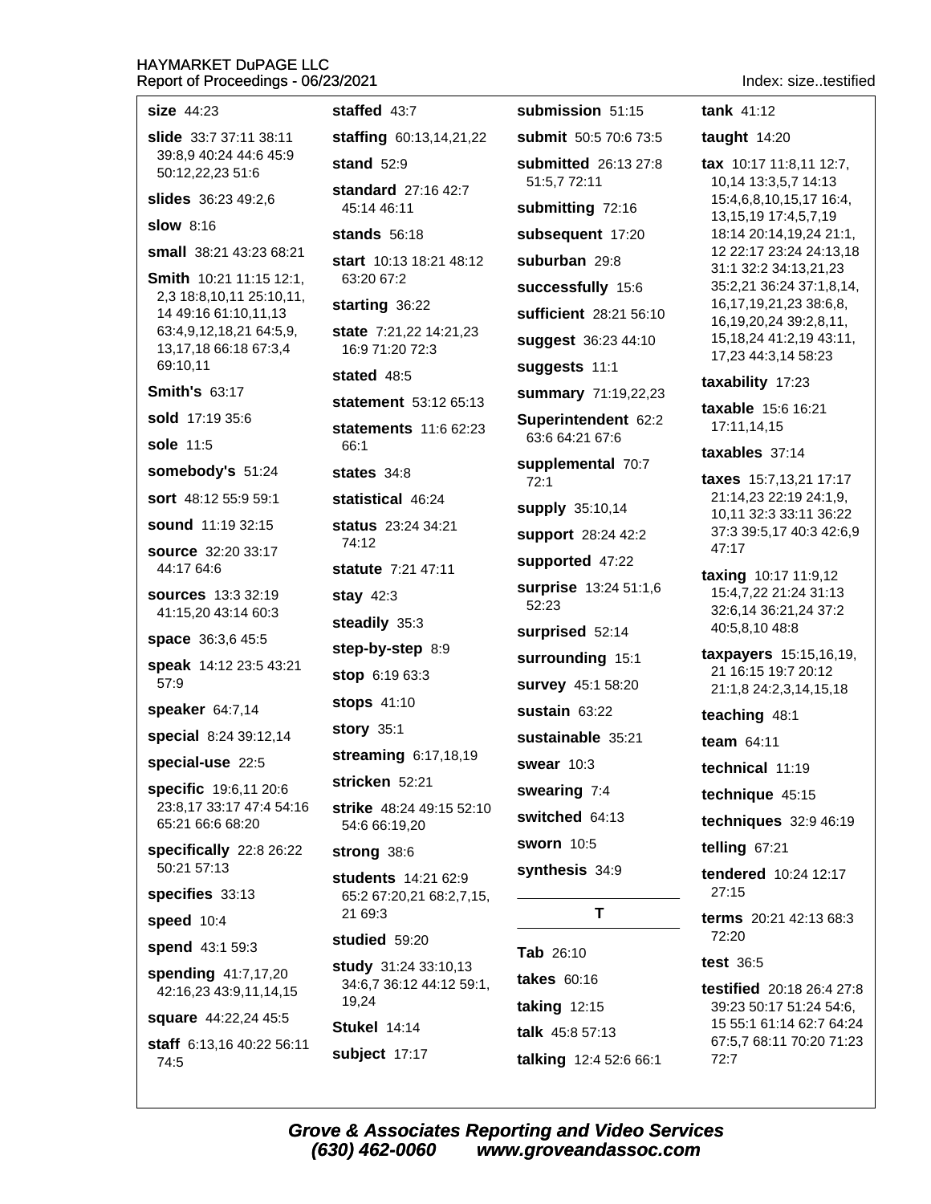**size** 44:23

**slide** 33:7 37:11 38:11 39:8,9 40:24 44:6 45:9 50:12,22,23 51:6

**slides** 36:23 49:2,6

**slow** 8:16

**small** 38:21 43:23 68:21

**Smith** 10:21 11:15 12:1, 2,3 18:8,10,11 25:10,11, 14 49:16 61:10,11,13 63:4,9,12,18,21 64:5,9, 13,17,18 66:18 67:3,4 69:10,11

**Smith's** 63:17

**sold** 17:19 35:6

**sole** 11:5

**somebody's** 51:24

**sort** 48:12 55:9 59:1

**sound** 11:19 32:15

**source** 32:20 33:17 44:17 64:6

**sources** 13:3 32:19 41:15,20 43:14 60:3

**space** 36:3,6 45:5

**speak** 14:12 23:5 43:21 57:9

**speaker** 64:7,14

**special** 8:24 39:12,14

**special-use** 22:5

**specific** 19:6,11 20:6 23:8,17 33:17 47:4 54:16 65:21 66:6 68:20

**specifically** 22:8 26:22 50:21 57:13

**specifies** 33:13

**speed** 10:4

**spend** 43:1 59:3

**spending** 41:7,17,20 42:16,23 43:9,11,14,15

**square** 44:22,24 45:5

**staff** 6:13,16 40:22 56:11 74:5

**staffed** 43:7

**staffing** 60:13,14,21,22

**stand** 52:9

**standard** 27:16 42:7 45:14 46:11

**stands** 56:18

**start** 10:13 18:21 48:12 63:20 67:2

**starting** 36:22

**state** 7:21,22 14:21,23 16:9 71:20 72:3

**stated** 48:5

**statement** 53:12 65:13

**statements** 11:6 62:23 66:1

**states** 34:8

**statistical** 46:24

**status** 23:24 34:21 74:12

**statute** 7:21 47:11

**stay** 42:3

**steadily** 35:3

**step-by-step** 8:9

**stop** 6:19 63:3

**stops** 41:10

**story** 35:1

**streaming** 6:17,18,19

**stricken** 52:21

**strike** 48:24 49:15 52:10 54:6 66:19,20

**strong** 38:6

**students** 14:21 62:9 65:2 67:20,21 68:2,7,15, 21 69:3

**studied** 59:20

**study** 31:24 33:10,13 34:6,7 36:12 44:12 59:1, 19,24

**Stukel** 14:14

**subject** 17:17

**submission** 51:15

**submit** 50:5 70:6 73:5

**submitted** 26:13 27:8 51:5,7 72:11

**submitting** 72:16

**subsequent** 17:20

**suburban** 29:8

**successfully** 15:6

**sufficient** 28:21 56:10

**suggest** 36:23 44:10

**suggests** 11:1

**summary** 71:19,22,23

**Superintendent** 62:2 63:6 64:21 67:6

**supplemental** 70:7 72:1

**supply** 35:10,14

**support** 28:24 42:2

**supported** 47:22

**surprise** 13:24 51:1,6 52:23

**surprised** 52:14

**surrounding** 15:1

**survey** 45:1 58:20

**sustain** 63:22

**sustainable** 35:21

**swear** 10:3

**swearing** 7:4

**switched** 64:13

**sworn** 10:5

**synthesis** 34:9

## T

**Tab** 26:10

**takes** 60:16

**taking** 12:15

**talk** 45:8 57:13

**talking** 12:4 52:6 66:1

**tank** 41:12

**taught** 14:20

**tax** 10:17 11:8,11 12:7, 10,14 13:3,5,7 14:13 15:4,6,8,10,15,17 16:4, 13,15,19 17:4,5,7,19 18:14 20:14,19,24 21:1, 12 22:17 23:24 24:13,18 31:1 32:2 34:13,21,23 35:2,21 36:24 37:1,8,14, 16,17,19,21,23 38:6,8, 16,19,20,24 39:2,8,11, 15,18,24 41:2,19 43:11, 17,23 44:3,14 58:23

**taxability** 17:23

**taxable** 15:6 16:21 17:11,14,15

**taxables** 37:14

**taxes** 15:7,13,21 17:17 21:14,23 22:19 24:1,9, 10,11 32:3 33:11 36:22 37:3 39:5,17 40:3 42:6,9 47:17

**taxing** 10:17 11:9,12 15:4,7,22 21:24 31:13 32:6,14 36:21,24 37:2 40:5,8,10 48:8

**taxpayers** 15:15,16,19, 21 16:15 19:7 20:12 21:1,8 24:2,3,14,15,18

**teaching** 48:1

**team** 64:11

**technical** 11:19

**technique** 45:15

**techniques** 32:9 46:19

**telling** 67:21

**tendered** 10:24 12:17 27:15

**terms** 20:21 42:13 68:3 72:20

**test** 36:5

**testified** 20:18 26:4 27:8 39:23 50:17 51:24 54:6, 15 55:1 61:14 62:7 64:24 67:5,7 68:11 70:20 71:23 72:7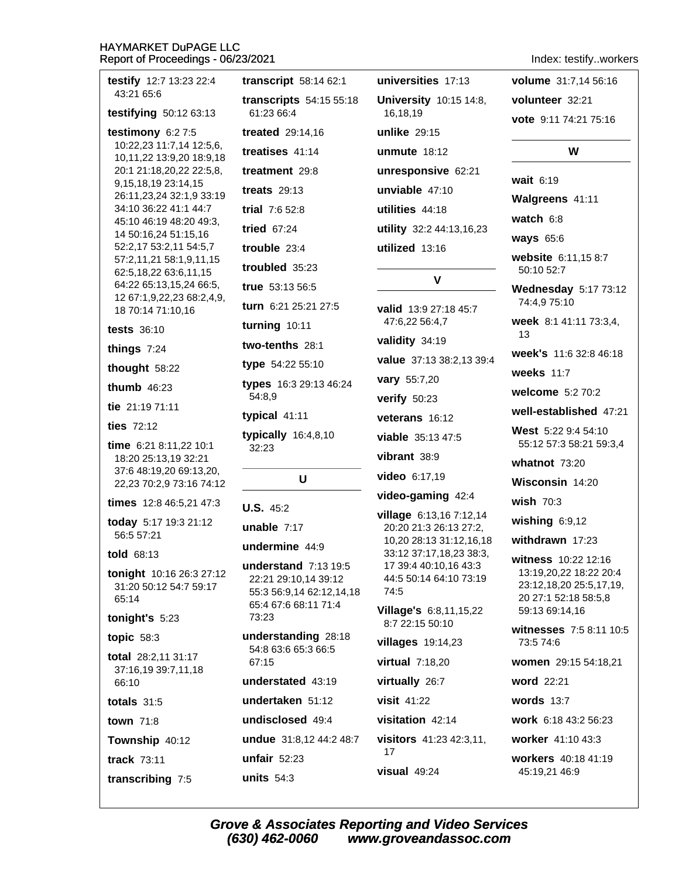**testify** 12:7 13:23 22:4 43:21 65:6

**testifying** 50:12 63:13

**testimony** 6:2 7:5 10:22,23 11:7,14 12:5,6, 10,11,22 13:9,20 18:9,18 20:1 21:18,20,22 22:5,8, 9,15,18,19 23:14,15 26:11,23,24 32:1,9 33:19 34:10 36:22 41:1 44:7 45:10 46:19 48:20 49:3, 14 50:16,24 51:15,16 52:2,17 53:2,11 54:5,7 57:2,11,21 58:1,9,11,15 62:5,18,22 63:6,11,15 64:22 65:13,15,24 66:5, 12 67:1,9,22,23 68:2,4,9, 18 70:14 71:10,16

**tests** 36:10

**things** 7:24

**thought** 58:22

**thumb** 46:23

**tie** 21:19 71:11

**ties** 72:12

**time** 6:21 8:11,22 10:1 18:20 25:13,19 32:21 37:6 48:19,20 69:13,20, 22,23 70:2,9 73:16 74:12

**times** 12:8 46:5,21 47:3

**today** 5:17 19:3 21:12 56:5 57:21

**told** 68:13

**tonight** 10:16 26:3 27:12 31:20 50:12 54:7 59:17 65:14

**tonight's** 5:23

**topic** 58:3

**total** 28:2,11 31:17 37:16,19 39:7,11,18 66:10

**totals** 31:5

**town** 71:8

**Township** 40:12

**track** 73:11

**transcribing** 7:5

**transcript** 58:14 62:1

**transcripts** 54:15 55:18 61:23 66:4

**treated** 29:14,16

**treatises** 41:14

**treatment** 29:8

**treats** 29:13

**trial** 7:6 52:8

**tried** 67:24

**trouble** 23:4

**troubled** 35:23

**true** 53:13 56:5

**turn** 6:21 25:21 27:5

**turning** 10:11

**two-tenths** 28:1

**type** 54:22 55:10

**types** 16:3 29:13 46:24 54:8,9

**typical** 41:11

**typically** 16:4,8,10 32:23

## U

**U.S.** 45:2

**unable** 7:17

**undermine** 44:9

**understand** 7:13 19:5 22:21 29:10,14 39:12 55:3 56:9,14 62:12,14,18 65:4 67:6 68:11 71:4 73:23

**understanding** 28:18 54:8 63:6 65:3 66:5 67:15

**understated** 43:19

**undertaken** 51:12

**undisclosed** 49:4

**undue** 31:8,12 44:2 48:7

**unfair** 52:23

**units** 54:3

**universities** 17:13

**University** 10:15 14:8, 16,18,19

**unlike** 29:15

**unmute** 18:12

**unresponsive** 62:21

**unviable** 47:10

**utilities** 44:18

**utility** 32:2 44:13,16,23

**utilized** 13:16

## V

**valid** 13:9 27:18 45:7 47:6,22 56:4,7

**validity** 34:19

**value** 37:13 38:2,13 39:4

**vary** 55:7,20

**verify** 50:23

**veterans** 16:12

**viable** 35:13 47:5

**vibrant** 38:9

**video** 6:17,19

**video-gaming** 42:4

**village** 6:13,16 7:12,14 20:20 21:3 26:13 27:2, 10,20 28:13 31:12,16,18 33:12 37:17,18,23 38:3, 17 39:4 40:10,16 43:3 44:5 50:14 64:10 73:19 74:5

**Village's** 6:8,11,15,22 8:7 22:15 50:10

**villages** 19:14,23

**virtual** 7:18,20

**virtually** 26:7

**visit** 41:22

**visitation** 42:14

**visitors** 41:23 42:3,11, 17

**visual** 49:24

**volume** 31:7,14 56:16

**volunteer** 32:21

**vote** 9:11 74:21 75:16

## W

**wait** 6:19

**Walgreens** 41:11

**watch** 6:8

**ways** 65:6

**website** 6:11,15 8:7 50:10 52:7

**Wednesday** 5:17 73:12 74:4,9 75:10

**week** 8:1 41:11 73:3,4, 13

**week's** 11:6 32:8 46:18

**weeks** 11:7

**welcome** 5:2 70:2

**well-established** 47:21

**West** 5:22 9:4 54:10 55:12 57:3 58:21 59:3,4

**whatnot** 73:20

**Wisconsin** 14:20

**wish** 70:3

**wishing** 6:9,12

**withdrawn** 17:23

**witness** 10:22 12:16 13:19,20,22 18:22 20:4 23:12,18,20 25:5,17,19, 20 27:1 52:18 58:5,8 59:13 69:14,16

**witnesses** 7:5 8:11 10:5 73:5 74:6

**women** 29:15 54:18,21

**word** 22:21

**words** 13:7

**work** 6:18 43:2 56:23

**worker** 41:10 43:3

**workers** 40:18 41:19 45:19,21 46:9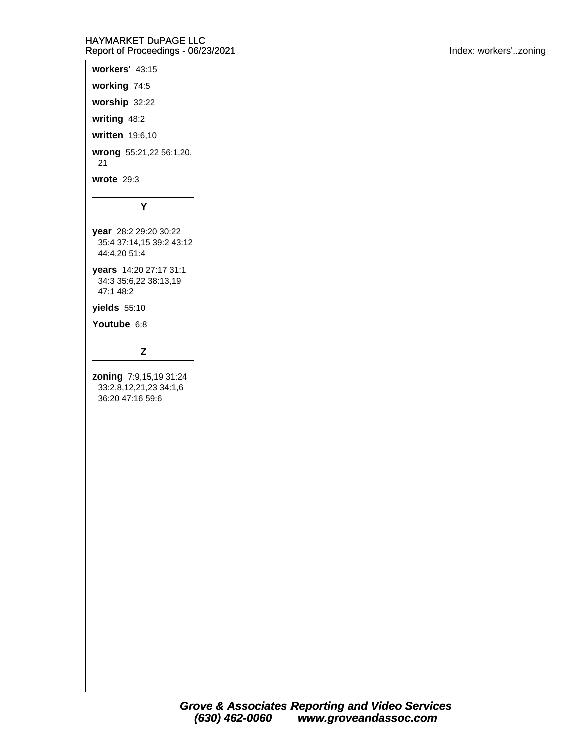**workers'** 43:15

**working** 74:5

**worship** 32:22

**writing** 48:2

**written** 19:6,10

**wrong** 55:21,22 56:1,20, 21

**wrote** 29:3

## Y

**year** 28:2 29:20 30:22 35:4 37:14,15 39:2 43:12 44:4,20 51:4

**years** 14:20 27:17 31:1 34:3 35:6,22 38:13,19 47:1 48:2

**yields** 55:10

**Youtube** 6:8

## Z

**zoning** 7:9,15,19 31:24 33:2,8,12,21,23 34:1,6 36:20 47:16 59:6